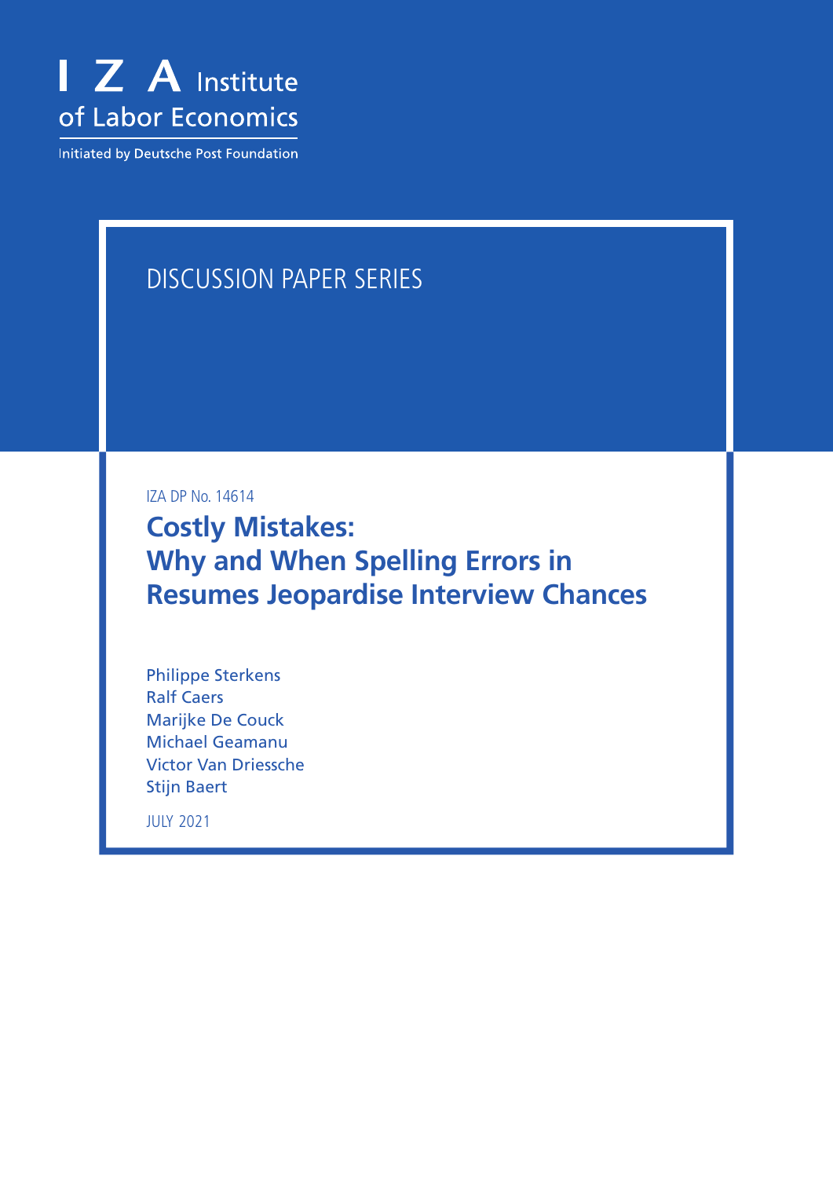I Z A Institute of Labor Economics

Initiated by Deutsche Post Foundation

DISCUSSION PAPER SERIES

IZA DP No. 14614

# Costly Mistakes: Why and When Spelling Errors in Resumes Jeopardise Interview Chances

Philippe Sterkens
Ralf Caers
Marijke De Couck
Michael Geamanu
Victor Van Driessche
Stijn Baert

JULY 2021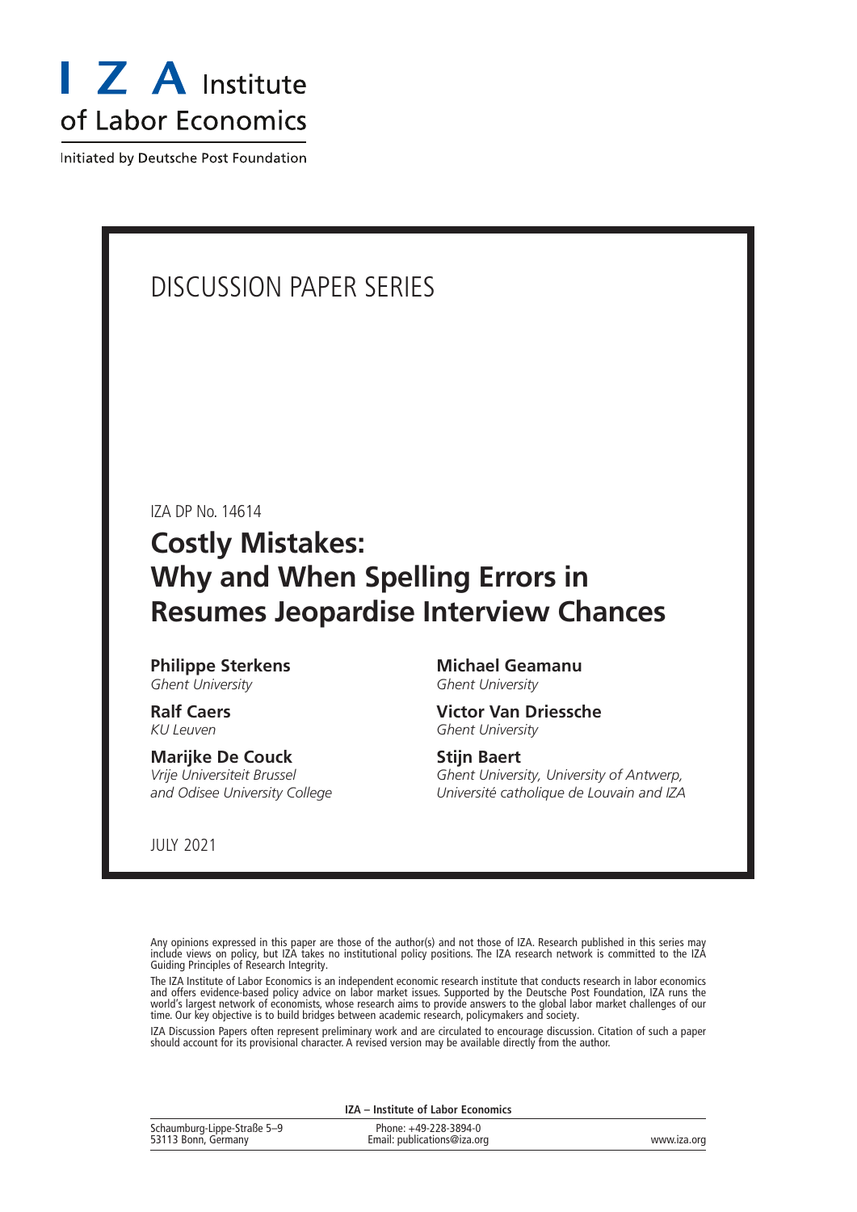# I Z A Institute of Labor Economics

Initiated by Deutsche Post Foundation

DISCUSSION PAPER SERIES

IZA DP No. 14614

# Costly Mistakes: Why and When Spelling Errors in Resumes Jeopardise Interview Chances

**Philippe Sterkens**
*Ghent University*

**Ralf Caers**
*KU Leuven*

**Marijke De Couck**
*Vrije Universiteit Brussel and Odisee University College*

**Michael Geamanu**
*Ghent University*

**Victor Van Driessche**
*Ghent University*

**Stijn Baert**
*Ghent University, University of Antwerp, Université catholique de Louvain and IZA*

JULY 2021

Any opinions expressed in this paper are those of the author(s) and not those of IZA. Research published in this series may include views on policy, but IZA takes no institutional policy positions. The IZA research network is committed to the IZA Guiding Principles of Research Integrity.

The IZA Institute of Labor Economics is an independent economic research institute that conducts research in labor economics and offers evidence-based policy advice on labor market issues. Supported by the Deutsche Post Foundation, IZA runs the world's largest network of economists, whose research aims to provide answers to the global labor market challenges of our time. Our key objective is to build bridges between academic research, policymakers and society.

IZA Discussion Papers often represent preliminary work and are circulated to encourage discussion. Citation of such a paper should account for its provisional character. A revised version may be available directly from the author.

**IZA – Institute of Labor Economics**

Schaumburg-Lippe-Straße 5–9
53113 Bonn, Germany

Phone: +49-228-3894-0
Email: publications@iza.org

www.iza.org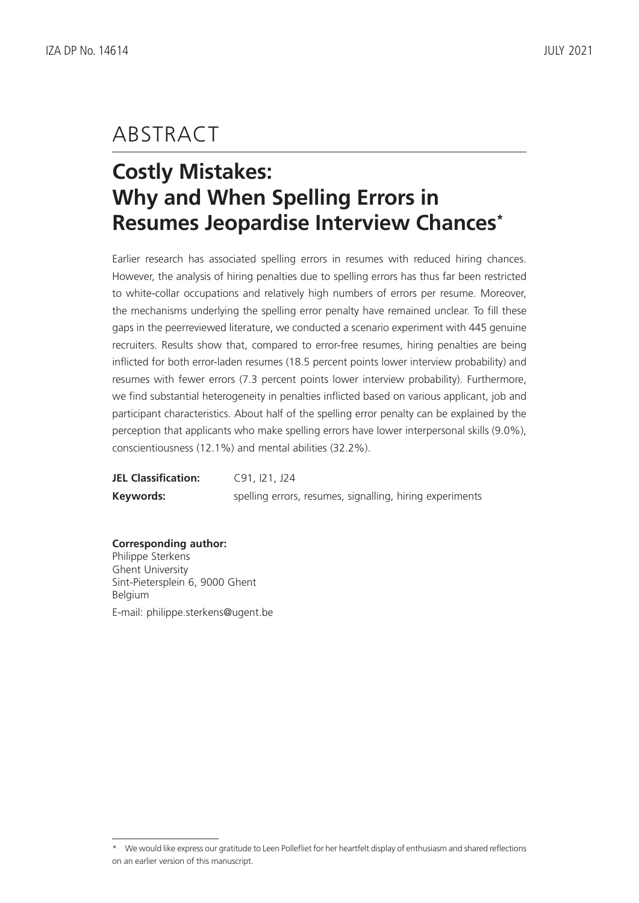# ABSTRACT

## Costly Mistakes: Why and When Spelling Errors in Resumes Jeopardise Interview Chances*

Earlier research has associated spelling errors in resumes with reduced hiring chances. However, the analysis of hiring penalties due to spelling errors has thus far been restricted to white-collar occupations and relatively high numbers of errors per resume. Moreover, the mechanisms underlying the spelling error penalty have remained unclear. To fill these gaps in the peerreviewed literature, we conducted a scenario experiment with 445 genuine recruiters. Results show that, compared to error-free resumes, hiring penalties are being inflicted for both error-laden resumes (18.5 percent points lower interview probability) and resumes with fewer errors (7.3 percent points lower interview probability). Furthermore, we find substantial heterogeneity in penalties inflicted based on various applicant, job and participant characteristics. About half of the spelling error penalty can be explained by the perception that applicants who make spelling errors have lower interpersonal skills (9.0%), conscientiousness (12.1%) and mental abilities (32.2%).

**JEL Classification:** C91, I21, J24

**Keywords:** spelling errors, resumes, signalling, hiring experiments

**Corresponding author:**
Philippe Sterkens
Ghent University
Sint-Pietersplein 6, 9000 Ghent
Belgium

E-mail: philippe.sterkens@ugent.be

* We would like express our gratitude to Leen Pollefliet for her heartfelt display of enthusiasm and shared reflections on an earlier version of this manuscript.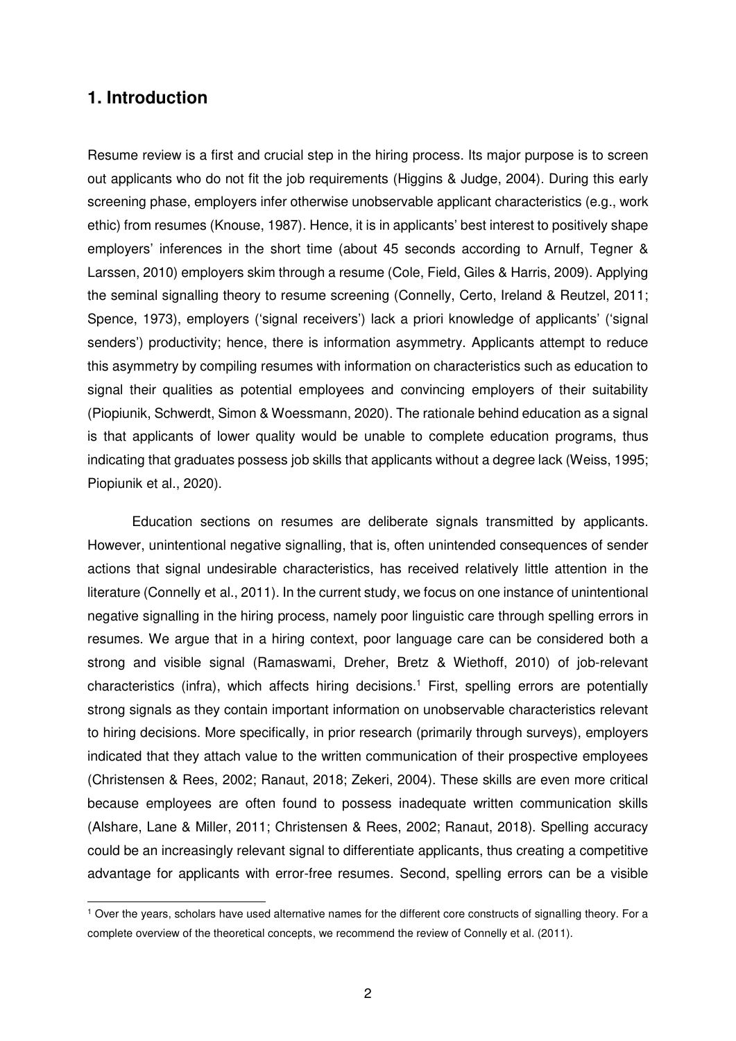## 1. Introduction

Resume review is a first and crucial step in the hiring process. Its major purpose is to screen out applicants who do not fit the job requirements (Higgins & Judge, 2004). During this early screening phase, employers infer otherwise unobservable applicant characteristics (e.g., work ethic) from resumes (Knouse, 1987). Hence, it is in applicants' best interest to positively shape employers' inferences in the short time (about 45 seconds according to Arnulf, Tegner & Larssen, 2010) employers skim through a resume (Cole, Field, Giles & Harris, 2009). Applying the seminal signalling theory to resume screening (Connelly, Certo, Ireland & Reutzel, 2011; Spence, 1973), employers ('signal receivers') lack a priori knowledge of applicants' ('signal senders') productivity; hence, there is information asymmetry. Applicants attempt to reduce this asymmetry by compiling resumes with information on characteristics such as education to signal their qualities as potential employees and convincing employers of their suitability (Piopiunik, Schwerdt, Simon & Woessmann, 2020). The rationale behind education as a signal is that applicants of lower quality would be unable to complete education programs, thus indicating that graduates possess job skills that applicants without a degree lack (Weiss, 1995; Piopiunik et al., 2020).

Education sections on resumes are deliberate signals transmitted by applicants. However, unintentional negative signalling, that is, often unintended consequences of sender actions that signal undesirable characteristics, has received relatively little attention in the literature (Connelly et al., 2011). In the current study, we focus on one instance of unintentional negative signalling in the hiring process, namely poor linguistic care through spelling errors in resumes. We argue that in a hiring context, poor language care can be considered both a strong and visible signal (Ramaswami, Dreher, Bretz & Wiethoff, 2010) of job-relevant characteristics (infra), which affects hiring decisions.[1] First, spelling errors are potentially strong signals as they contain important information on unobservable characteristics relevant to hiring decisions. More specifically, in prior research (primarily through surveys), employers indicated that they attach value to the written communication of their prospective employees (Christensen & Rees, 2002; Ranaut, 2018; Zekeri, 2004). These skills are even more critical because employees are often found to possess inadequate written communication skills (Alshare, Lane & Miller, 2011; Christensen & Rees, 2002; Ranaut, 2018). Spelling accuracy could be an increasingly relevant signal to differentiate applicants, thus creating a competitive advantage for applicants with error-free resumes. Second, spelling errors can be a visible

[1] Over the years, scholars have used alternative names for the different core constructs of signalling theory. For a complete overview of the theoretical concepts, we recommend the review of Connelly et al. (2011).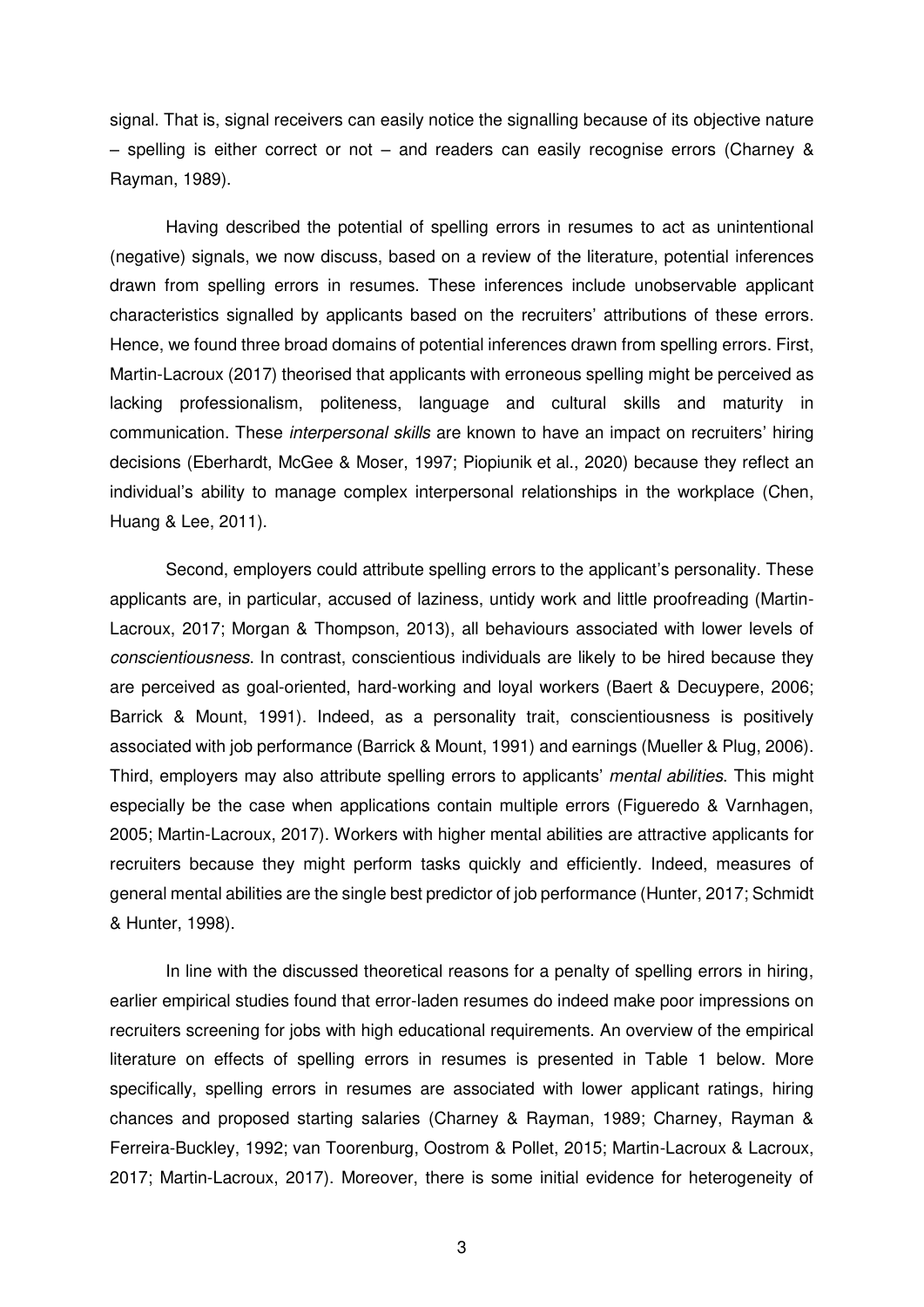signal. That is, signal receivers can easily notice the signalling because of its objective nature – spelling is either correct or not – and readers can easily recognise errors (Charney & Rayman, 1989).

Having described the potential of spelling errors in resumes to act as unintentional (negative) signals, we now discuss, based on a review of the literature, potential inferences drawn from spelling errors in resumes. These inferences include unobservable applicant characteristics signalled by applicants based on the recruiters' attributions of these errors. Hence, we found three broad domains of potential inferences drawn from spelling errors. First, Martin-Lacroux (2017) theorised that applicants with erroneous spelling might be perceived as lacking professionalism, politeness, language and cultural skills and maturity in communication. These *interpersonal skills* are known to have an impact on recruiters' hiring decisions (Eberhardt, McGee & Moser, 1997; Piopiunik et al., 2020) because they reflect an individual's ability to manage complex interpersonal relationships in the workplace (Chen, Huang & Lee, 2011).

Second, employers could attribute spelling errors to the applicant's personality. These applicants are, in particular, accused of laziness, untidy work and little proofreading (Martin-Lacroux, 2017; Morgan & Thompson, 2013), all behaviours associated with lower levels of *conscientiousness*. In contrast, conscientious individuals are likely to be hired because they are perceived as goal-oriented, hard-working and loyal workers (Baert & Decuypere, 2006; Barrick & Mount, 1991). Indeed, as a personality trait, conscientiousness is positively associated with job performance (Barrick & Mount, 1991) and earnings (Mueller & Plug, 2006). Third, employers may also attribute spelling errors to applicants' *mental abilities*. This might especially be the case when applications contain multiple errors (Figueredo & Varnhagen, 2005; Martin-Lacroux, 2017). Workers with higher mental abilities are attractive applicants for recruiters because they might perform tasks quickly and efficiently. Indeed, measures of general mental abilities are the single best predictor of job performance (Hunter, 2017; Schmidt & Hunter, 1998).

In line with the discussed theoretical reasons for a penalty of spelling errors in hiring, earlier empirical studies found that error-laden resumes do indeed make poor impressions on recruiters screening for jobs with high educational requirements. An overview of the empirical literature on effects of spelling errors in resumes is presented in Table 1 below. More specifically, spelling errors in resumes are associated with lower applicant ratings, hiring chances and proposed starting salaries (Charney & Rayman, 1989; Charney, Rayman & Ferreira-Buckley, 1992; van Toorenburg, Oostrom & Pollet, 2015; Martin-Lacroux & Lacroux, 2017; Martin-Lacroux, 2017). Moreover, there is some initial evidence for heterogeneity of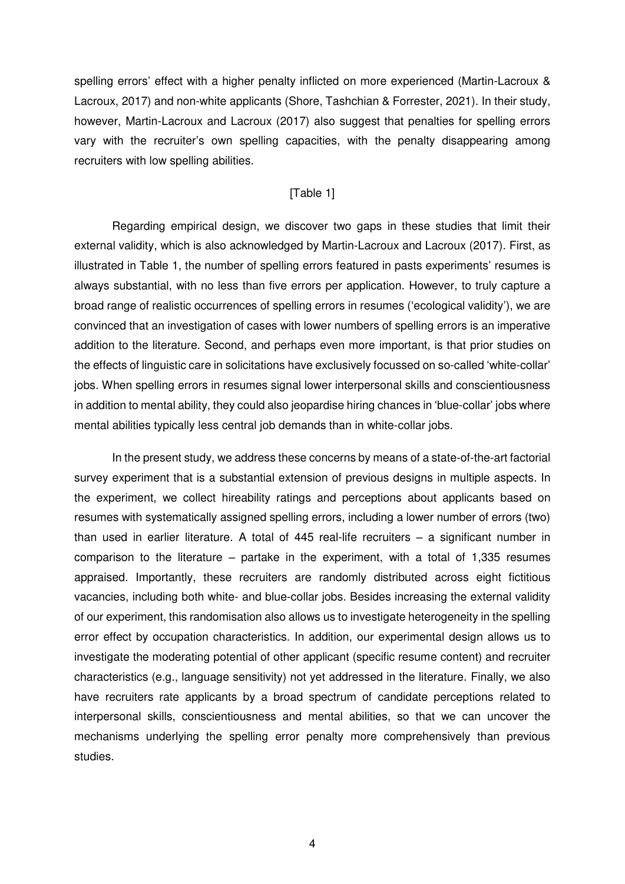spelling errors' effect with a higher penalty inflicted on more experienced (Martin-Lacroux & Lacroux, 2017) and non-white applicants (Shore, Tashchian & Forrester, 2021). In their study, however, Martin-Lacroux and Lacroux (2017) also suggest that penalties for spelling errors vary with the recruiter's own spelling capacities, with the penalty disappearing among recruiters with low spelling abilities.

[Table 1]

Regarding empirical design, we discover two gaps in these studies that limit their external validity, which is also acknowledged by Martin-Lacroux and Lacroux (2017). First, as illustrated in Table 1, the number of spelling errors featured in pasts experiments' resumes is always substantial, with no less than five errors per application. However, to truly capture a broad range of realistic occurrences of spelling errors in resumes ('ecological validity'), we are convinced that an investigation of cases with lower numbers of spelling errors is an imperative addition to the literature. Second, and perhaps even more important, is that prior studies on the effects of linguistic care in solicitations have exclusively focussed on so-called 'white-collar' jobs. When spelling errors in resumes signal lower interpersonal skills and conscientiousness in addition to mental ability, they could also jeopardise hiring chances in 'blue-collar' jobs where mental abilities typically less central job demands than in white-collar jobs.

In the present study, we address these concerns by means of a state-of-the-art factorial survey experiment that is a substantial extension of previous designs in multiple aspects. In the experiment, we collect hireability ratings and perceptions about applicants based on resumes with systematically assigned spelling errors, including a lower number of errors (two) than used in earlier literature. A total of 445 real-life recruiters – a significant number in comparison to the literature – partake in the experiment, with a total of 1,335 resumes appraised. Importantly, these recruiters are randomly distributed across eight fictitious vacancies, including both white- and blue-collar jobs. Besides increasing the external validity of our experiment, this randomisation also allows us to investigate heterogeneity in the spelling error effect by occupation characteristics. In addition, our experimental design allows us to investigate the moderating potential of other applicant (specific resume content) and recruiter characteristics (e.g., language sensitivity) not yet addressed in the literature. Finally, we also have recruiters rate applicants by a broad spectrum of candidate perceptions related to interpersonal skills, conscientiousness and mental abilities, so that we can uncover the mechanisms underlying the spelling error penalty more comprehensively than previous studies.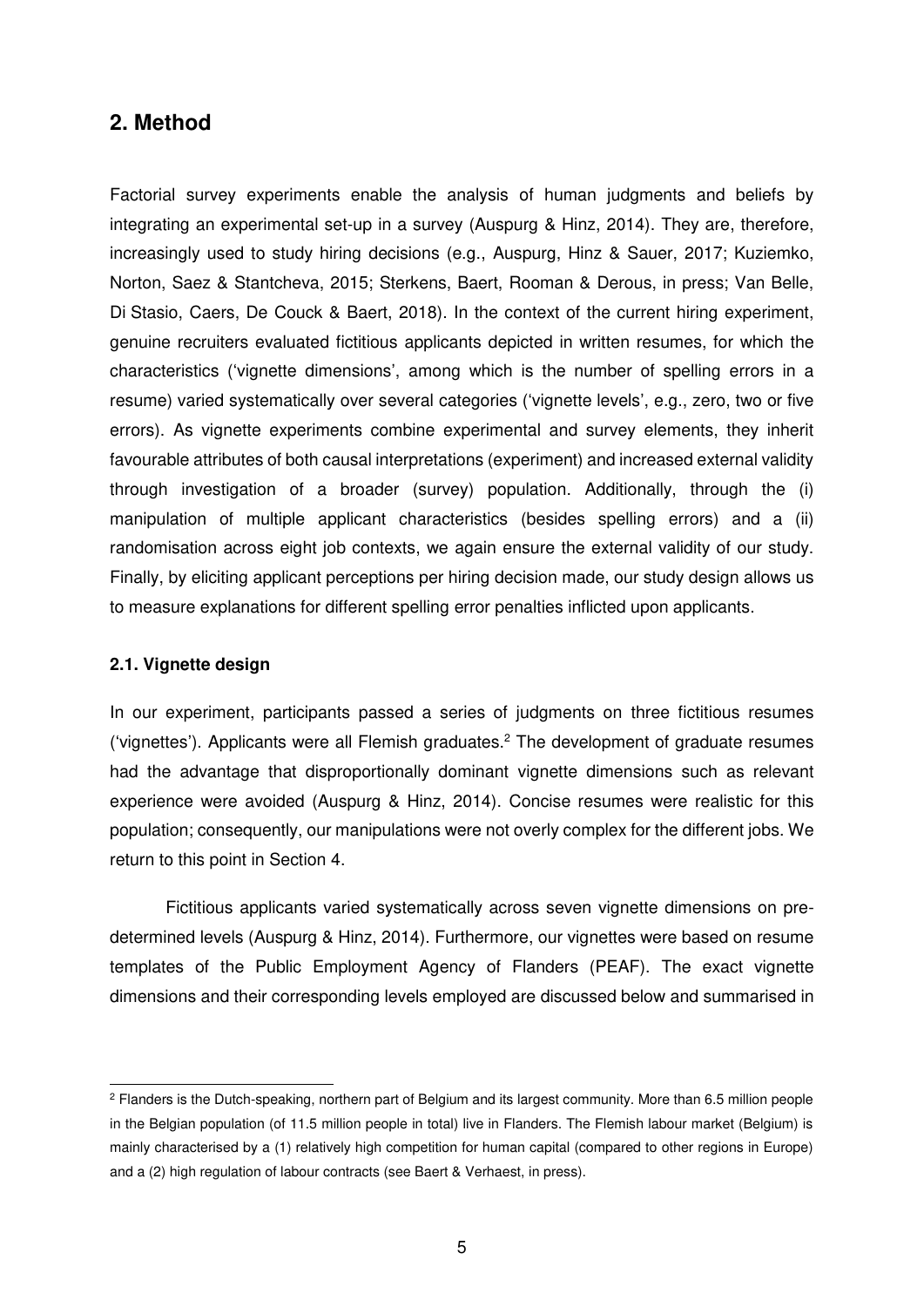## 2. Method

Factorial survey experiments enable the analysis of human judgments and beliefs by integrating an experimental set-up in a survey (Auspurg & Hinz, 2014). They are, therefore, increasingly used to study hiring decisions (e.g., Auspurg, Hinz & Sauer, 2017; Kuziemko, Norton, Saez & Stantcheva, 2015; Sterkens, Baert, Rooman & Derous, in press; Van Belle, Di Stasio, Caers, De Couck & Baert, 2018). In the context of the current hiring experiment, genuine recruiters evaluated fictitious applicants depicted in written resumes, for which the characteristics ('vignette dimensions', among which is the number of spelling errors in a resume) varied systematically over several categories ('vignette levels', e.g., zero, two or five errors). As vignette experiments combine experimental and survey elements, they inherit favourable attributes of both causal interpretations (experiment) and increased external validity through investigation of a broader (survey) population. Additionally, through the (i) manipulation of multiple applicant characteristics (besides spelling errors) and a (ii) randomisation across eight job contexts, we again ensure the external validity of our study. Finally, by eliciting applicant perceptions per hiring decision made, our study design allows us to measure explanations for different spelling error penalties inflicted upon applicants.

### 2.1. Vignette design

In our experiment, participants passed a series of judgments on three fictitious resumes ('vignettes'). Applicants were all Flemish graduates.[2] The development of graduate resumes had the advantage that disproportionally dominant vignette dimensions such as relevant experience were avoided (Auspurg & Hinz, 2014). Concise resumes were realistic for this population; consequently, our manipulations were not overly complex for the different jobs. We return to this point in Section 4.

Fictitious applicants varied systematically across seven vignette dimensions on pre-determined levels (Auspurg & Hinz, 2014). Furthermore, our vignettes were based on resume templates of the Public Employment Agency of Flanders (PEAF). The exact vignette dimensions and their corresponding levels employed are discussed below and summarised in

[2] Flanders is the Dutch-speaking, northern part of Belgium and its largest community. More than 6.5 million people in the Belgian population (of 11.5 million people in total) live in Flanders. The Flemish labour market (Belgium) is mainly characterised by a (1) relatively high competition for human capital (compared to other regions in Europe) and a (2) high regulation of labour contracts (see Baert & Verhaest, in press).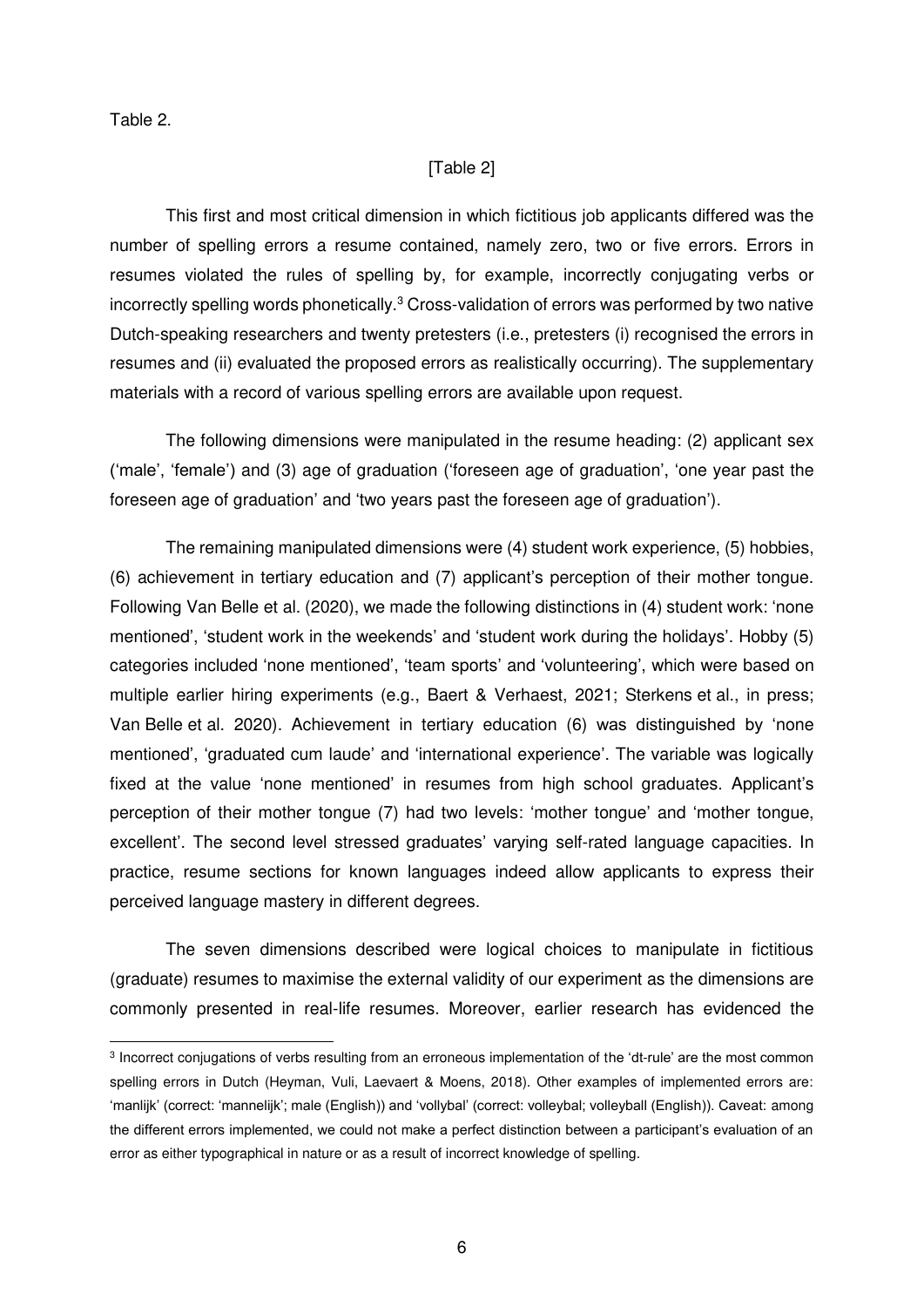Table 2.

[Table 2]

This first and most critical dimension in which fictitious job applicants differed was the number of spelling errors a resume contained, namely zero, two or five errors. Errors in resumes violated the rules of spelling by, for example, incorrectly conjugating verbs or incorrectly spelling words phonetically.[3] Cross-validation of errors was performed by two native Dutch-speaking researchers and twenty pretesters (i.e., pretesters (i) recognised the errors in resumes and (ii) evaluated the proposed errors as realistically occurring). The supplementary materials with a record of various spelling errors are available upon request.

The following dimensions were manipulated in the resume heading: (2) applicant sex ('male', 'female') and (3) age of graduation ('foreseen age of graduation', 'one year past the foreseen age of graduation' and 'two years past the foreseen age of graduation').

The remaining manipulated dimensions were (4) student work experience, (5) hobbies, (6) achievement in tertiary education and (7) applicant's perception of their mother tongue. Following Van Belle et al. (2020), we made the following distinctions in (4) student work: 'none mentioned', 'student work in the weekends' and 'student work during the holidays'. Hobby (5) categories included 'none mentioned', 'team sports' and 'volunteering', which were based on multiple earlier hiring experiments (e.g., Baert & Verhaest, 2021; Sterkens et al., in press; Van Belle et al. 2020). Achievement in tertiary education (6) was distinguished by 'none mentioned', 'graduated cum laude' and 'international experience'. The variable was logically fixed at the value 'none mentioned' in resumes from high school graduates. Applicant's perception of their mother tongue (7) had two levels: 'mother tongue' and 'mother tongue, excellent'. The second level stressed graduates' varying self-rated language capacities. In practice, resume sections for known languages indeed allow applicants to express their perceived language mastery in different degrees.

The seven dimensions described were logical choices to manipulate in fictitious (graduate) resumes to maximise the external validity of our experiment as the dimensions are commonly presented in real-life resumes. Moreover, earlier research has evidenced the

[3] Incorrect conjugations of verbs resulting from an erroneous implementation of the 'dt-rule' are the most common spelling errors in Dutch (Heyman, Vuli, Laevaert & Moens, 2018). Other examples of implemented errors are: 'manlijk' (correct: 'mannelijk'; male (English)) and 'vollybal' (correct: volleybal; volleyball (English)). Caveat: among the different errors implemented, we could not make a perfect distinction between a participant's evaluation of an error as either typographical in nature or as a result of incorrect knowledge of spelling.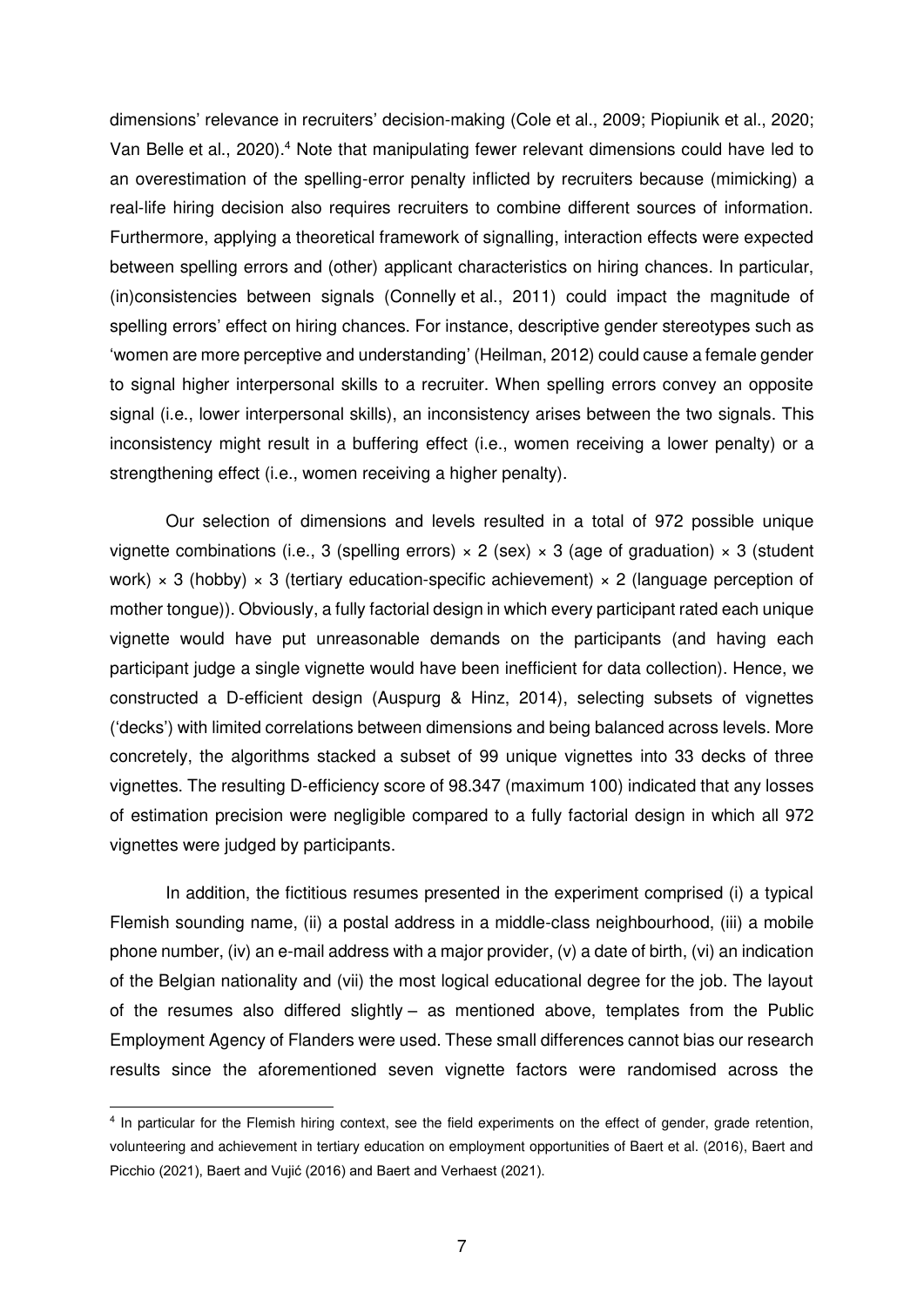dimensions' relevance in recruiters' decision-making (Cole et al., 2009; Piopiunik et al., 2020; Van Belle et al., 2020).[4] Note that manipulating fewer relevant dimensions could have led to an overestimation of the spelling-error penalty inflicted by recruiters because (mimicking) a real-life hiring decision also requires recruiters to combine different sources of information. Furthermore, applying a theoretical framework of signalling, interaction effects were expected between spelling errors and (other) applicant characteristics on hiring chances. In particular, (in)consistencies between signals (Connelly et al., 2011) could impact the magnitude of spelling errors' effect on hiring chances. For instance, descriptive gender stereotypes such as 'women are more perceptive and understanding' (Heilman, 2012) could cause a female gender to signal higher interpersonal skills to a recruiter. When spelling errors convey an opposite signal (i.e., lower interpersonal skills), an inconsistency arises between the two signals. This inconsistency might result in a buffering effect (i.e., women receiving a lower penalty) or a strengthening effect (i.e., women receiving a higher penalty).

Our selection of dimensions and levels resulted in a total of 972 possible unique vignette combinations (i.e., 3 (spelling errors) × 2 (sex) × 3 (age of graduation) × 3 (student work) × 3 (hobby) × 3 (tertiary education-specific achievement) × 2 (language perception of mother tongue)). Obviously, a fully factorial design in which every participant rated each unique vignette would have put unreasonable demands on the participants (and having each participant judge a single vignette would have been inefficient for data collection). Hence, we constructed a D-efficient design (Auspurg & Hinz, 2014), selecting subsets of vignettes ('decks') with limited correlations between dimensions and being balanced across levels. More concretely, the algorithms stacked a subset of 99 unique vignettes into 33 decks of three vignettes. The resulting D-efficiency score of 98.347 (maximum 100) indicated that any losses of estimation precision were negligible compared to a fully factorial design in which all 972 vignettes were judged by participants.

In addition, the fictitious resumes presented in the experiment comprised (i) a typical Flemish sounding name, (ii) a postal address in a middle-class neighbourhood, (iii) a mobile phone number, (iv) an e-mail address with a major provider, (v) a date of birth, (vi) an indication of the Belgian nationality and (vii) the most logical educational degree for the job. The layout of the resumes also differed slightly – as mentioned above, templates from the Public Employment Agency of Flanders were used. These small differences cannot bias our research results since the aforementioned seven vignette factors were randomised across the

[4] In particular for the Flemish hiring context, see the field experiments on the effect of gender, grade retention, volunteering and achievement in tertiary education on employment opportunities of Baert et al. (2016), Baert and Picchio (2021), Baert and Vujić (2016) and Baert and Verhaest (2021).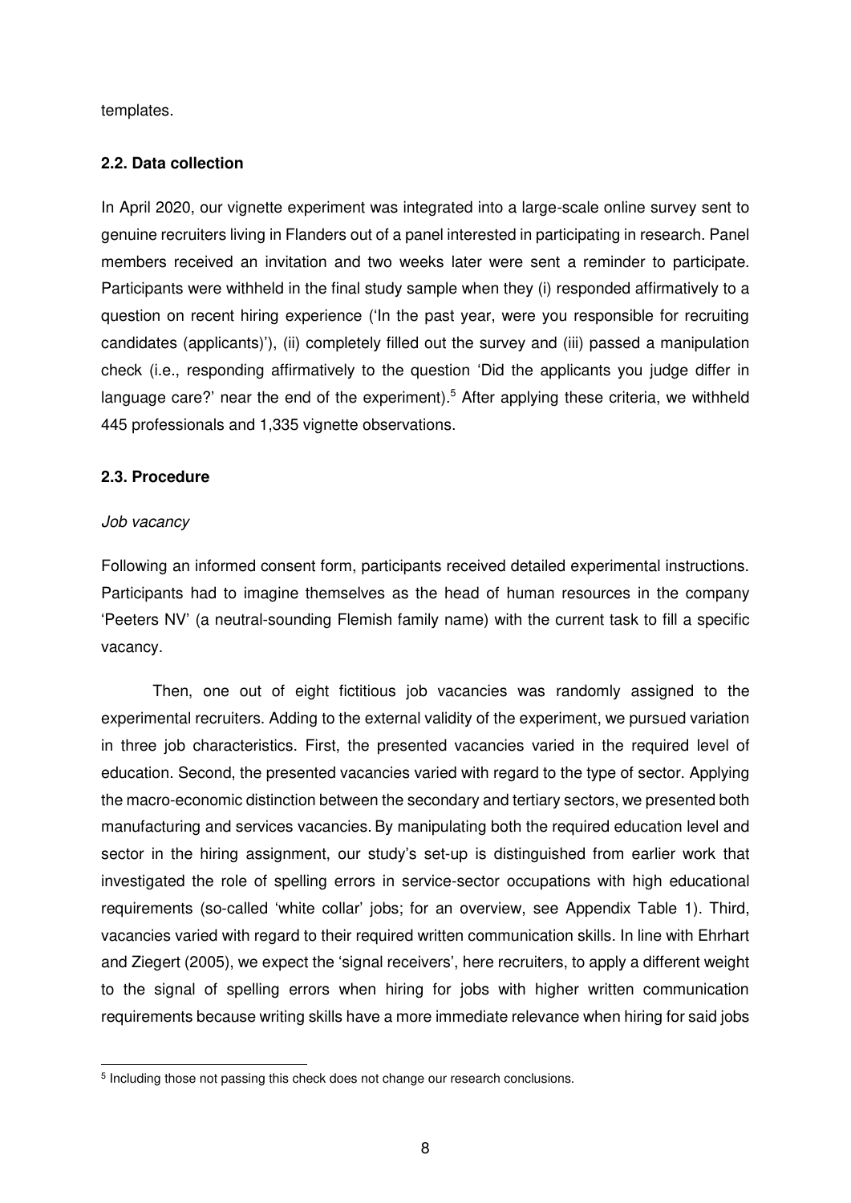templates.

### 2.2. Data collection

In April 2020, our vignette experiment was integrated into a large-scale online survey sent to genuine recruiters living in Flanders out of a panel interested in participating in research. Panel members received an invitation and two weeks later were sent a reminder to participate. Participants were withheld in the final study sample when they (i) responded affirmatively to a question on recent hiring experience ('In the past year, were you responsible for recruiting candidates (applicants)'), (ii) completely filled out the survey and (iii) passed a manipulation check (i.e., responding affirmatively to the question 'Did the applicants you judge differ in language care?' near the end of the experiment).[5] After applying these criteria, we withheld 445 professionals and 1,335 vignette observations.

### 2.3. Procedure

*Job vacancy*

Following an informed consent form, participants received detailed experimental instructions. Participants had to imagine themselves as the head of human resources in the company 'Peeters NV' (a neutral-sounding Flemish family name) with the current task to fill a specific vacancy.

Then, one out of eight fictitious job vacancies was randomly assigned to the experimental recruiters. Adding to the external validity of the experiment, we pursued variation in three job characteristics. First, the presented vacancies varied in the required level of education. Second, the presented vacancies varied with regard to the type of sector. Applying the macro-economic distinction between the secondary and tertiary sectors, we presented both manufacturing and services vacancies. By manipulating both the required education level and sector in the hiring assignment, our study's set-up is distinguished from earlier work that investigated the role of spelling errors in service-sector occupations with high educational requirements (so-called 'white collar' jobs; for an overview, see Appendix Table 1). Third, vacancies varied with regard to their required written communication skills. In line with Ehrhart and Ziegert (2005), we expect the 'signal receivers', here recruiters, to apply a different weight to the signal of spelling errors when hiring for jobs with higher written communication requirements because writing skills have a more immediate relevance when hiring for said jobs

[5] Including those not passing this check does not change our research conclusions.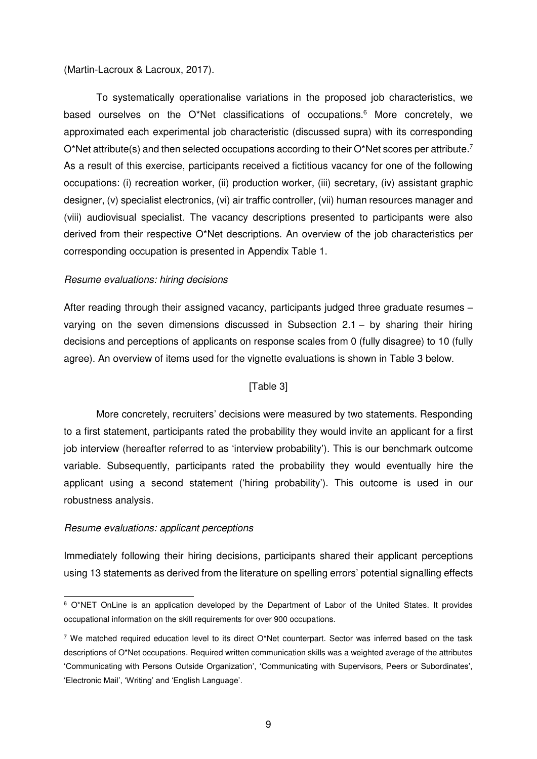(Martin-Lacroux & Lacroux, 2017).

To systematically operationalise variations in the proposed job characteristics, we based ourselves on the O*Net classifications of occupations.[6] More concretely, we approximated each experimental job characteristic (discussed supra) with its corresponding O*Net attribute(s) and then selected occupations according to their O*Net scores per attribute.[7] As a result of this exercise, participants received a fictitious vacancy for one of the following occupations: (i) recreation worker, (ii) production worker, (iii) secretary, (iv) assistant graphic designer, (v) specialist electronics, (vi) air traffic controller, (vii) human resources manager and (viii) audiovisual specialist. The vacancy descriptions presented to participants were also derived from their respective O*Net descriptions. An overview of the job characteristics per corresponding occupation is presented in Appendix Table 1.

*Resume evaluations: hiring decisions*

After reading through their assigned vacancy, participants judged three graduate resumes – varying on the seven dimensions discussed in Subsection 2.1 – by sharing their hiring decisions and perceptions of applicants on response scales from 0 (fully disagree) to 10 (fully agree). An overview of items used for the vignette evaluations is shown in Table 3 below.

[Table 3]

More concretely, recruiters' decisions were measured by two statements. Responding to a first statement, participants rated the probability they would invite an applicant for a first job interview (hereafter referred to as 'interview probability'). This is our benchmark outcome variable. Subsequently, participants rated the probability they would eventually hire the applicant using a second statement ('hiring probability'). This outcome is used in our robustness analysis.

*Resume evaluations: applicant perceptions*

Immediately following their hiring decisions, participants shared their applicant perceptions using 13 statements as derived from the literature on spelling errors' potential signalling effects

---

[6] O*NET OnLine is an application developed by the Department of Labor of the United States. It provides occupational information on the skill requirements for over 900 occupations.

[7] We matched required education level to its direct O*Net counterpart. Sector was inferred based on the task descriptions of O*Net occupations. Required written communication skills was a weighted average of the attributes 'Communicating with Persons Outside Organization', 'Communicating with Supervisors, Peers or Subordinates', 'Electronic Mail', 'Writing' and 'English Language'.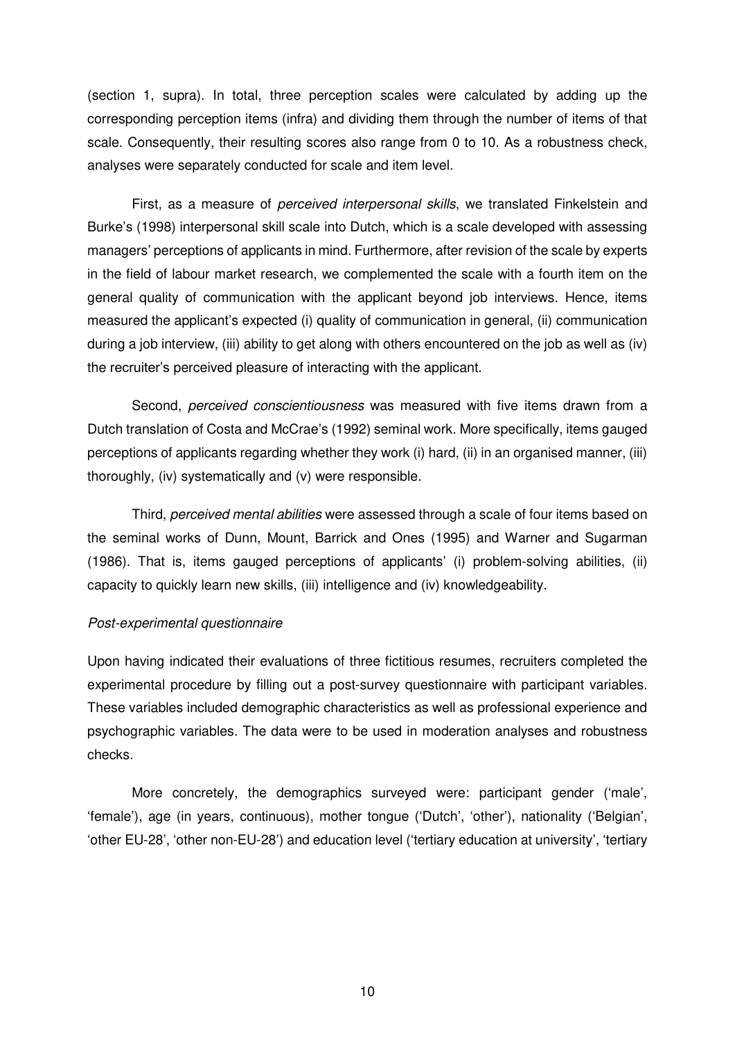(section 1, supra). In total, three perception scales were calculated by adding up the corresponding perception items (infra) and dividing them through the number of items of that scale. Consequently, their resulting scores also range from 0 to 10. As a robustness check, analyses were separately conducted for scale and item level.

First, as a measure of *perceived interpersonal skills*, we translated Finkelstein and Burke's (1998) interpersonal skill scale into Dutch, which is a scale developed with assessing managers' perceptions of applicants in mind. Furthermore, after revision of the scale by experts in the field of labour market research, we complemented the scale with a fourth item on the general quality of communication with the applicant beyond job interviews. Hence, items measured the applicant's expected (i) quality of communication in general, (ii) communication during a job interview, (iii) ability to get along with others encountered on the job as well as (iv) the recruiter's perceived pleasure of interacting with the applicant.

Second, *perceived conscientiousness* was measured with five items drawn from a Dutch translation of Costa and McCrae's (1992) seminal work. More specifically, items gauged perceptions of applicants regarding whether they work (i) hard, (ii) in an organised manner, (iii) thoroughly, (iv) systematically and (v) were responsible.

Third, *perceived mental abilities* were assessed through a scale of four items based on the seminal works of Dunn, Mount, Barrick and Ones (1995) and Warner and Sugarman (1986). That is, items gauged perceptions of applicants' (i) problem-solving abilities, (ii) capacity to quickly learn new skills, (iii) intelligence and (iv) knowledgeability.

*Post-experimental questionnaire*

Upon having indicated their evaluations of three fictitious resumes, recruiters completed the experimental procedure by filling out a post-survey questionnaire with participant variables. These variables included demographic characteristics as well as professional experience and psychographic variables. The data were to be used in moderation analyses and robustness checks.

More concretely, the demographics surveyed were: participant gender ('male', 'female'), age (in years, continuous), mother tongue ('Dutch', 'other'), nationality ('Belgian', 'other EU-28', 'other non-EU-28') and education level ('tertiary education at university', 'tertiary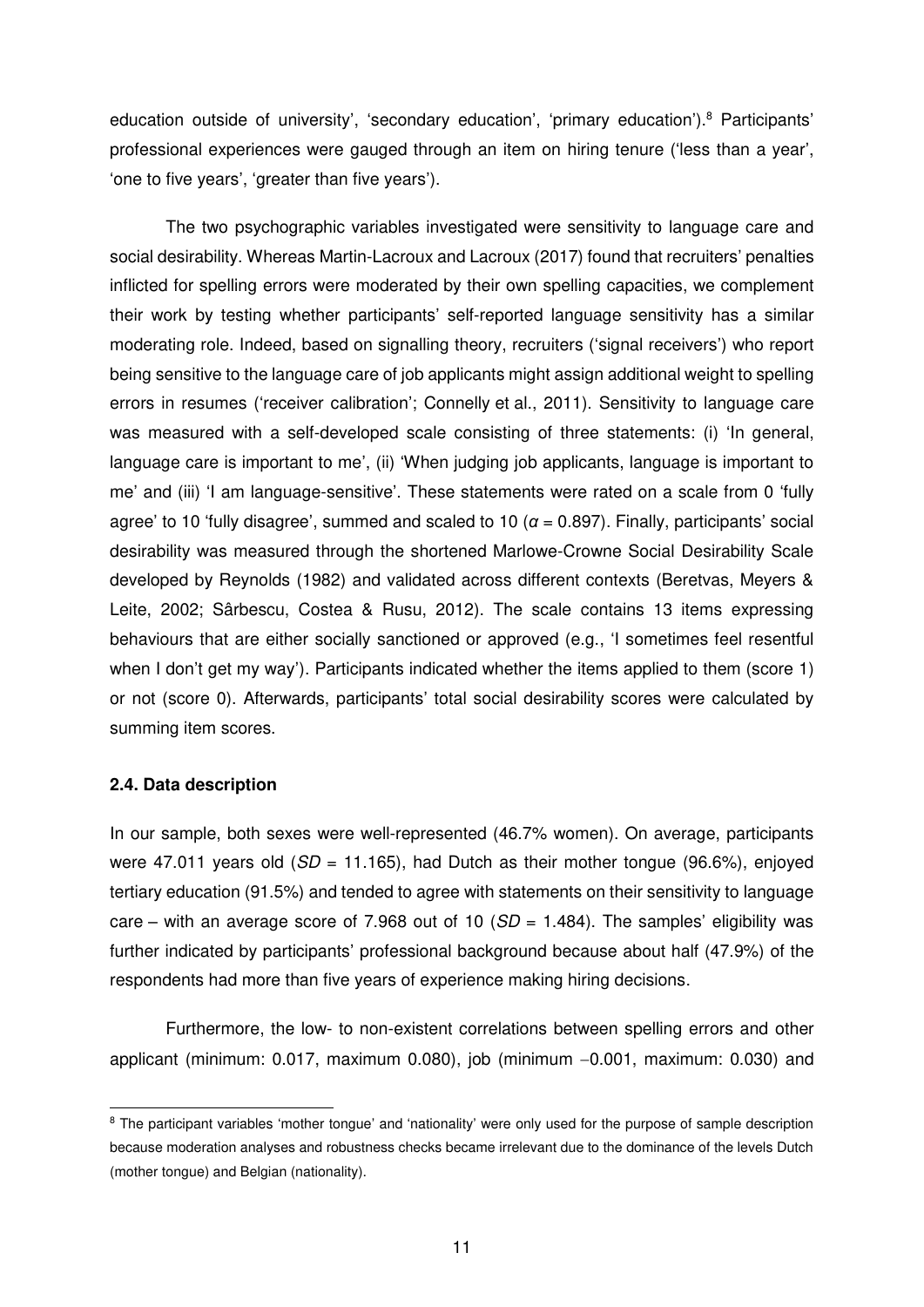education outside of university', 'secondary education', 'primary education').[8] Participants' professional experiences were gauged through an item on hiring tenure ('less than a year', 'one to five years', 'greater than five years').

The two psychographic variables investigated were sensitivity to language care and social desirability. Whereas Martin-Lacroux and Lacroux (2017) found that recruiters' penalties inflicted for spelling errors were moderated by their own spelling capacities, we complement their work by testing whether participants' self-reported language sensitivity has a similar moderating role. Indeed, based on signalling theory, recruiters ('signal receivers') who report being sensitive to the language care of job applicants might assign additional weight to spelling errors in resumes ('receiver calibration'; Connelly et al., 2011). Sensitivity to language care was measured with a self-developed scale consisting of three statements: (i) 'In general, language care is important to me', (ii) 'When judging job applicants, language is important to me' and (iii) 'I am language-sensitive'. These statements were rated on a scale from 0 'fully agree' to 10 'fully disagree', summed and scaled to 10 ($\alpha = 0.897$). Finally, participants' social desirability was measured through the shortened Marlowe-Crowne Social Desirability Scale developed by Reynolds (1982) and validated across different contexts (Beretvas, Meyers & Leite, 2002; Sârbescu, Costea & Rusu, 2012). The scale contains 13 items expressing behaviours that are either socially sanctioned or approved (e.g., 'I sometimes feel resentful when I don't get my way'). Participants indicated whether the items applied to them (score 1) or not (score 0). Afterwards, participants' total social desirability scores were calculated by summing item scores.

### 2.4. Data description

In our sample, both sexes were well-represented (46.7% women). On average, participants were 47.011 years old ($SD = 11.165$), had Dutch as their mother tongue (96.6%), enjoyed tertiary education (91.5%) and tended to agree with statements on their sensitivity to language care – with an average score of 7.968 out of 10 ($SD = 1.484$). The samples' eligibility was further indicated by participants' professional background because about half (47.9%) of the respondents had more than five years of experience making hiring decisions.

Furthermore, the low- to non-existent correlations between spelling errors and other applicant (minimum: 0.017, maximum 0.080), job (minimum −0.001, maximum: 0.030) and

[8] The participant variables 'mother tongue' and 'nationality' were only used for the purpose of sample description because moderation analyses and robustness checks became irrelevant due to the dominance of the levels Dutch (mother tongue) and Belgian (nationality).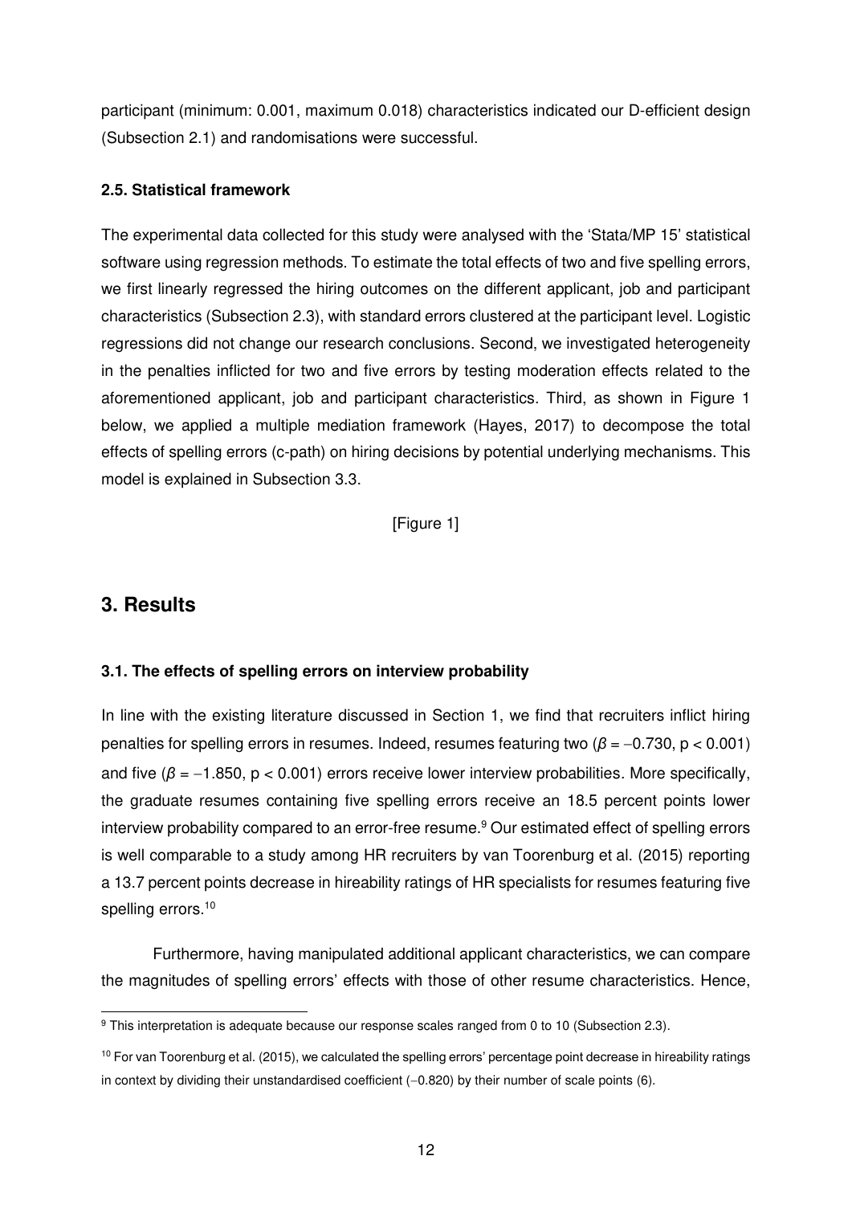participant (minimum: 0.001, maximum 0.018) characteristics indicated our D-efficient design (Subsection 2.1) and randomisations were successful.

### 2.5. Statistical framework

The experimental data collected for this study were analysed with the 'Stata/MP 15' statistical software using regression methods. To estimate the total effects of two and five spelling errors, we first linearly regressed the hiring outcomes on the different applicant, job and participant characteristics (Subsection 2.3), with standard errors clustered at the participant level. Logistic regressions did not change our research conclusions. Second, we investigated heterogeneity in the penalties inflicted for two and five errors by testing moderation effects related to the aforementioned applicant, job and participant characteristics. Third, as shown in Figure 1 below, we applied a multiple mediation framework (Hayes, 2017) to decompose the total effects of spelling errors (c-path) on hiring decisions by potential underlying mechanisms. This model is explained in Subsection 3.3.

[Figure 1]

## 3. Results

### 3.1. The effects of spelling errors on interview probability

In line with the existing literature discussed in Section 1, we find that recruiters inflict hiring penalties for spelling errors in resumes. Indeed, resumes featuring two ($\beta = -0.730$, $p < 0.001$) and five ($\beta = -1.850$, $p < 0.001$) errors receive lower interview probabilities. More specifically, the graduate resumes containing five spelling errors receive an 18.5 percent points lower interview probability compared to an error-free resume.[9] Our estimated effect of spelling errors is well comparable to a study among HR recruiters by van Toorenburg et al. (2015) reporting a 13.7 percent points decrease in hireability ratings of HR specialists for resumes featuring five spelling errors.[10]

Furthermore, having manipulated additional applicant characteristics, we can compare the magnitudes of spelling errors' effects with those of other resume characteristics. Hence,

[9] This interpretation is adequate because our response scales ranged from 0 to 10 (Subsection 2.3).

[10] For van Toorenburg et al. (2015), we calculated the spelling errors' percentage point decrease in hireability ratings in context by dividing their unstandardised coefficient (−0.820) by their number of scale points (6).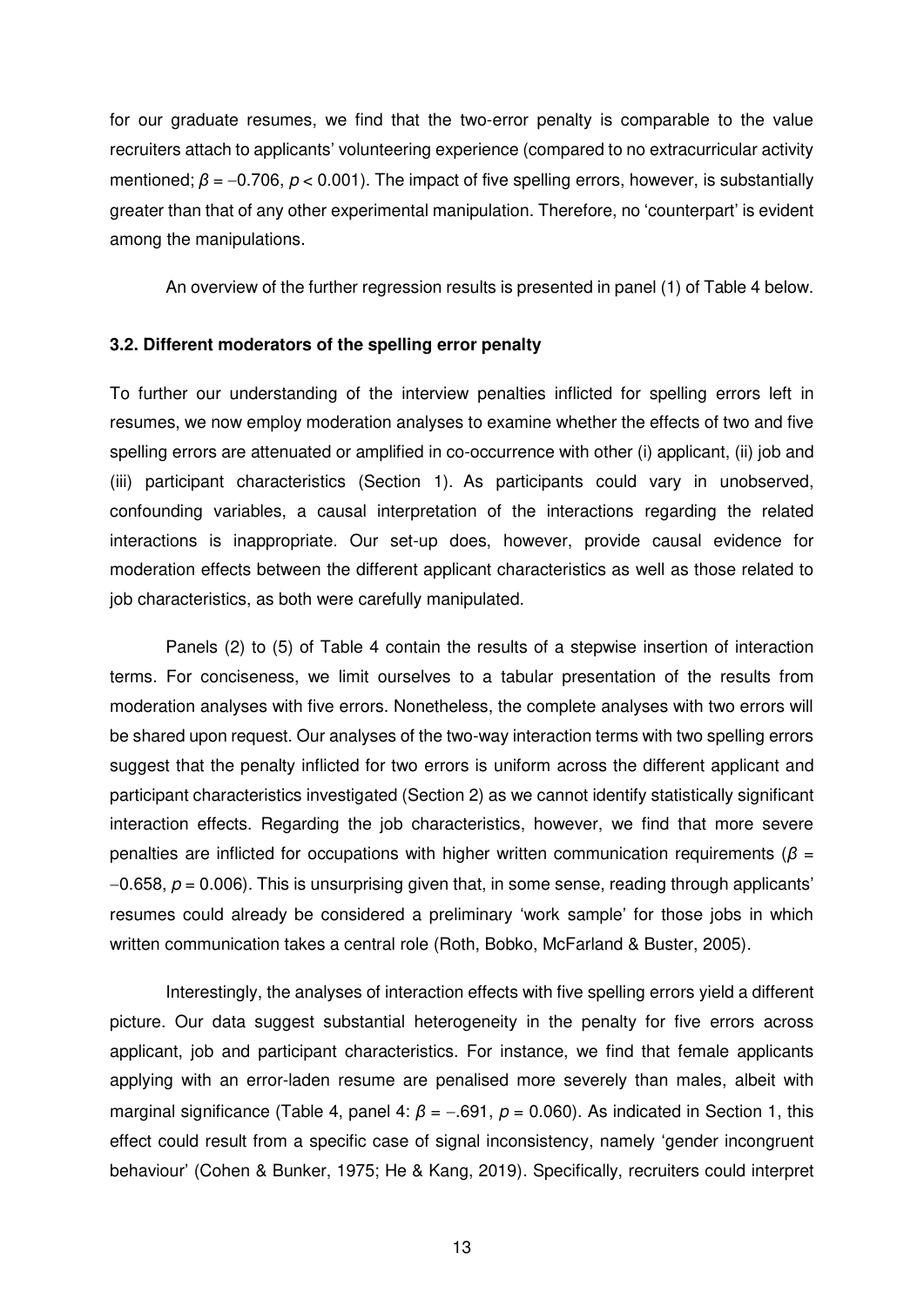for our graduate resumes, we find that the two-error penalty is comparable to the value recruiters attach to applicants' volunteering experience (compared to no extracurricular activity mentioned; $\beta = -0.706$, $p < 0.001$). The impact of five spelling errors, however, is substantially greater than that of any other experimental manipulation. Therefore, no 'counterpart' is evident among the manipulations.

An overview of the further regression results is presented in panel (1) of Table 4 below.

### 3.2. Different moderators of the spelling error penalty

To further our understanding of the interview penalties inflicted for spelling errors left in resumes, we now employ moderation analyses to examine whether the effects of two and five spelling errors are attenuated or amplified in co-occurrence with other (i) applicant, (ii) job and (iii) participant characteristics (Section 1). As participants could vary in unobserved, confounding variables, a causal interpretation of the interactions regarding the related interactions is inappropriate. Our set-up does, however, provide causal evidence for moderation effects between the different applicant characteristics as well as those related to job characteristics, as both were carefully manipulated.

Panels (2) to (5) of Table 4 contain the results of a stepwise insertion of interaction terms. For conciseness, we limit ourselves to a tabular presentation of the results from moderation analyses with five errors. Nonetheless, the complete analyses with two errors will be shared upon request. Our analyses of the two-way interaction terms with two spelling errors suggest that the penalty inflicted for two errors is uniform across the different applicant and participant characteristics investigated (Section 2) as we cannot identify statistically significant interaction effects. Regarding the job characteristics, however, we find that more severe penalties are inflicted for occupations with higher written communication requirements ($\beta = -0.658$, $p = 0.006$). This is unsurprising given that, in some sense, reading through applicants' resumes could already be considered a preliminary 'work sample' for those jobs in which written communication takes a central role (Roth, Bobko, McFarland & Buster, 2005).

Interestingly, the analyses of interaction effects with five spelling errors yield a different picture. Our data suggest substantial heterogeneity in the penalty for five errors across applicant, job and participant characteristics. For instance, we find that female applicants applying with an error-laden resume are penalised more severely than males, albeit with marginal significance (Table 4, panel 4: $\beta = -.691$, $p = 0.060$). As indicated in Section 1, this effect could result from a specific case of signal inconsistency, namely 'gender incongruent behaviour' (Cohen & Bunker, 1975; He & Kang, 2019). Specifically, recruiters could interpret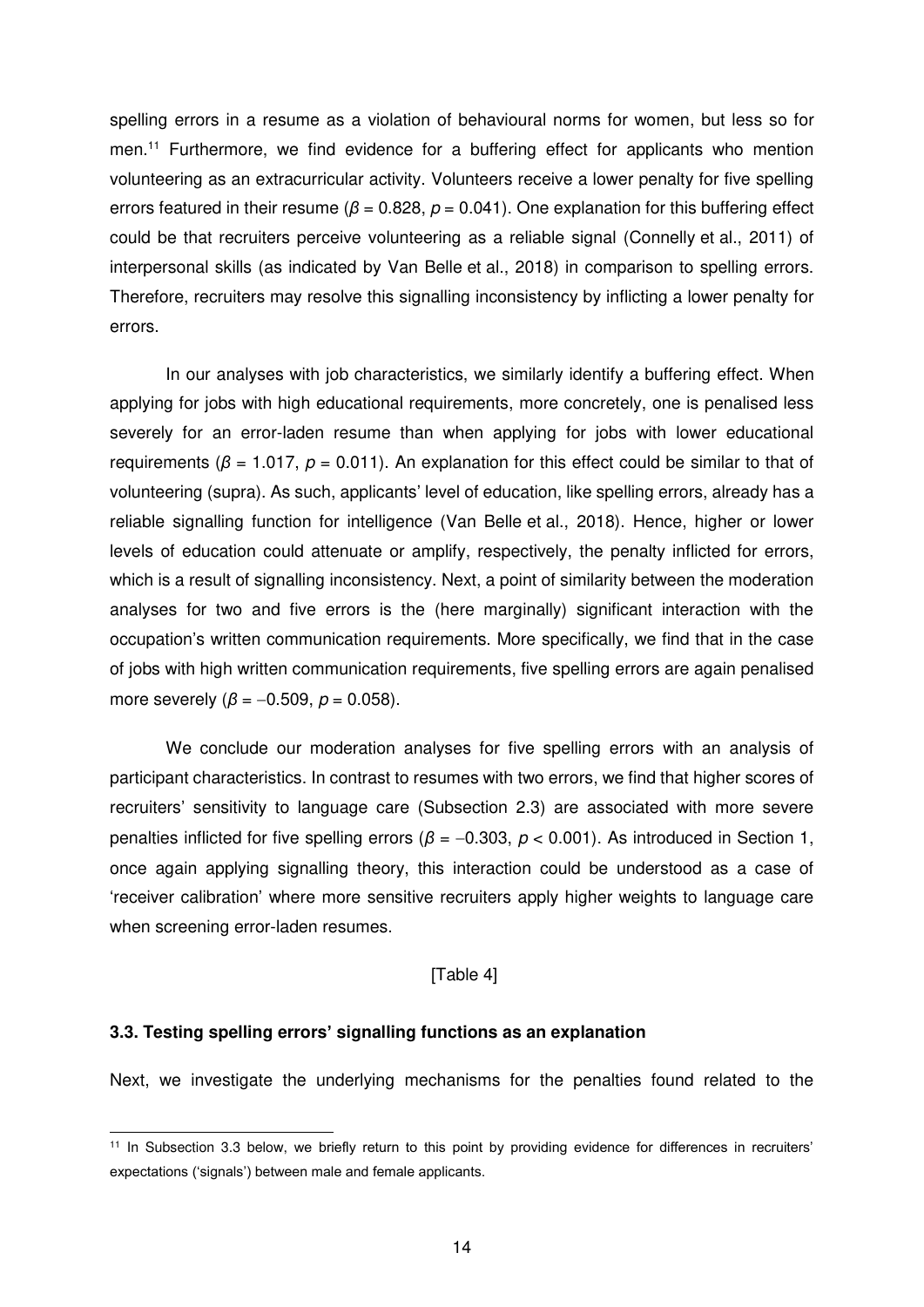spelling errors in a resume as a violation of behavioural norms for women, but less so for men.[11] Furthermore, we find evidence for a buffering effect for applicants who mention volunteering as an extracurricular activity. Volunteers receive a lower penalty for five spelling errors featured in their resume ($\beta$ = 0.828, $p$ = 0.041). One explanation for this buffering effect could be that recruiters perceive volunteering as a reliable signal (Connelly et al., 2011) of interpersonal skills (as indicated by Van Belle et al., 2018) in comparison to spelling errors. Therefore, recruiters may resolve this signalling inconsistency by inflicting a lower penalty for errors.

In our analyses with job characteristics, we similarly identify a buffering effect. When applying for jobs with high educational requirements, more concretely, one is penalised less severely for an error-laden resume than when applying for jobs with lower educational requirements ($\beta$ = 1.017, $p$ = 0.011). An explanation for this effect could be similar to that of volunteering (supra). As such, applicants' level of education, like spelling errors, already has a reliable signalling function for intelligence (Van Belle et al., 2018). Hence, higher or lower levels of education could attenuate or amplify, respectively, the penalty inflicted for errors, which is a result of signalling inconsistency. Next, a point of similarity between the moderation analyses for two and five errors is the (here marginally) significant interaction with the occupation's written communication requirements. More specifically, we find that in the case of jobs with high written communication requirements, five spelling errors are again penalised more severely ($\beta$ = −0.509, $p$ = 0.058).

We conclude our moderation analyses for five spelling errors with an analysis of participant characteristics. In contrast to resumes with two errors, we find that higher scores of recruiters' sensitivity to language care (Subsection 2.3) are associated with more severe penalties inflicted for five spelling errors ($\beta$ = −0.303, $p$ < 0.001). As introduced in Section 1, once again applying signalling theory, this interaction could be understood as a case of 'receiver calibration' where more sensitive recruiters apply higher weights to language care when screening error-laden resumes.

[Table 4]

### 3.3. Testing spelling errors' signalling functions as an explanation

Next, we investigate the underlying mechanisms for the penalties found related to the

[11] In Subsection 3.3 below, we briefly return to this point by providing evidence for differences in recruiters' expectations ('signals') between male and female applicants.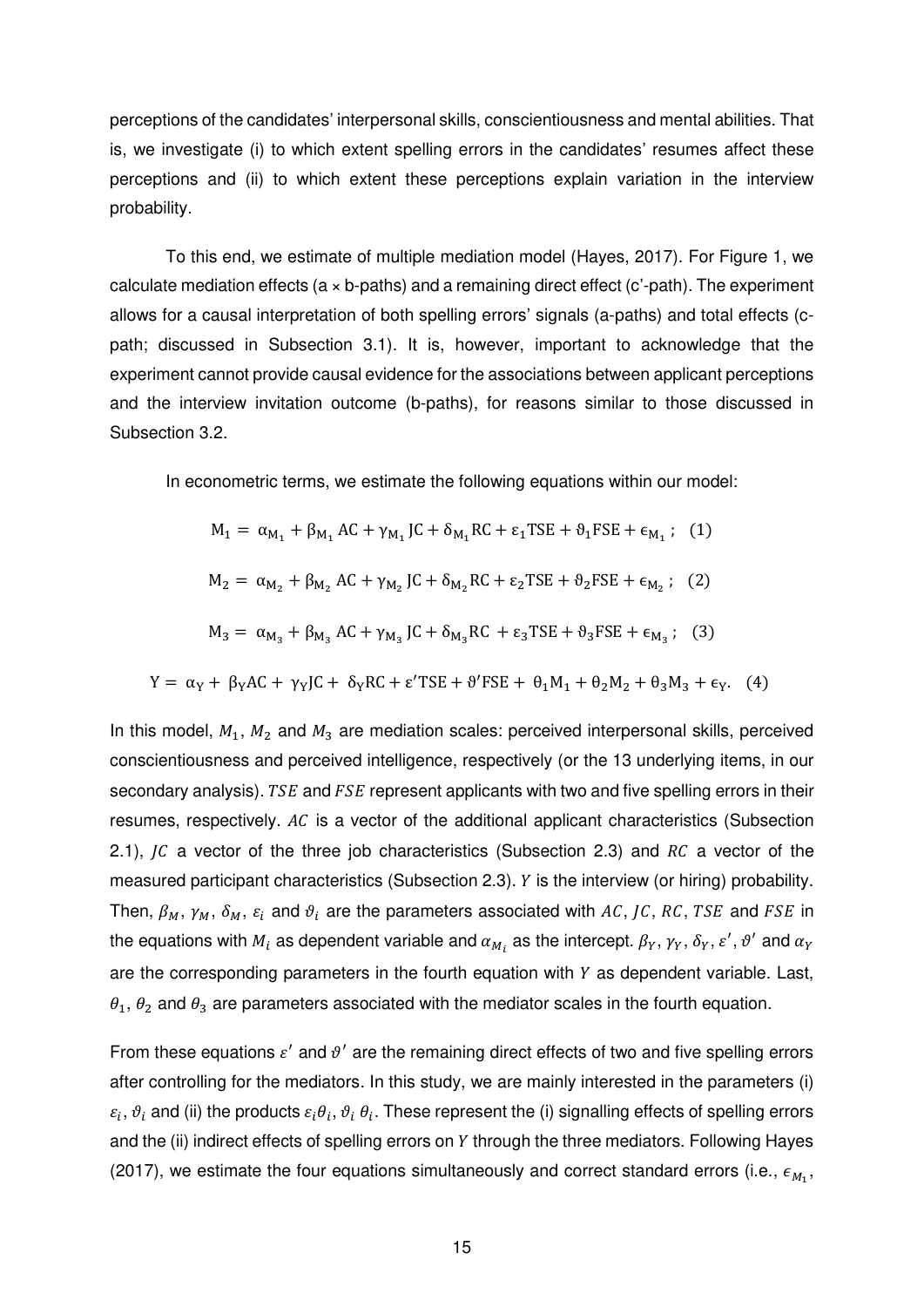perceptions of the candidates' interpersonal skills, conscientiousness and mental abilities. That is, we investigate (i) to which extent spelling errors in the candidates' resumes affect these perceptions and (ii) to which extent these perceptions explain variation in the interview probability.

To this end, we estimate of multiple mediation model (Hayes, 2017). For Figure 1, we calculate mediation effects (a × b-paths) and a remaining direct effect (c'-path). The experiment allows for a causal interpretation of both spelling errors' signals (a-paths) and total effects (c-path; discussed in Subsection 3.1). It is, however, important to acknowledge that the experiment cannot provide causal evidence for the associations between applicant perceptions and the interview invitation outcome (b-paths), for reasons similar to those discussed in Subsection 3.2.

In econometric terms, we estimate the following equations within our model:

$$\mathrm{M_1} = \alpha_{\mathrm{M_1}} + \beta_{\mathrm{M_1}}\,\mathrm{AC} + \gamma_{\mathrm{M_1}}\,\mathrm{JC} + \delta_{\mathrm{M_1}}\mathrm{RC} + \varepsilon_1\mathrm{TSE} + \vartheta_1\mathrm{FSE} + \epsilon_{\mathrm{M_1}}\,; \quad (1)$$

$$\mathrm{M_2} = \alpha_{\mathrm{M_2}} + \beta_{\mathrm{M_2}}\,\mathrm{AC} + \gamma_{\mathrm{M_2}}\,\mathrm{JC} + \delta_{\mathrm{M_2}}\mathrm{RC} + \varepsilon_2\mathrm{TSE} + \vartheta_2\mathrm{FSE} + \epsilon_{\mathrm{M_2}}\,; \quad (2)$$

$$\mathrm{M_3} = \alpha_{\mathrm{M_3}} + \beta_{\mathrm{M_3}}\,\mathrm{AC} + \gamma_{\mathrm{M_3}}\,\mathrm{JC} + \delta_{\mathrm{M_3}}\mathrm{RC} + \varepsilon_3\mathrm{TSE} + \vartheta_3\mathrm{FSE} + \epsilon_{\mathrm{M_3}}\,; \quad (3)$$

$$\mathrm{Y} = \alpha_{\mathrm{Y}} + \beta_{\mathrm{Y}}\mathrm{AC} + \gamma_{\mathrm{Y}}\mathrm{JC} + \delta_{\mathrm{Y}}\mathrm{RC} + \varepsilon'\mathrm{TSE} + \vartheta'\mathrm{FSE} + \theta_1\mathrm{M_1} + \theta_2\mathrm{M_2} + \theta_3\mathrm{M_3} + \epsilon_{\mathrm{Y}}. \quad (4)$$

In this model, $M_1$, $M_2$ and $M_3$ are mediation scales: perceived interpersonal skills, perceived conscientiousness and perceived intelligence, respectively (or the 13 underlying items, in our secondary analysis). $TSE$ and $FSE$ represent applicants with two and five spelling errors in their resumes, respectively. $AC$ is a vector of the additional applicant characteristics (Subsection 2.1), $JC$ a vector of the three job characteristics (Subsection 2.3) and $RC$ a vector of the measured participant characteristics (Subsection 2.3). $Y$ is the interview (or hiring) probability. Then, $\beta_M$, $\gamma_M$, $\delta_M$, $\varepsilon_i$ and $\vartheta_i$ are the parameters associated with $AC$, $JC$, $RC$, $TSE$ and $FSE$ in the equations with $M_i$ as dependent variable and $\alpha_{M_i}$ as the intercept. $\beta_Y$, $\gamma_Y$, $\delta_Y$, $\varepsilon'$, $\vartheta'$ and $\alpha_Y$ are the corresponding parameters in the fourth equation with $Y$ as dependent variable. Last, $\theta_1$, $\theta_2$ and $\theta_3$ are parameters associated with the mediator scales in the fourth equation.

From these equations $\varepsilon'$ and $\vartheta'$ are the remaining direct effects of two and five spelling errors after controlling for the mediators. In this study, we are mainly interested in the parameters (i) $\varepsilon_i$, $\vartheta_i$ and (ii) the products $\varepsilon_i\theta_i$, $\vartheta_i\,\theta_i$. These represent the (i) signalling effects of spelling errors and the (ii) indirect effects of spelling errors on $Y$ through the three mediators. Following Hayes (2017), we estimate the four equations simultaneously and correct standard errors (i.e., $\epsilon_{M_1}$,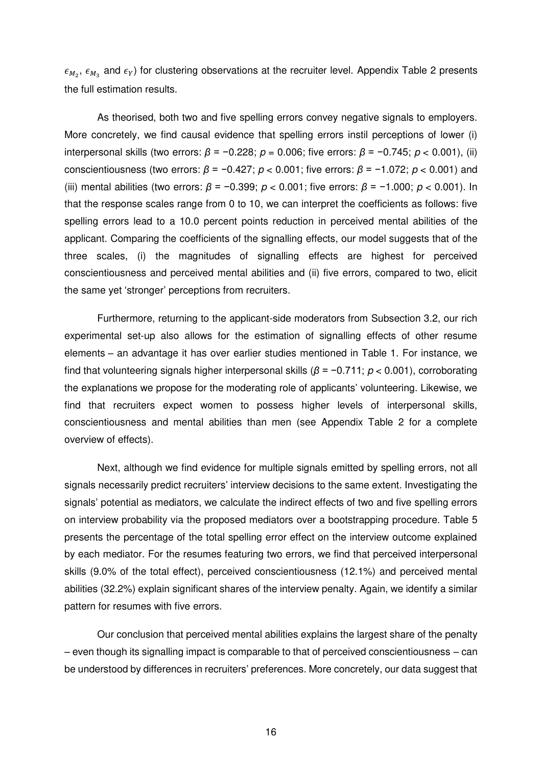$\epsilon_{M_2}$, $\epsilon_{M_3}$ and $\epsilon_Y$) for clustering observations at the recruiter level. Appendix Table 2 presents the full estimation results.

As theorised, both two and five spelling errors convey negative signals to employers. More concretely, we find causal evidence that spelling errors instil perceptions of lower (i) interpersonal skills (two errors: $\beta = -0.228$; $p = 0.006$; five errors: $\beta = -0.745$; $p < 0.001$), (ii) conscientiousness (two errors: $\beta = -0.427$; $p < 0.001$; five errors: $\beta = -1.072$; $p < 0.001$) and (iii) mental abilities (two errors: $\beta = -0.399$; $p < 0.001$; five errors: $\beta = -1.000$; $p < 0.001$). In that the response scales range from 0 to 10, we can interpret the coefficients as follows: five spelling errors lead to a 10.0 percent points reduction in perceived mental abilities of the applicant. Comparing the coefficients of the signalling effects, our model suggests that of the three scales, (i) the magnitudes of signalling effects are highest for perceived conscientiousness and perceived mental abilities and (ii) five errors, compared to two, elicit the same yet 'stronger' perceptions from recruiters.

Furthermore, returning to the applicant-side moderators from Subsection 3.2, our rich experimental set-up also allows for the estimation of signalling effects of other resume elements – an advantage it has over earlier studies mentioned in Table 1. For instance, we find that volunteering signals higher interpersonal skills ($\beta = -0.711$; $p < 0.001$), corroborating the explanations we propose for the moderating role of applicants' volunteering. Likewise, we find that recruiters expect women to possess higher levels of interpersonal skills, conscientiousness and mental abilities than men (see Appendix Table 2 for a complete overview of effects).

Next, although we find evidence for multiple signals emitted by spelling errors, not all signals necessarily predict recruiters' interview decisions to the same extent. Investigating the signals' potential as mediators, we calculate the indirect effects of two and five spelling errors on interview probability via the proposed mediators over a bootstrapping procedure. Table 5 presents the percentage of the total spelling error effect on the interview outcome explained by each mediator. For the resumes featuring two errors, we find that perceived interpersonal skills (9.0% of the total effect), perceived conscientiousness (12.1%) and perceived mental abilities (32.2%) explain significant shares of the interview penalty. Again, we identify a similar pattern for resumes with five errors.

Our conclusion that perceived mental abilities explains the largest share of the penalty – even though its signalling impact is comparable to that of perceived conscientiousness – can be understood by differences in recruiters' preferences. More concretely, our data suggest that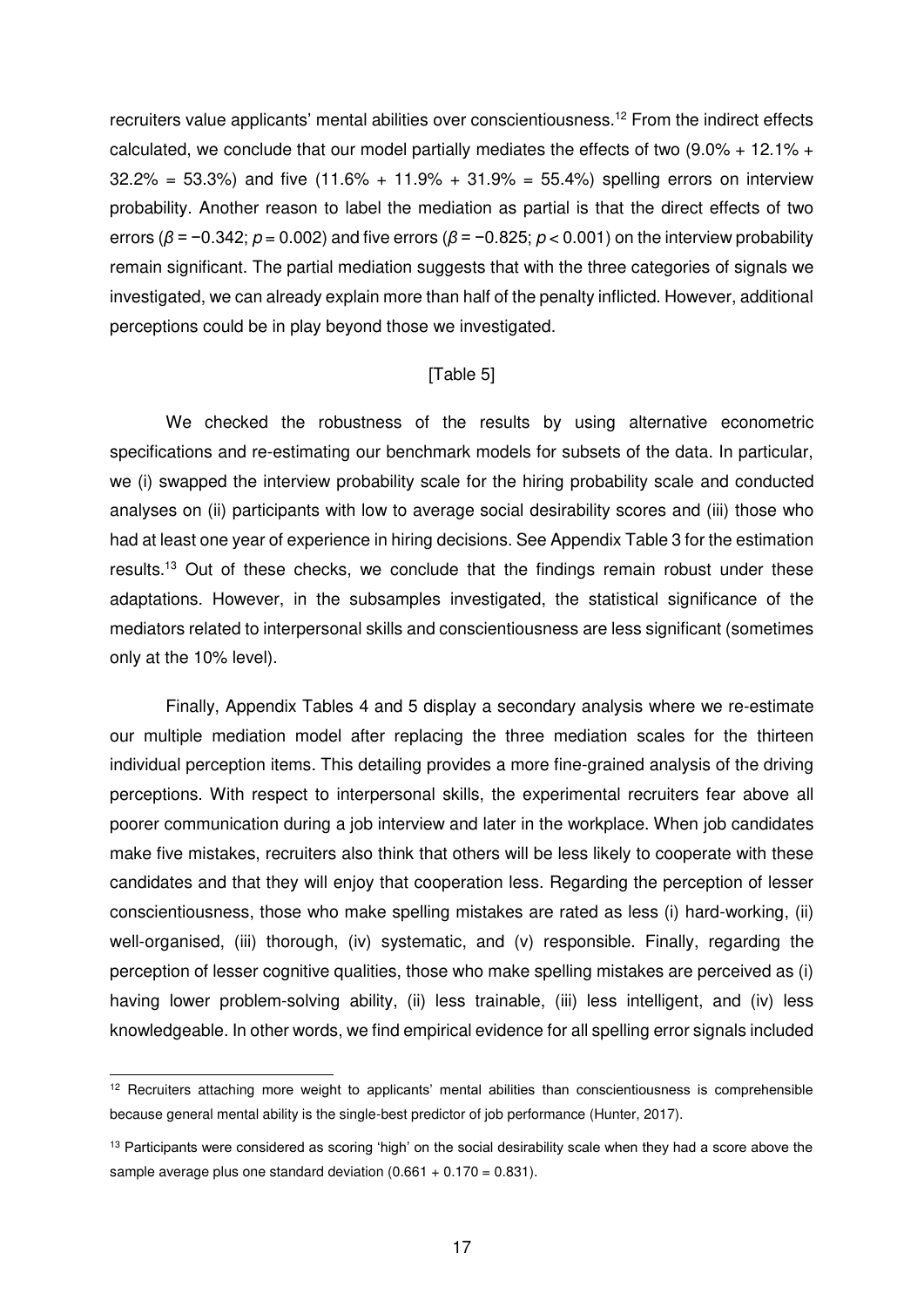recruiters value applicants' mental abilities over conscientiousness.[12] From the indirect effects calculated, we conclude that our model partially mediates the effects of two (9.0% + 12.1% + 32.2% = 53.3%) and five (11.6% + 11.9% + 31.9% = 55.4%) spelling errors on interview probability. Another reason to label the mediation as partial is that the direct effects of two errors ($\beta = -0.342$; $p = 0.002$) and five errors ($\beta = -0.825$; $p < 0.001$) on the interview probability remain significant. The partial mediation suggests that with the three categories of signals we investigated, we can already explain more than half of the penalty inflicted. However, additional perceptions could be in play beyond those we investigated.

[Table 5]

We checked the robustness of the results by using alternative econometric specifications and re-estimating our benchmark models for subsets of the data. In particular, we (i) swapped the interview probability scale for the hiring probability scale and conducted analyses on (ii) participants with low to average social desirability scores and (iii) those who had at least one year of experience in hiring decisions. See Appendix Table 3 for the estimation results.[13] Out of these checks, we conclude that the findings remain robust under these adaptations. However, in the subsamples investigated, the statistical significance of the mediators related to interpersonal skills and conscientiousness are less significant (sometimes only at the 10% level).

Finally, Appendix Tables 4 and 5 display a secondary analysis where we re-estimate our multiple mediation model after replacing the three mediation scales for the thirteen individual perception items. This detailing provides a more fine-grained analysis of the driving perceptions. With respect to interpersonal skills, the experimental recruiters fear above all poorer communication during a job interview and later in the workplace. When job candidates make five mistakes, recruiters also think that others will be less likely to cooperate with these candidates and that they will enjoy that cooperation less. Regarding the perception of lesser conscientiousness, those who make spelling mistakes are rated as less (i) hard-working, (ii) well-organised, (iii) thorough, (iv) systematic, and (v) responsible. Finally, regarding the perception of lesser cognitive qualities, those who make spelling mistakes are perceived as (i) having lower problem-solving ability, (ii) less trainable, (iii) less intelligent, and (iv) less knowledgeable. In other words, we find empirical evidence for all spelling error signals included

[12] Recruiters attaching more weight to applicants' mental abilities than conscientiousness is comprehensible because general mental ability is the single-best predictor of job performance (Hunter, 2017).

[13] Participants were considered as scoring 'high' on the social desirability scale when they had a score above the sample average plus one standard deviation (0.661 + 0.170 = 0.831).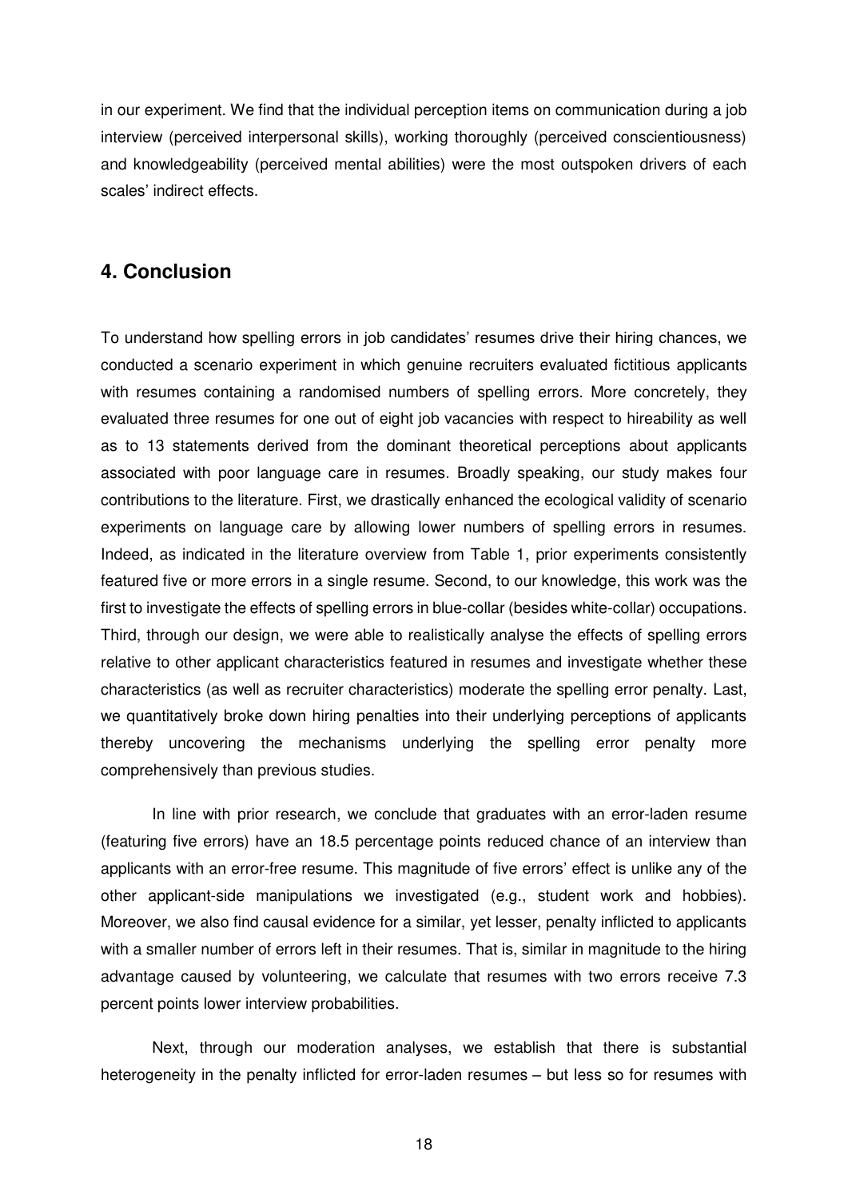in our experiment. We find that the individual perception items on communication during a job interview (perceived interpersonal skills), working thoroughly (perceived conscientiousness) and knowledgeability (perceived mental abilities) were the most outspoken drivers of each scales' indirect effects.

## 4. Conclusion

To understand how spelling errors in job candidates' resumes drive their hiring chances, we conducted a scenario experiment in which genuine recruiters evaluated fictitious applicants with resumes containing a randomised numbers of spelling errors. More concretely, they evaluated three resumes for one out of eight job vacancies with respect to hireability as well as to 13 statements derived from the dominant theoretical perceptions about applicants associated with poor language care in resumes. Broadly speaking, our study makes four contributions to the literature. First, we drastically enhanced the ecological validity of scenario experiments on language care by allowing lower numbers of spelling errors in resumes. Indeed, as indicated in the literature overview from Table 1, prior experiments consistently featured five or more errors in a single resume. Second, to our knowledge, this work was the first to investigate the effects of spelling errors in blue-collar (besides white-collar) occupations. Third, through our design, we were able to realistically analyse the effects of spelling errors relative to other applicant characteristics featured in resumes and investigate whether these characteristics (as well as recruiter characteristics) moderate the spelling error penalty. Last, we quantitatively broke down hiring penalties into their underlying perceptions of applicants thereby uncovering the mechanisms underlying the spelling error penalty more comprehensively than previous studies.

In line with prior research, we conclude that graduates with an error-laden resume (featuring five errors) have an 18.5 percentage points reduced chance of an interview than applicants with an error-free resume. This magnitude of five errors' effect is unlike any of the other applicant-side manipulations we investigated (e.g., student work and hobbies). Moreover, we also find causal evidence for a similar, yet lesser, penalty inflicted to applicants with a smaller number of errors left in their resumes. That is, similar in magnitude to the hiring advantage caused by volunteering, we calculate that resumes with two errors receive 7.3 percent points lower interview probabilities.

Next, through our moderation analyses, we establish that there is substantial heterogeneity in the penalty inflicted for error-laden resumes – but less so for resumes with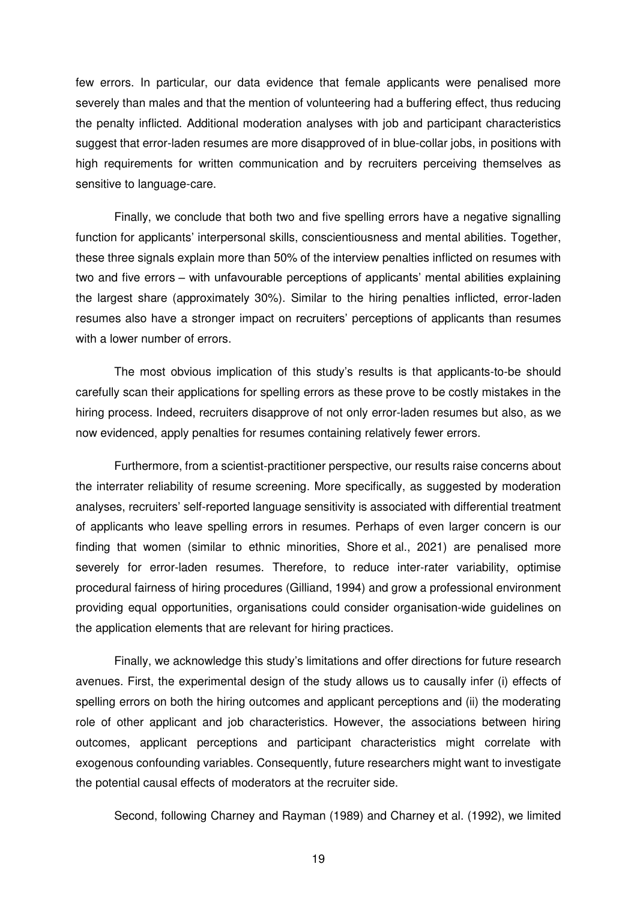few errors. In particular, our data evidence that female applicants were penalised more severely than males and that the mention of volunteering had a buffering effect, thus reducing the penalty inflicted. Additional moderation analyses with job and participant characteristics suggest that error-laden resumes are more disapproved of in blue-collar jobs, in positions with high requirements for written communication and by recruiters perceiving themselves as sensitive to language-care.

Finally, we conclude that both two and five spelling errors have a negative signalling function for applicants' interpersonal skills, conscientiousness and mental abilities. Together, these three signals explain more than 50% of the interview penalties inflicted on resumes with two and five errors – with unfavourable perceptions of applicants' mental abilities explaining the largest share (approximately 30%). Similar to the hiring penalties inflicted, error-laden resumes also have a stronger impact on recruiters' perceptions of applicants than resumes with a lower number of errors.

The most obvious implication of this study's results is that applicants-to-be should carefully scan their applications for spelling errors as these prove to be costly mistakes in the hiring process. Indeed, recruiters disapprove of not only error-laden resumes but also, as we now evidenced, apply penalties for resumes containing relatively fewer errors.

Furthermore, from a scientist-practitioner perspective, our results raise concerns about the interrater reliability of resume screening. More specifically, as suggested by moderation analyses, recruiters' self-reported language sensitivity is associated with differential treatment of applicants who leave spelling errors in resumes. Perhaps of even larger concern is our finding that women (similar to ethnic minorities, Shore et al., 2021) are penalised more severely for error-laden resumes. Therefore, to reduce inter-rater variability, optimise procedural fairness of hiring procedures (Gilliand, 1994) and grow a professional environment providing equal opportunities, organisations could consider organisation-wide guidelines on the application elements that are relevant for hiring practices.

Finally, we acknowledge this study's limitations and offer directions for future research avenues. First, the experimental design of the study allows us to causally infer (i) effects of spelling errors on both the hiring outcomes and applicant perceptions and (ii) the moderating role of other applicant and job characteristics. However, the associations between hiring outcomes, applicant perceptions and participant characteristics might correlate with exogenous confounding variables. Consequently, future researchers might want to investigate the potential causal effects of moderators at the recruiter side.

Second, following Charney and Rayman (1989) and Charney et al. (1992), we limited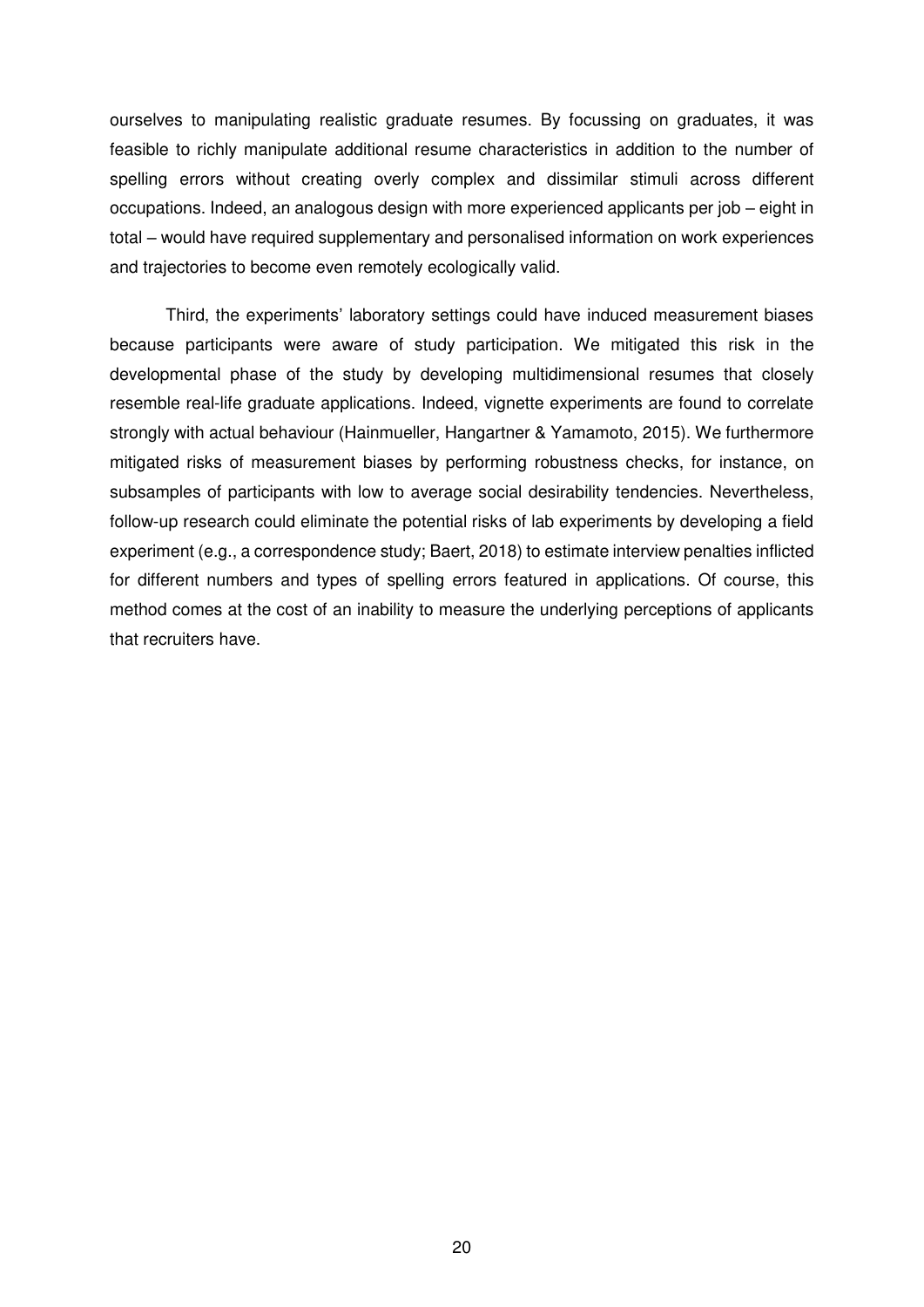ourselves to manipulating realistic graduate resumes. By focussing on graduates, it was feasible to richly manipulate additional resume characteristics in addition to the number of spelling errors without creating overly complex and dissimilar stimuli across different occupations. Indeed, an analogous design with more experienced applicants per job – eight in total – would have required supplementary and personalised information on work experiences and trajectories to become even remotely ecologically valid.

Third, the experiments' laboratory settings could have induced measurement biases because participants were aware of study participation. We mitigated this risk in the developmental phase of the study by developing multidimensional resumes that closely resemble real-life graduate applications. Indeed, vignette experiments are found to correlate strongly with actual behaviour (Hainmueller, Hangartner & Yamamoto, 2015). We furthermore mitigated risks of measurement biases by performing robustness checks, for instance, on subsamples of participants with low to average social desirability tendencies. Nevertheless, follow-up research could eliminate the potential risks of lab experiments by developing a field experiment (e.g., a correspondence study; Baert, 2018) to estimate interview penalties inflicted for different numbers and types of spelling errors featured in applications. Of course, this method comes at the cost of an inability to measure the underlying perceptions of applicants that recruiters have.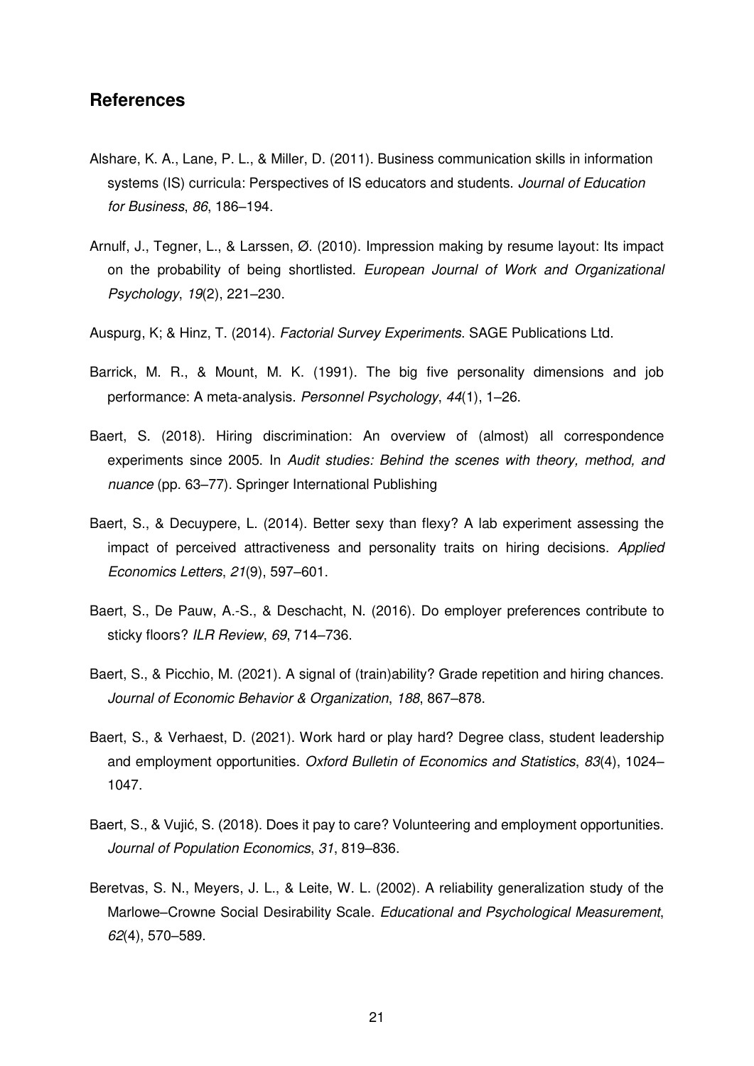## References

Alshare, K. A., Lane, P. L., & Miller, D. (2011). Business communication skills in information systems (IS) curricula: Perspectives of IS educators and students. *Journal of Education for Business*, *86*, 186–194.

Arnulf, J., Tegner, L., & Larssen, Ø. (2010). Impression making by resume layout: Its impact on the probability of being shortlisted. *European Journal of Work and Organizational Psychology*, *19*(2), 221–230.

Auspurg, K; & Hinz, T. (2014). *Factorial Survey Experiments*. SAGE Publications Ltd.

Barrick, M. R., & Mount, M. K. (1991). The big five personality dimensions and job performance: A meta-analysis. *Personnel Psychology*, *44*(1), 1–26.

Baert, S. (2018). Hiring discrimination: An overview of (almost) all correspondence experiments since 2005. In *Audit studies: Behind the scenes with theory, method, and nuance* (pp. 63–77). Springer International Publishing

Baert, S., & Decuypere, L. (2014). Better sexy than flexy? A lab experiment assessing the impact of perceived attractiveness and personality traits on hiring decisions. *Applied Economics Letters*, *21*(9), 597–601.

Baert, S., De Pauw, A.-S., & Deschacht, N. (2016). Do employer preferences contribute to sticky floors? *ILR Review*, *69*, 714–736.

Baert, S., & Picchio, M. (2021). A signal of (train)ability? Grade repetition and hiring chances. *Journal of Economic Behavior & Organization*, *188*, 867–878.

Baert, S., & Verhaest, D. (2021). Work hard or play hard? Degree class, student leadership and employment opportunities. *Oxford Bulletin of Economics and Statistics*, *83*(4), 1024–1047.

Baert, S., & Vujić, S. (2018). Does it pay to care? Volunteering and employment opportunities. *Journal of Population Economics*, *31*, 819–836.

Beretvas, S. N., Meyers, J. L., & Leite, W. L. (2002). A reliability generalization study of the Marlowe–Crowne Social Desirability Scale. *Educational and Psychological Measurement*, *62*(4), 570–589.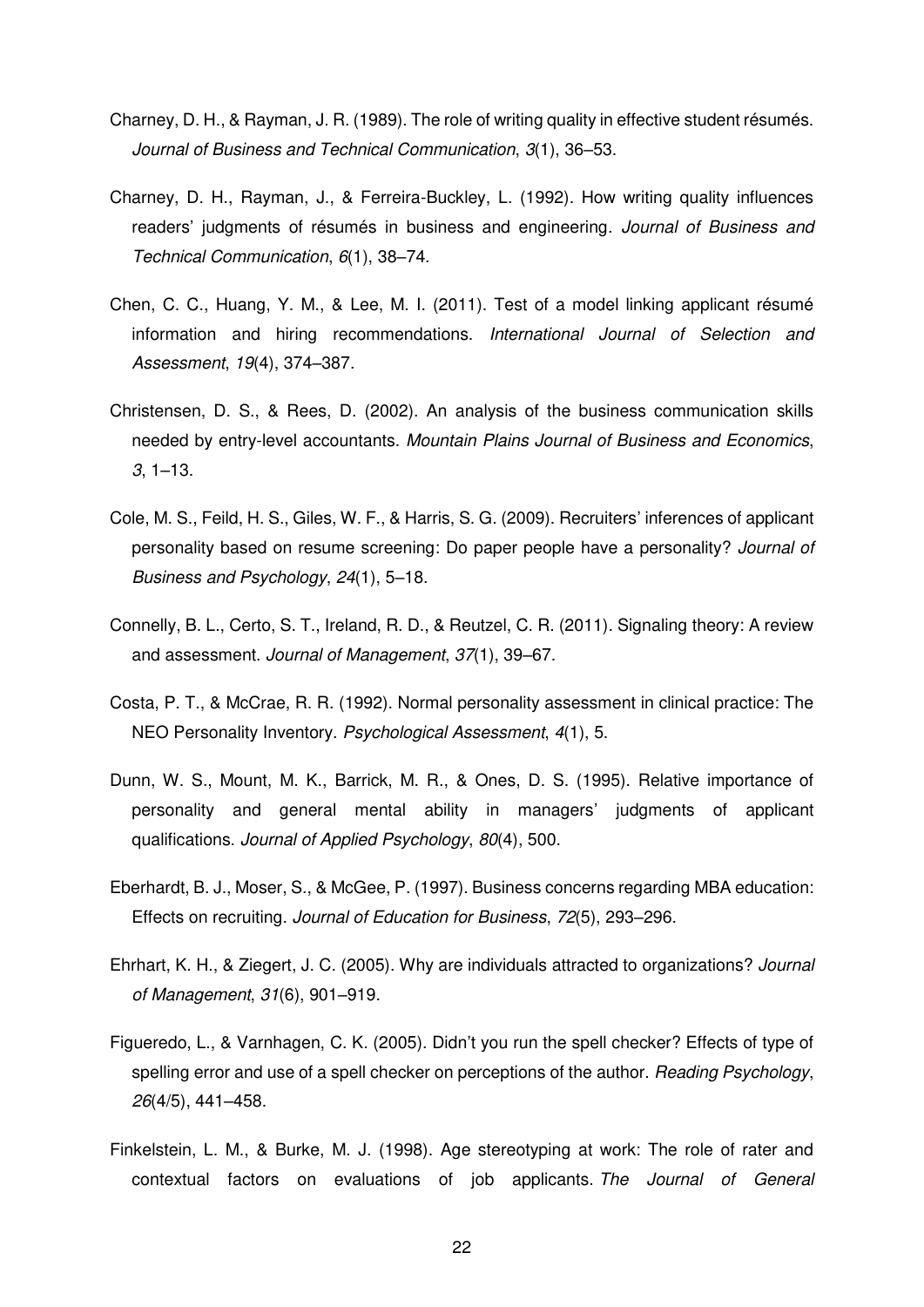Charney, D. H., & Rayman, J. R. (1989). The role of writing quality in effective student résumés. *Journal of Business and Technical Communication*, *3*(1), 36–53.

Charney, D. H., Rayman, J., & Ferreira-Buckley, L. (1992). How writing quality influences readers' judgments of résumés in business and engineering. *Journal of Business and Technical Communication*, *6*(1), 38–74.

Chen, C. C., Huang, Y. M., & Lee, M. I. (2011). Test of a model linking applicant résumé information and hiring recommendations. *International Journal of Selection and Assessment*, *19*(4), 374–387.

Christensen, D. S., & Rees, D. (2002). An analysis of the business communication skills needed by entry-level accountants. *Mountain Plains Journal of Business and Economics*, *3*, 1–13.

Cole, M. S., Feild, H. S., Giles, W. F., & Harris, S. G. (2009). Recruiters' inferences of applicant personality based on resume screening: Do paper people have a personality? *Journal of Business and Psychology*, *24*(1), 5–18.

Connelly, B. L., Certo, S. T., Ireland, R. D., & Reutzel, C. R. (2011). Signaling theory: A review and assessment. *Journal of Management*, *37*(1), 39–67.

Costa, P. T., & McCrae, R. R. (1992). Normal personality assessment in clinical practice: The NEO Personality Inventory. *Psychological Assessment*, *4*(1), 5.

Dunn, W. S., Mount, M. K., Barrick, M. R., & Ones, D. S. (1995). Relative importance of personality and general mental ability in managers' judgments of applicant qualifications. *Journal of Applied Psychology*, *80*(4), 500.

Eberhardt, B. J., Moser, S., & McGee, P. (1997). Business concerns regarding MBA education: Effects on recruiting. *Journal of Education for Business*, *72*(5), 293–296.

Ehrhart, K. H., & Ziegert, J. C. (2005). Why are individuals attracted to organizations? *Journal of Management*, *31*(6), 901–919.

Figueredo, L., & Varnhagen, C. K. (2005). Didn't you run the spell checker? Effects of type of spelling error and use of a spell checker on perceptions of the author. *Reading Psychology*, *26*(4/5), 441–458.

Finkelstein, L. M., & Burke, M. J. (1998). Age stereotyping at work: The role of rater and contextual factors on evaluations of job applicants. *The Journal of General*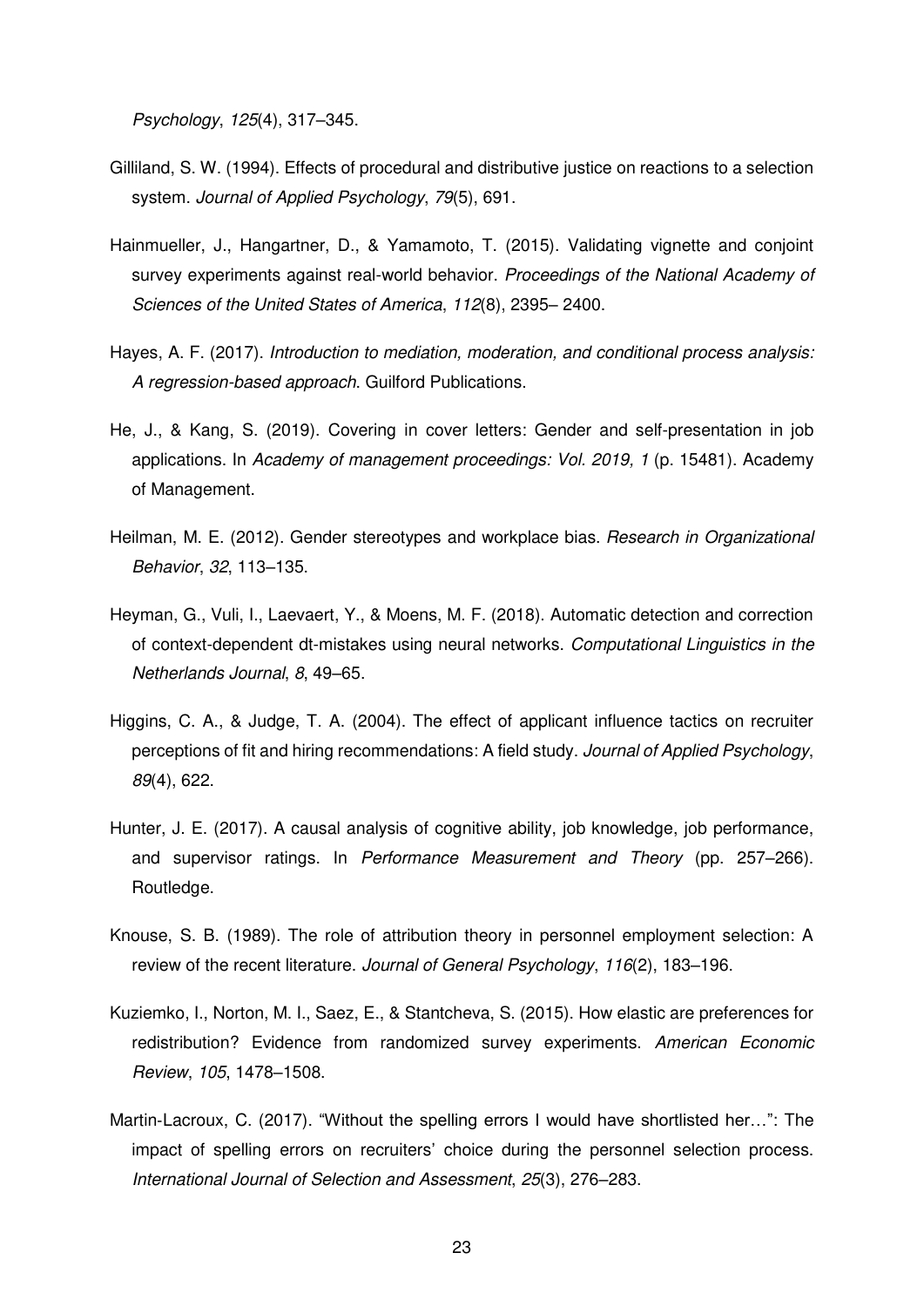*Psychology*, *125*(4), 317–345.

Gilliland, S. W. (1994). Effects of procedural and distributive justice on reactions to a selection system. *Journal of Applied Psychology*, *79*(5), 691.

Hainmueller, J., Hangartner, D., & Yamamoto, T. (2015). Validating vignette and conjoint survey experiments against real-world behavior. *Proceedings of the National Academy of Sciences of the United States of America*, *112*(8), 2395– 2400.

Hayes, A. F. (2017). *Introduction to mediation, moderation, and conditional process analysis: A regression-based approach*. Guilford Publications.

He, J., & Kang, S. (2019). Covering in cover letters: Gender and self-presentation in job applications. In *Academy of management proceedings: Vol. 2019, 1* (p. 15481). Academy of Management.

Heilman, M. E. (2012). Gender stereotypes and workplace bias. *Research in Organizational Behavior*, *32*, 113–135.

Heyman, G., Vuli, I., Laevaert, Y., & Moens, M. F. (2018). Automatic detection and correction of context-dependent dt-mistakes using neural networks. *Computational Linguistics in the Netherlands Journal*, *8*, 49–65.

Higgins, C. A., & Judge, T. A. (2004). The effect of applicant influence tactics on recruiter perceptions of fit and hiring recommendations: A field study. *Journal of Applied Psychology*, *89*(4), 622.

Hunter, J. E. (2017). A causal analysis of cognitive ability, job knowledge, job performance, and supervisor ratings. In *Performance Measurement and Theory* (pp. 257–266). Routledge.

Knouse, S. B. (1989). The role of attribution theory in personnel employment selection: A review of the recent literature. *Journal of General Psychology*, *116*(2), 183–196.

Kuziemko, I., Norton, M. I., Saez, E., & Stantcheva, S. (2015). How elastic are preferences for redistribution? Evidence from randomized survey experiments. *American Economic Review*, *105*, 1478–1508.

Martin-Lacroux, C. (2017). "Without the spelling errors I would have shortlisted her…": The impact of spelling errors on recruiters' choice during the personnel selection process. *International Journal of Selection and Assessment*, *25*(3), 276–283.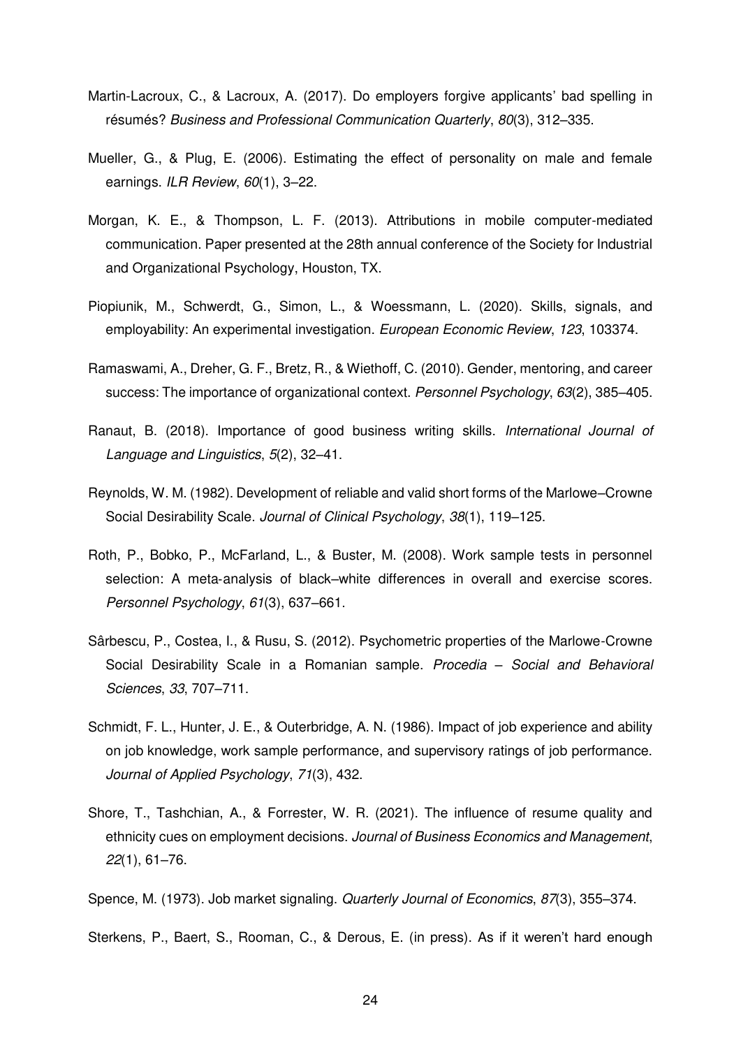Martin-Lacroux, C., & Lacroux, A. (2017). Do employers forgive applicants' bad spelling in résumés? *Business and Professional Communication Quarterly*, *80*(3), 312–335.

Mueller, G., & Plug, E. (2006). Estimating the effect of personality on male and female earnings. *ILR Review*, *60*(1), 3–22.

Morgan, K. E., & Thompson, L. F. (2013). Attributions in mobile computer-mediated communication. Paper presented at the 28th annual conference of the Society for Industrial and Organizational Psychology, Houston, TX.

Piopiunik, M., Schwerdt, G., Simon, L., & Woessmann, L. (2020). Skills, signals, and employability: An experimental investigation. *European Economic Review*, *123*, 103374.

Ramaswami, A., Dreher, G. F., Bretz, R., & Wiethoff, C. (2010). Gender, mentoring, and career success: The importance of organizational context. *Personnel Psychology*, *63*(2), 385–405.

Ranaut, B. (2018). Importance of good business writing skills. *International Journal of Language and Linguistics*, *5*(2), 32–41.

Reynolds, W. M. (1982). Development of reliable and valid short forms of the Marlowe–Crowne Social Desirability Scale. *Journal of Clinical Psychology*, *38*(1), 119–125.

Roth, P., Bobko, P., McFarland, L., & Buster, M. (2008). Work sample tests in personnel selection: A meta-analysis of black–white differences in overall and exercise scores. *Personnel Psychology*, *61*(3), 637–661.

Sârbescu, P., Costea, I., & Rusu, S. (2012). Psychometric properties of the Marlowe-Crowne Social Desirability Scale in a Romanian sample. *Procedia – Social and Behavioral Sciences*, *33*, 707–711.

Schmidt, F. L., Hunter, J. E., & Outerbridge, A. N. (1986). Impact of job experience and ability on job knowledge, work sample performance, and supervisory ratings of job performance. *Journal of Applied Psychology*, *71*(3), 432.

Shore, T., Tashchian, A., & Forrester, W. R. (2021). The influence of resume quality and ethnicity cues on employment decisions. *Journal of Business Economics and Management*, *22*(1), 61–76.

Spence, M. (1973). Job market signaling. *Quarterly Journal of Economics*, *87*(3), 355–374.

Sterkens, P., Baert, S., Rooman, C., & Derous, E. (in press). As if it weren't hard enough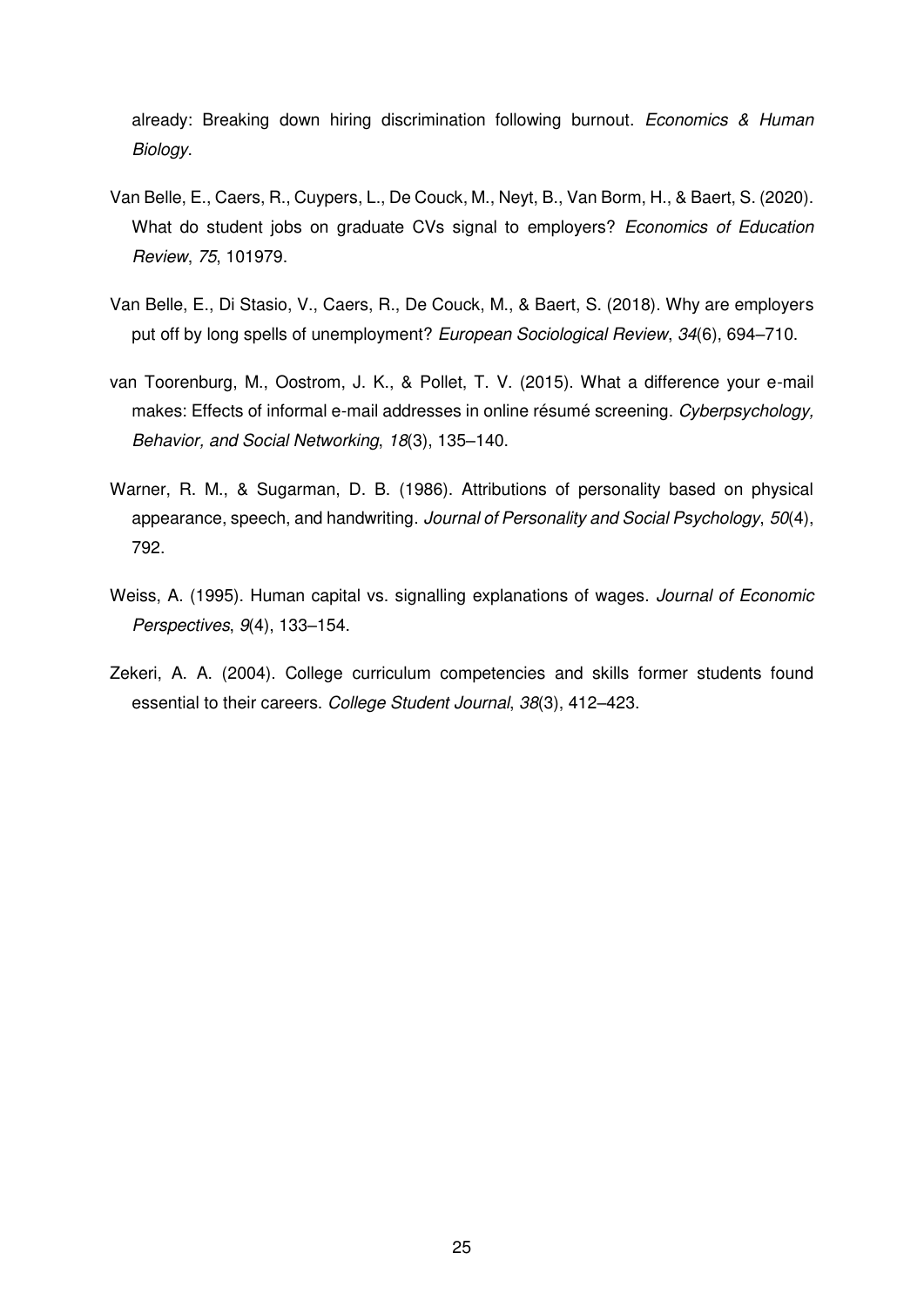already: Breaking down hiring discrimination following burnout. *Economics & Human Biology*.

Van Belle, E., Caers, R., Cuypers, L., De Couck, M., Neyt, B., Van Borm, H., & Baert, S. (2020). What do student jobs on graduate CVs signal to employers? *Economics of Education Review*, *75*, 101979.

Van Belle, E., Di Stasio, V., Caers, R., De Couck, M., & Baert, S. (2018). Why are employers put off by long spells of unemployment? *European Sociological Review*, *34*(6), 694–710.

van Toorenburg, M., Oostrom, J. K., & Pollet, T. V. (2015). What a difference your e-mail makes: Effects of informal e-mail addresses in online résumé screening. *Cyberpsychology, Behavior, and Social Networking*, *18*(3), 135–140.

Warner, R. M., & Sugarman, D. B. (1986). Attributions of personality based on physical appearance, speech, and handwriting. *Journal of Personality and Social Psychology*, *50*(4), 792.

Weiss, A. (1995). Human capital vs. signalling explanations of wages. *Journal of Economic Perspectives*, *9*(4), 133–154.

Zekeri, A. A. (2004). College curriculum competencies and skills former students found essential to their careers. *College Student Journal*, *38*(3), 412–423.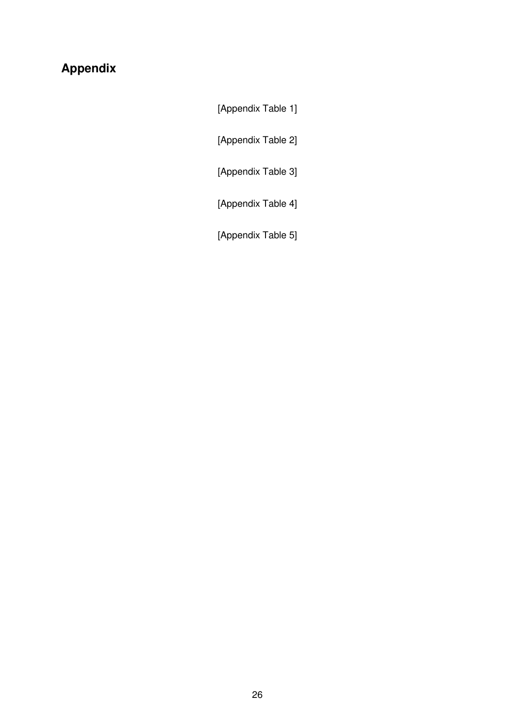## Appendix

[Appendix Table 1]

[Appendix Table 2]

[Appendix Table 3]

[Appendix Table 4]

[Appendix Table 5]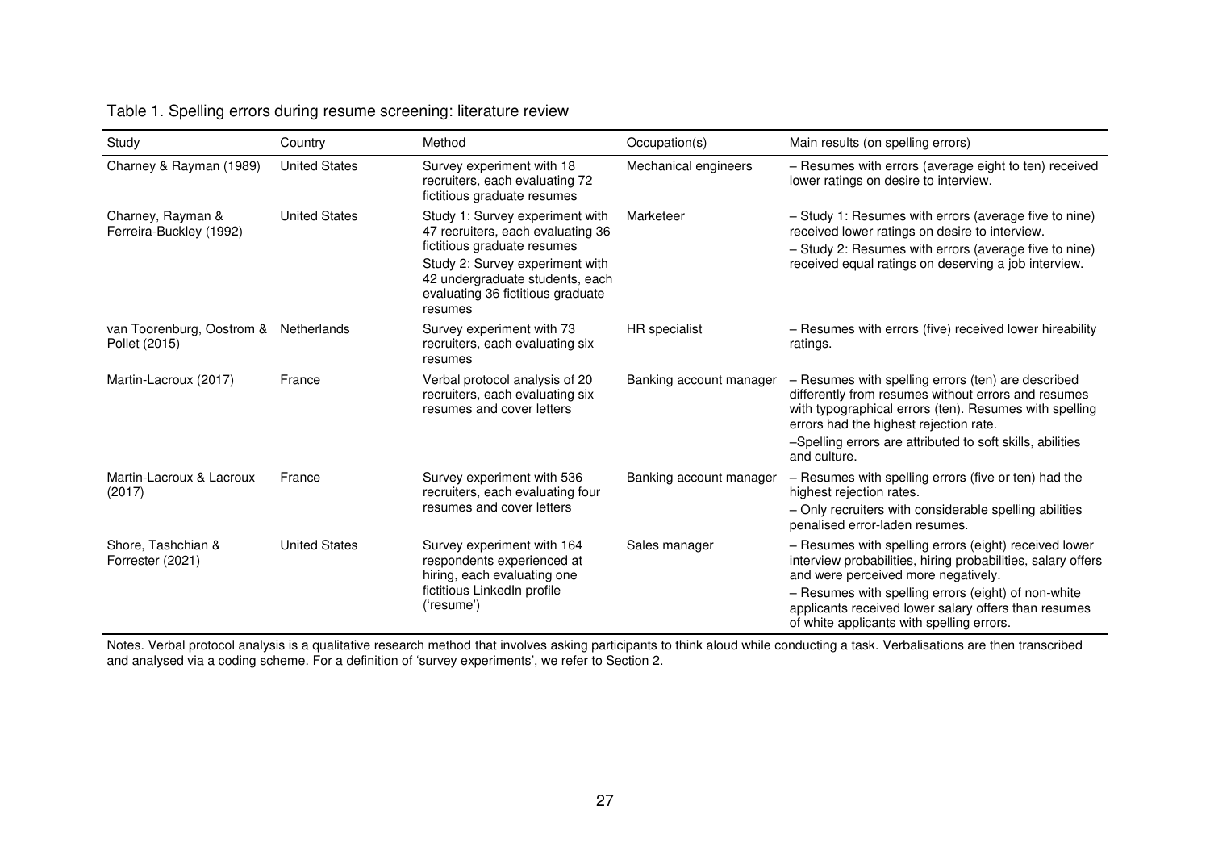Table 1. Spelling errors during resume screening: literature review

| Study | Country | Method | Occupation(s) | Main results (on spelling errors) |
| --- | --- | --- | --- | --- |
| Charney & Rayman (1989) | United States | Survey experiment with 18 recruiters, each evaluating 72 fictitious graduate resumes | Mechanical engineers | – Resumes with errors (average eight to ten) received lower ratings on desire to interview. |
| Charney, Rayman & Ferreira-Buckley (1992) | United States | Study 1: Survey experiment with 47 recruiters, each evaluating 36 fictitious graduate resumes<br>Study 2: Survey experiment with 42 undergraduate students, each evaluating 36 fictitious graduate resumes | Marketeer | – Study 1: Resumes with errors (average five to nine) received lower ratings on desire to interview.<br>– Study 2: Resumes with errors (average five to nine) received equal ratings on deserving a job interview. |
| van Toorenburg, Oostrom & Pollet (2015) | Netherlands | Survey experiment with 73 recruiters, each evaluating six resumes | HR specialist | – Resumes with errors (five) received lower hireability ratings. |
| Martin-Lacroux (2017) | France | Verbal protocol analysis of 20 recruiters, each evaluating six resumes and cover letters | Banking account manager | – Resumes with spelling errors (ten) are described differently from resumes without errors and resumes with typographical errors (ten). Resumes with spelling errors had the highest rejection rate.<br>–Spelling errors are attributed to soft skills, abilities and culture. |
| Martin-Lacroux & Lacroux (2017) | France | Survey experiment with 536 recruiters, each evaluating four resumes and cover letters | Banking account manager | – Resumes with spelling errors (five or ten) had the highest rejection rates.<br>– Only recruiters with considerable spelling abilities penalised error-laden resumes. |
| Shore, Tashchian & Forrester (2021) | United States | Survey experiment with 164 respondents experienced at hiring, each evaluating one fictitious LinkedIn profile ('resume') | Sales manager | – Resumes with spelling errors (eight) received lower interview probabilities, hiring probabilities, salary offers and were perceived more negatively.<br>– Resumes with spelling errors (eight) of non-white applicants received lower salary offers than resumes of white applicants with spelling errors. |

Notes. Verbal protocol analysis is a qualitative research method that involves asking participants to think aloud while conducting a task. Verbalisations are then transcribed and analysed via a coding scheme. For a definition of 'survey experiments', we refer to Section 2.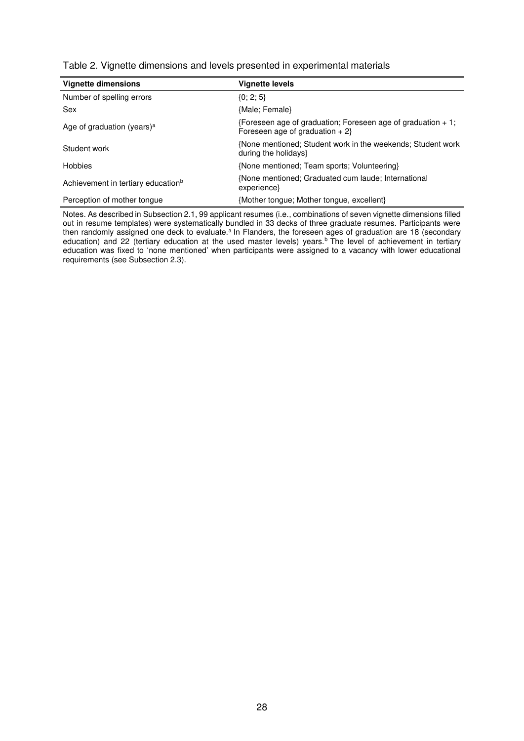Table 2. Vignette dimensions and levels presented in experimental materials

| Vignette dimensions | Vignette levels |
|---|---|
| Number of spelling errors | {0; 2; 5} |
| Sex | {Male; Female} |
| Age of graduation (years)[a] | {Foreseen age of graduation; Foreseen age of graduation + 1; Foreseen age of graduation + 2} |
| Student work | {None mentioned; Student work in the weekends; Student work during the holidays} |
| Hobbies | {None mentioned; Team sports; Volunteering} |
| Achievement in tertiary education[b] | {None mentioned; Graduated cum laude; International experience} |
| Perception of mother tongue | {Mother tongue; Mother tongue, excellent} |

Notes. As described in Subsection 2.1, 99 applicant resumes (i.e., combinations of seven vignette dimensions filled out in resume templates) were systematically bundled in 33 decks of three graduate resumes. Participants were then randomly assigned one deck to evaluate.[a] In Flanders, the foreseen ages of graduation are 18 (secondary education) and 22 (tertiary education at the used master levels) years.[b] The level of achievement in tertiary education was fixed to 'none mentioned' when participants were assigned to a vacancy with lower educational requirements (see Subsection 2.3).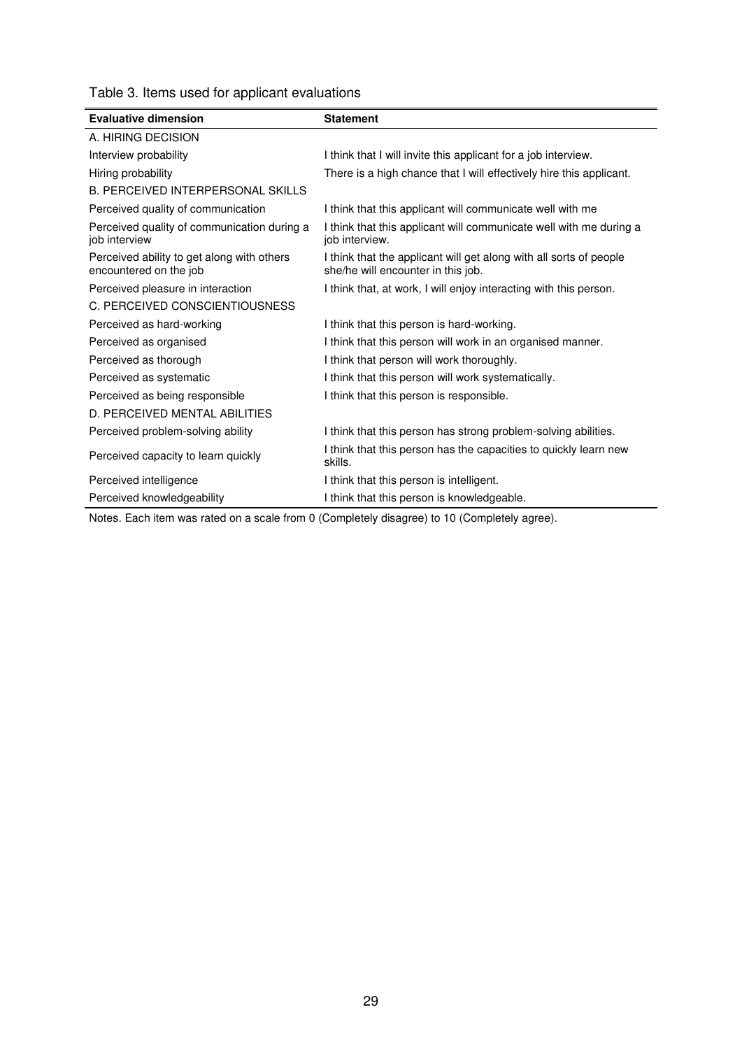Table 3. Items used for applicant evaluations

| Evaluative dimension | Statement |
|---|---|
| A. HIRING DECISION | |
| Interview probability | I think that I will invite this applicant for a job interview. |
| Hiring probability | There is a high chance that I will effectively hire this applicant. |
| B. PERCEIVED INTERPERSONAL SKILLS | |
| Perceived quality of communication | I think that this applicant will communicate well with me |
| Perceived quality of communication during a job interview | I think that this applicant will communicate well with me during a job interview. |
| Perceived ability to get along with others encountered on the job | I think that the applicant will get along with all sorts of people she/he will encounter in this job. |
| Perceived pleasure in interaction | I think that, at work, I will enjoy interacting with this person. |
| C. PERCEIVED CONSCIENTIOUSNESS | |
| Perceived as hard-working | I think that this person is hard-working. |
| Perceived as organised | I think that this person will work in an organised manner. |
| Perceived as thorough | I think that person will work thoroughly. |
| Perceived as systematic | I think that this person will work systematically. |
| Perceived as being responsible | I think that this person is responsible. |
| D. PERCEIVED MENTAL ABILITIES | |
| Perceived problem-solving ability | I think that this person has strong problem-solving abilities. |
| Perceived capacity to learn quickly | I think that this person has the capacities to quickly learn new skills. |
| Perceived intelligence | I think that this person is intelligent. |
| Perceived knowledgeability | I think that this person is knowledgeable. |

Notes. Each item was rated on a scale from 0 (Completely disagree) to 10 (Completely agree).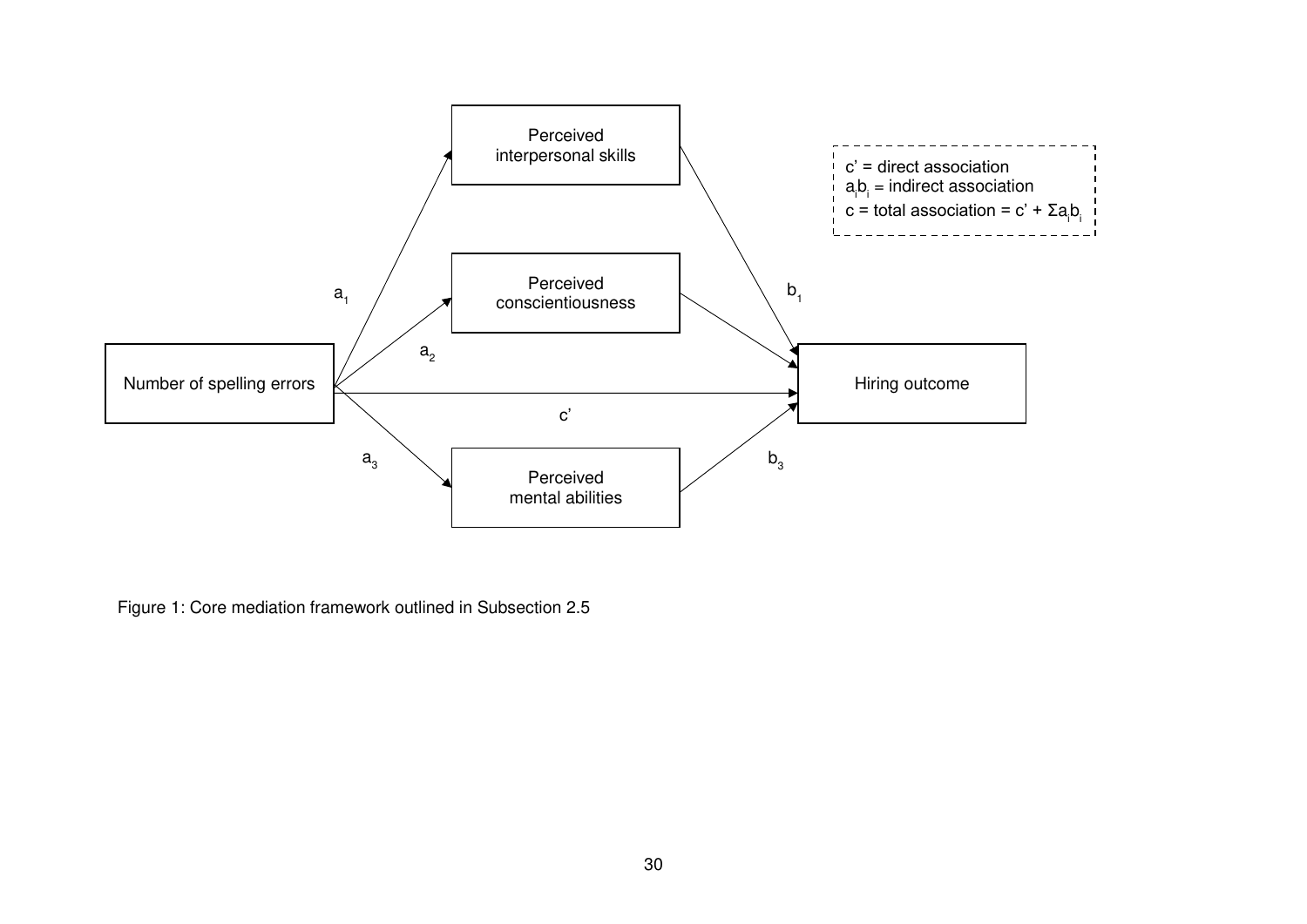Figure 1: Core mediation framework outlined in Subsection 2.5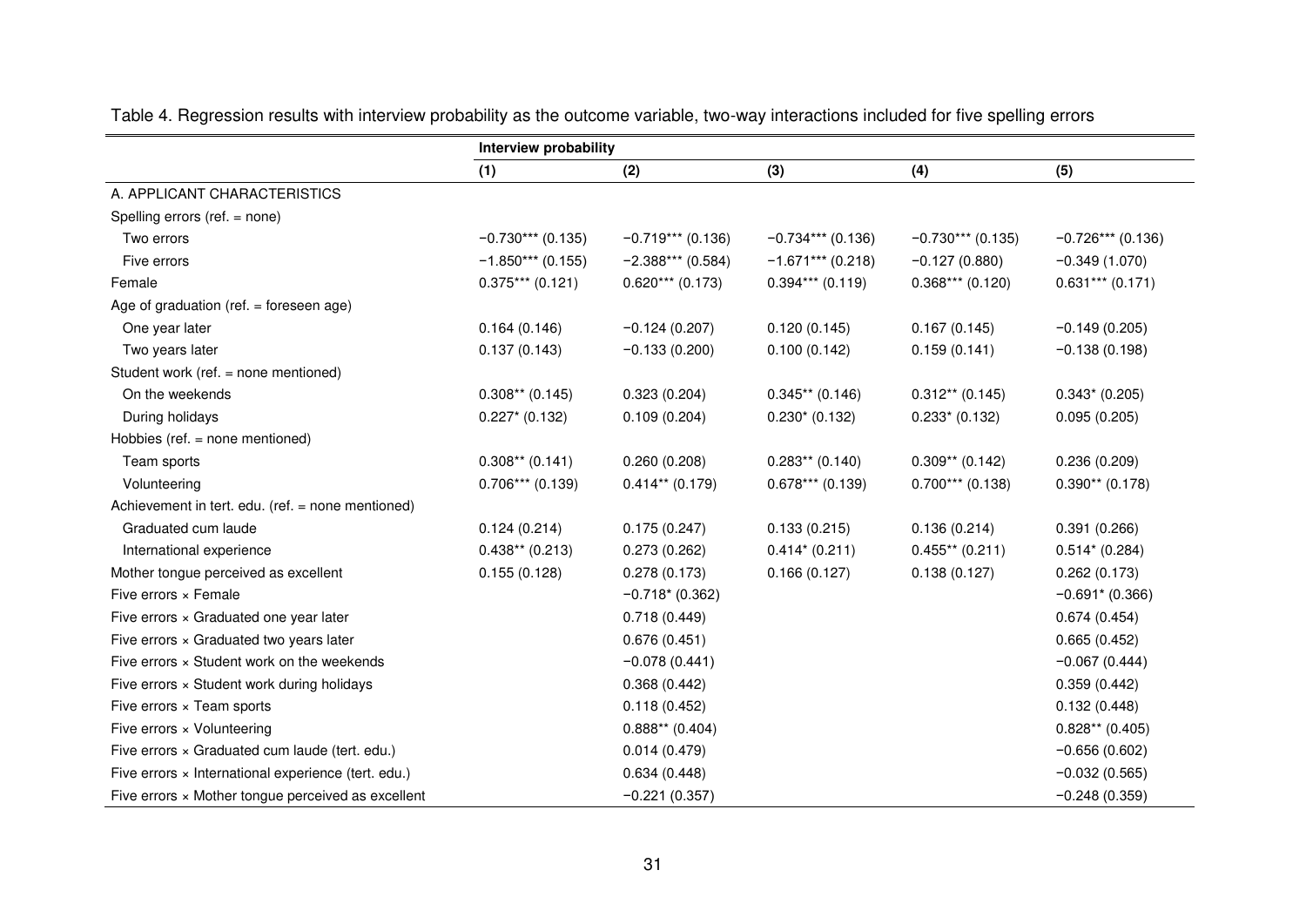Table 4. Regression results with interview probability as the outcome variable, two-way interactions included for five spelling errors

| | Interview probability | | | | |
|---|---|---|---|---|---|
| | (1) | (2) | (3) | (4) | (5) |
| A. APPLICANT CHARACTERISTICS | | | | | |
| Spelling errors (ref. = none) | | | | | |
| Two errors | −0.730*** (0.135) | −0.719*** (0.136) | −0.734*** (0.136) | −0.730*** (0.135) | −0.726*** (0.136) |
| Five errors | −1.850*** (0.155) | −2.388*** (0.584) | −1.671*** (0.218) | −0.127 (0.880) | −0.349 (1.070) |
| Female | 0.375*** (0.121) | 0.620*** (0.173) | 0.394*** (0.119) | 0.368*** (0.120) | 0.631*** (0.171) |
| Age of graduation (ref. = foreseen age) | | | | | |
| One year later | 0.164 (0.146) | −0.124 (0.207) | 0.120 (0.145) | 0.167 (0.145) | −0.149 (0.205) |
| Two years later | 0.137 (0.143) | −0.133 (0.200) | 0.100 (0.142) | 0.159 (0.141) | −0.138 (0.198) |
| Student work (ref. = none mentioned) | | | | | |
| On the weekends | 0.308** (0.145) | 0.323 (0.204) | 0.345** (0.146) | 0.312** (0.145) | 0.343* (0.205) |
| During holidays | 0.227* (0.132) | 0.109 (0.204) | 0.230* (0.132) | 0.233* (0.132) | 0.095 (0.205) |
| Hobbies (ref. = none mentioned) | | | | | |
| Team sports | 0.308** (0.141) | 0.260 (0.208) | 0.283** (0.140) | 0.309** (0.142) | 0.236 (0.209) |
| Volunteering | 0.706*** (0.139) | 0.414** (0.179) | 0.678*** (0.139) | 0.700*** (0.138) | 0.390** (0.178) |
| Achievement in tert. edu. (ref. = none mentioned) | | | | | |
| Graduated cum laude | 0.124 (0.214) | 0.175 (0.247) | 0.133 (0.215) | 0.136 (0.214) | 0.391 (0.266) |
| International experience | 0.438** (0.213) | 0.273 (0.262) | 0.414* (0.211) | 0.455** (0.211) | 0.514* (0.284) |
| Mother tongue perceived as excellent | 0.155 (0.128) | 0.278 (0.173) | 0.166 (0.127) | 0.138 (0.127) | 0.262 (0.173) |
| Five errors × Female | | −0.718* (0.362) | | | −0.691* (0.366) |
| Five errors × Graduated one year later | | 0.718 (0.449) | | | 0.674 (0.454) |
| Five errors × Graduated two years later | | 0.676 (0.451) | | | 0.665 (0.452) |
| Five errors × Student work on the weekends | | −0.078 (0.441) | | | −0.067 (0.444) |
| Five errors × Student work during holidays | | 0.368 (0.442) | | | 0.359 (0.442) |
| Five errors × Team sports | | 0.118 (0.452) | | | 0.132 (0.448) |
| Five errors × Volunteering | | 0.888** (0.404) | | | 0.828** (0.405) |
| Five errors × Graduated cum laude (tert. edu.) | | 0.014 (0.479) | | | −0.656 (0.602) |
| Five errors × International experience (tert. edu.) | | 0.634 (0.448) | | | −0.032 (0.565) |
| Five errors × Mother tongue perceived as excellent | | −0.221 (0.357) | | | −0.248 (0.359) |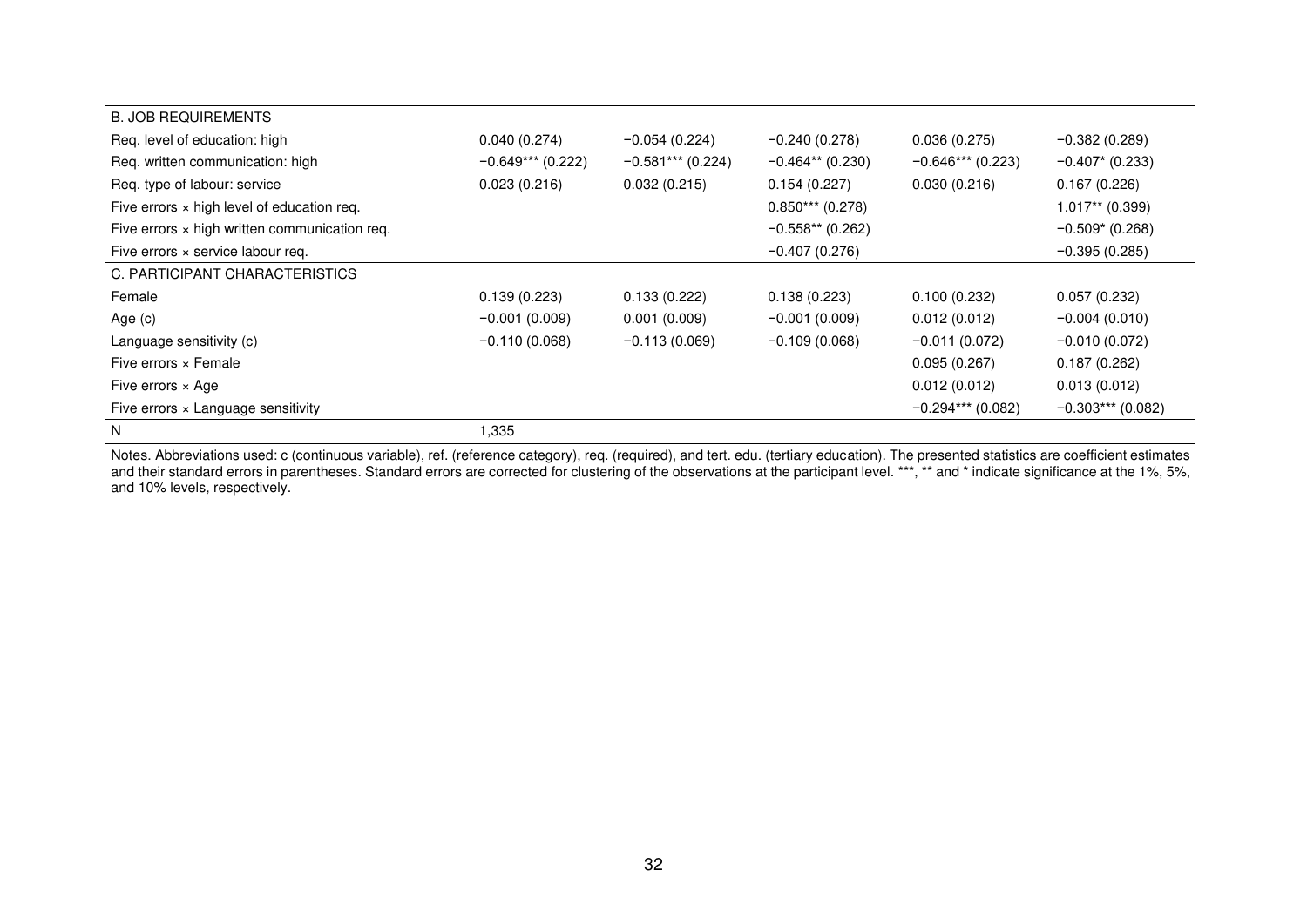| | | | | | |
|---|---|---|---|---|---|
| B. JOB REQUIREMENTS | | | | | |
| Req. level of education: high | 0.040 (0.274) | −0.054 (0.224) | −0.240 (0.278) | 0.036 (0.275) | −0.382 (0.289) |
| Req. written communication: high | −0.649*** (0.222) | −0.581*** (0.224) | −0.464** (0.230) | −0.646*** (0.223) | −0.407* (0.233) |
| Req. type of labour: service | 0.023 (0.216) | 0.032 (0.215) | 0.154 (0.227) | 0.030 (0.216) | 0.167 (0.226) |
| Five errors × high level of education req. | | | 0.850*** (0.278) | | 1.017** (0.399) |
| Five errors × high written communication req. | | | −0.558** (0.262) | | −0.509* (0.268) |
| Five errors × service labour req. | | | −0.407 (0.276) | | −0.395 (0.285) |
| C. PARTICIPANT CHARACTERISTICS | | | | | |
| Female | 0.139 (0.223) | 0.133 (0.222) | 0.138 (0.223) | 0.100 (0.232) | 0.057 (0.232) |
| Age (c) | −0.001 (0.009) | 0.001 (0.009) | −0.001 (0.009) | 0.012 (0.012) | −0.004 (0.010) |
| Language sensitivity (c) | −0.110 (0.068) | −0.113 (0.069) | −0.109 (0.068) | −0.011 (0.072) | −0.010 (0.072) |
| Five errors × Female | | | | 0.095 (0.267) | 0.187 (0.262) |
| Five errors × Age | | | | 0.012 (0.012) | 0.013 (0.012) |
| Five errors × Language sensitivity | | | | −0.294*** (0.082) | −0.303*** (0.082) |
| N | 1,335 | | | | |

Notes. Abbreviations used: c (continuous variable), ref. (reference category), req. (required), and tert. edu. (tertiary education). The presented statistics are coefficient estimates and their standard errors in parentheses. Standard errors are corrected for clustering of the observations at the participant level. ***, ** and * indicate significance at the 1%, 5%, and 10% levels, respectively.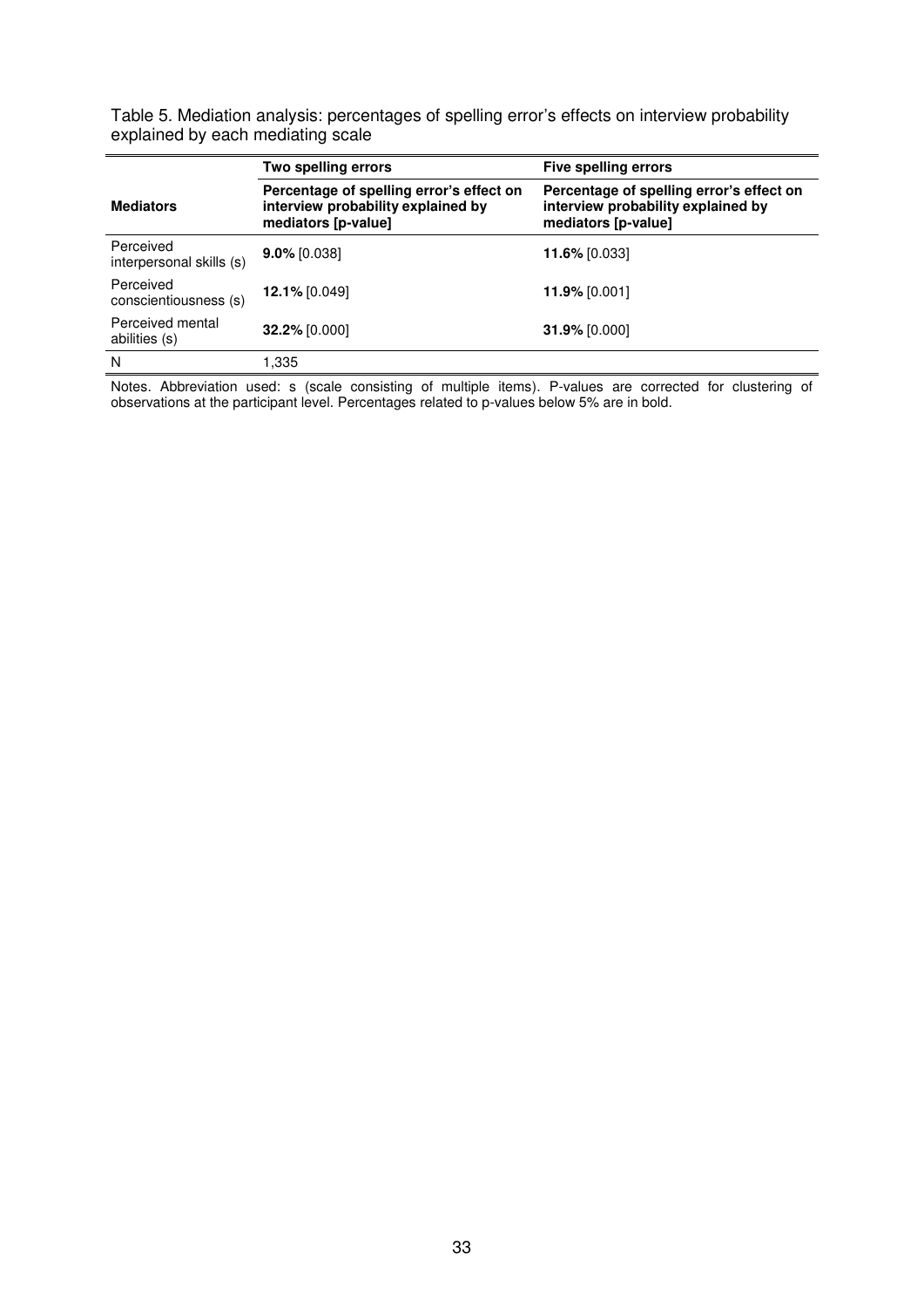Table 5. Mediation analysis: percentages of spelling error's effects on interview probability explained by each mediating scale

| | **Two spelling errors** | **Five spelling errors** |
|---|---|---|
| **Mediators** | **Percentage of spelling error's effect on interview probability explained by mediators [p-value]** | **Percentage of spelling error's effect on interview probability explained by mediators [p-value]** |
| Perceived interpersonal skills (s) | **9.0%** [0.038] | **11.6%** [0.033] |
| Perceived conscientiousness (s) | **12.1%** [0.049] | **11.9%** [0.001] |
| Perceived mental abilities (s) | **32.2%** [0.000] | **31.9%** [0.000] |
| N | 1,335 | |

Notes. Abbreviation used: s (scale consisting of multiple items). P-values are corrected for clustering of observations at the participant level. Percentages related to p-values below 5% are in bold.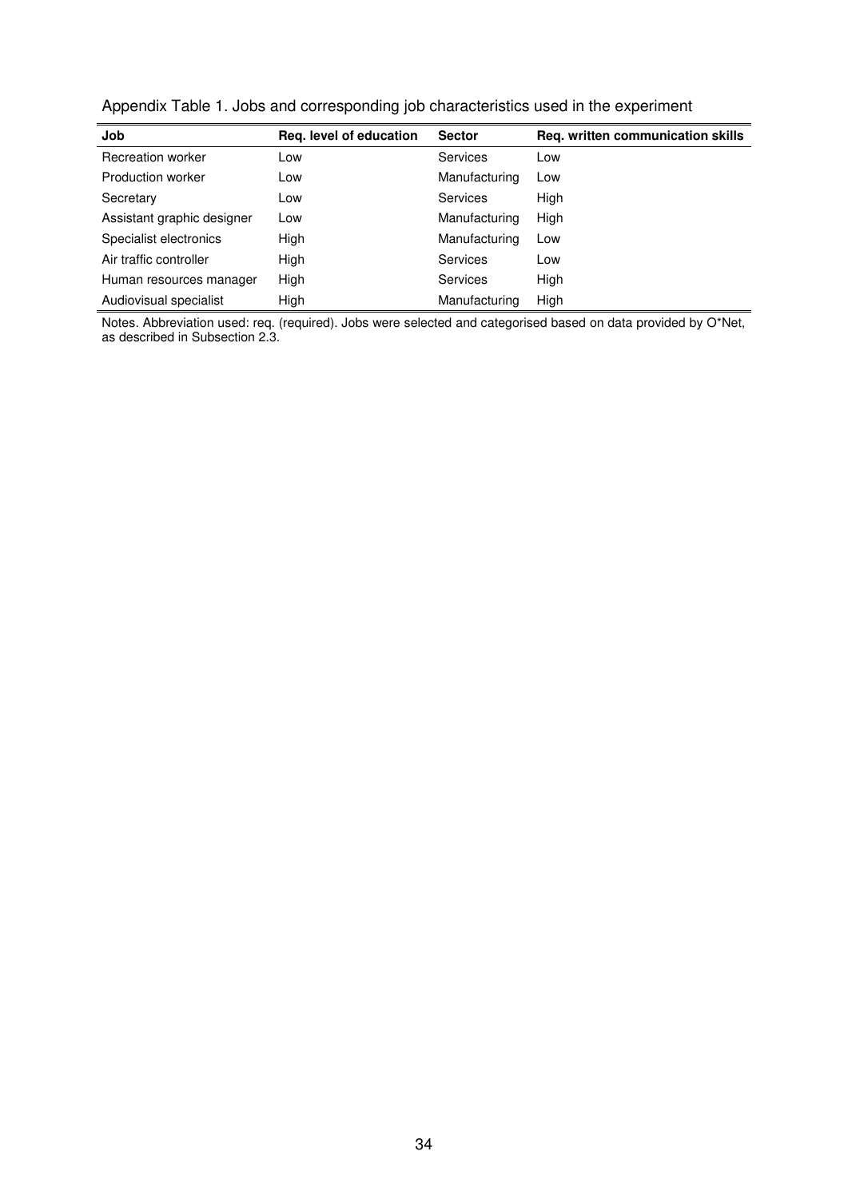Appendix Table 1. Jobs and corresponding job characteristics used in the experiment

| Job | Req. level of education | Sector | Req. written communication skills |
|---|---|---|---|
| Recreation worker | Low | Services | Low |
| Production worker | Low | Manufacturing | Low |
| Secretary | Low | Services | High |
| Assistant graphic designer | Low | Manufacturing | High |
| Specialist electronics | High | Manufacturing | Low |
| Air traffic controller | High | Services | Low |
| Human resources manager | High | Services | High |
| Audiovisual specialist | High | Manufacturing | High |

Notes. Abbreviation used: req. (required). Jobs were selected and categorised based on data provided by O*Net, as described in Subsection 2.3.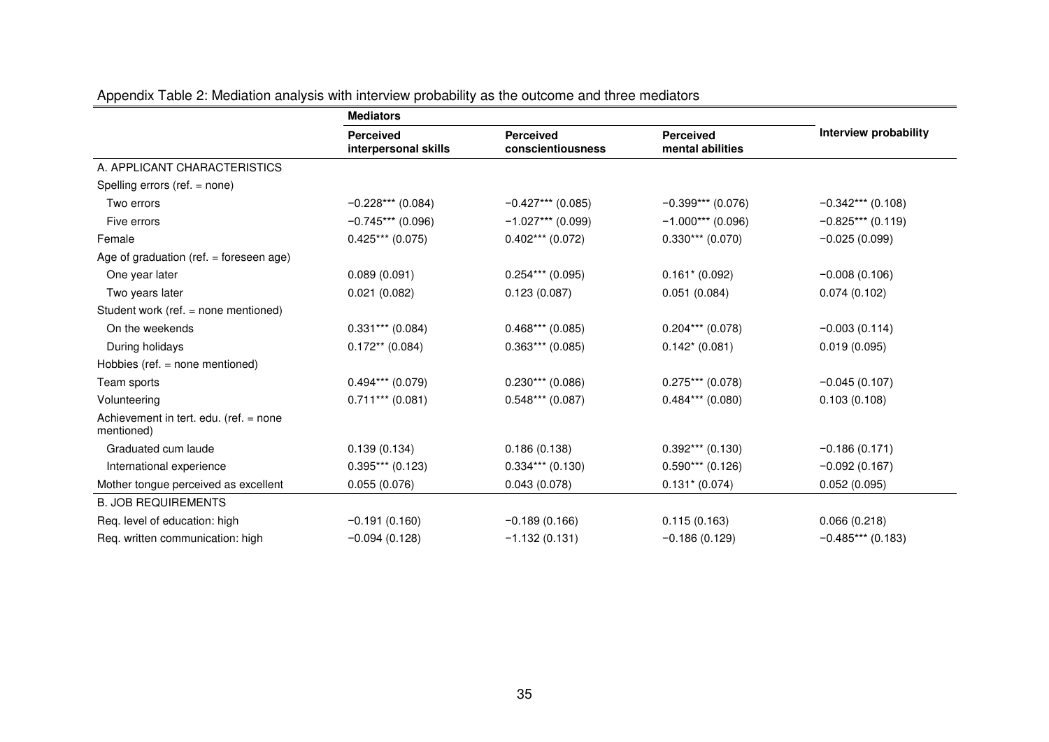Appendix Table 2: Mediation analysis with interview probability as the outcome and three mediators

| | Mediators | | | Interview probability |
|---|---|---|---|---|
| | Perceived interpersonal skills | Perceived conscientiousness | Perceived mental abilities | |
| A. APPLICANT CHARACTERISTICS | | | | |
| Spelling errors (ref. = none) | | | | |
| Two errors | −0.228*** (0.084) | −0.427*** (0.085) | −0.399*** (0.076) | −0.342*** (0.108) |
| Five errors | −0.745*** (0.096) | −1.027*** (0.099) | −1.000*** (0.096) | −0.825*** (0.119) |
| Female | 0.425*** (0.075) | 0.402*** (0.072) | 0.330*** (0.070) | −0.025 (0.099) |
| Age of graduation (ref. = foreseen age) | | | | |
| One year later | 0.089 (0.091) | 0.254*** (0.095) | 0.161* (0.092) | −0.008 (0.106) |
| Two years later | 0.021 (0.082) | 0.123 (0.087) | 0.051 (0.084) | 0.074 (0.102) |
| Student work (ref. = none mentioned) | | | | |
| On the weekends | 0.331*** (0.084) | 0.468*** (0.085) | 0.204*** (0.078) | −0.003 (0.114) |
| During holidays | 0.172** (0.084) | 0.363*** (0.085) | 0.142* (0.081) | 0.019 (0.095) |
| Hobbies (ref. = none mentioned) | | | | |
| Team sports | 0.494*** (0.079) | 0.230*** (0.086) | 0.275*** (0.078) | −0.045 (0.107) |
| Volunteering | 0.711*** (0.081) | 0.548*** (0.087) | 0.484*** (0.080) | 0.103 (0.108) |
| Achievement in tert. edu. (ref. = none mentioned) | | | | |
| Graduated cum laude | 0.139 (0.134) | 0.186 (0.138) | 0.392*** (0.130) | −0.186 (0.171) |
| International experience | 0.395*** (0.123) | 0.334*** (0.130) | 0.590*** (0.126) | −0.092 (0.167) |
| Mother tongue perceived as excellent | 0.055 (0.076) | 0.043 (0.078) | 0.131* (0.074) | 0.052 (0.095) |
| B. JOB REQUIREMENTS | | | | |
| Req. level of education: high | −0.191 (0.160) | −0.189 (0.166) | 0.115 (0.163) | 0.066 (0.218) |
| Req. written communication: high | −0.094 (0.128) | −1.132 (0.131) | −0.186 (0.129) | −0.485*** (0.183) |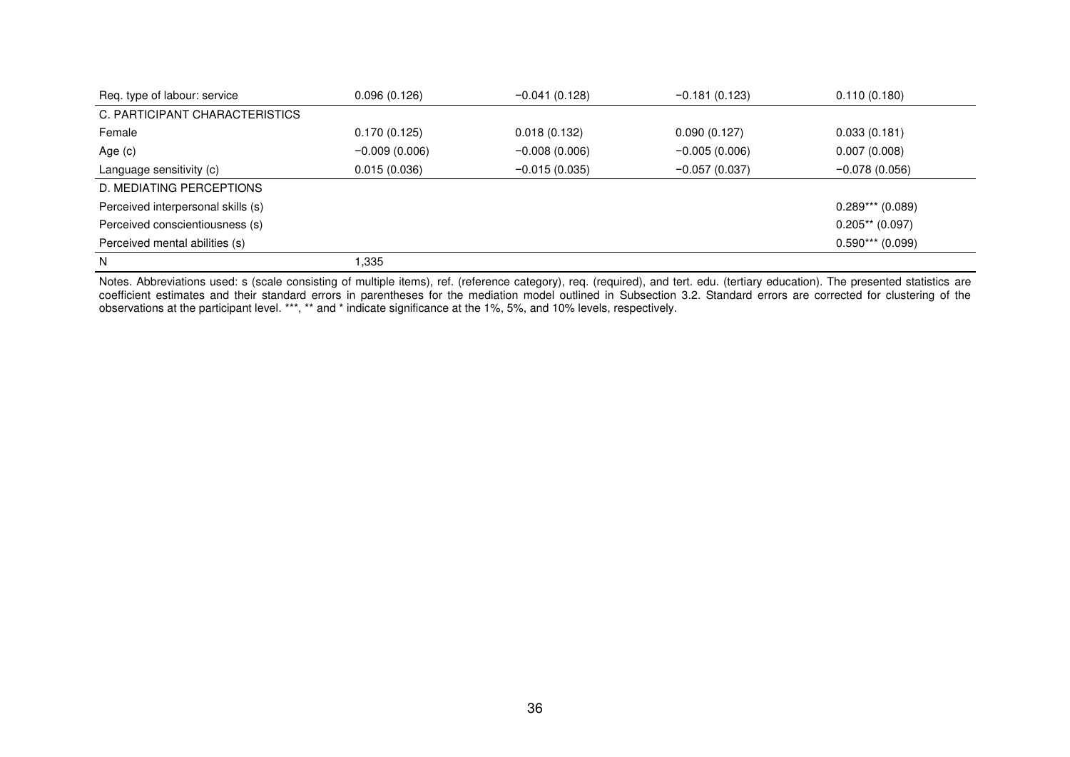| | | | | |
|---|---|---|---|---|
| Req. type of labour: service | 0.096 (0.126) | −0.041 (0.128) | −0.181 (0.123) | 0.110 (0.180) |
| C. PARTICIPANT CHARACTERISTICS | | | | |
| Female | 0.170 (0.125) | 0.018 (0.132) | 0.090 (0.127) | 0.033 (0.181) |
| Age (c) | −0.009 (0.006) | −0.008 (0.006) | −0.005 (0.006) | 0.007 (0.008) |
| Language sensitivity (c) | 0.015 (0.036) | −0.015 (0.035) | −0.057 (0.037) | −0.078 (0.056) |
| D. MEDIATING PERCEPTIONS | | | | |
| Perceived interpersonal skills (s) | | | | 0.289*** (0.089) |
| Perceived conscientiousness (s) | | | | 0.205** (0.097) |
| Perceived mental abilities (s) | | | | 0.590*** (0.099) |
| N | 1,335 | | | |

Notes. Abbreviations used: s (scale consisting of multiple items), ref. (reference category), req. (required), and tert. edu. (tertiary education). The presented statistics are coefficient estimates and their standard errors in parentheses for the mediation model outlined in Subsection 3.2. Standard errors are corrected for clustering of the observations at the participant level. ***, ** and * indicate significance at the 1%, 5%, and 10% levels, respectively.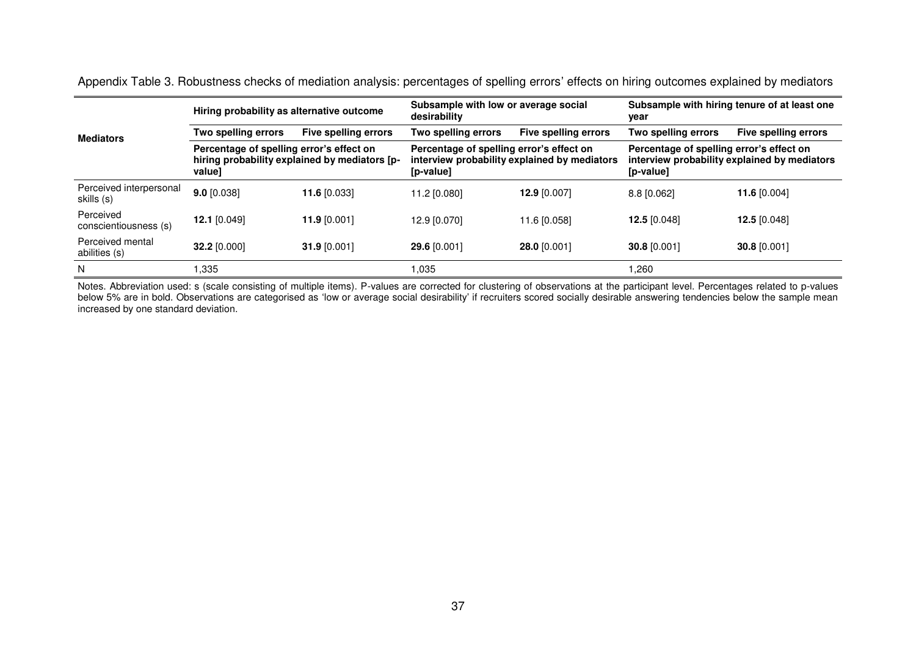Appendix Table 3. Robustness checks of mediation analysis: percentages of spelling errors' effects on hiring outcomes explained by mediators

| Mediators | Hiring probability as alternative outcome | | Subsample with low or average social desirability | | Subsample with hiring tenure of at least one year | |
|---|---|---|---|---|---|---|
| | Two spelling errors | Five spelling errors | Two spelling errors | Five spelling errors | Two spelling errors | Five spelling errors |
| | Percentage of spelling error's effect on hiring probability explained by mediators [p-value] | | Percentage of spelling error's effect on interview probability explained by mediators [p-value] | | Percentage of spelling error's effect on interview probability explained by mediators [p-value] | |
| Perceived interpersonal skills (s) | **9.0** [0.038] | **11.6** [0.033] | 11.2 [0.080] | **12.9** [0.007] | 8.8 [0.062] | **11.6** [0.004] |
| Perceived conscientiousness (s) | **12.1** [0.049] | **11.9** [0.001] | 12.9 [0.070] | 11.6 [0.058] | **12.5** [0.048] | **12.5** [0.048] |
| Perceived mental abilities (s) | **32.2** [0.000] | **31.9** [0.001] | **29.6** [0.001] | **28.0** [0.001] | **30.8** [0.001] | **30.8** [0.001] |
| N | 1,335 | | 1,035 | | 1,260 | |

Notes. Abbreviation used: s (scale consisting of multiple items). P-values are corrected for clustering of observations at the participant level. Percentages related to p-values below 5% are in bold. Observations are categorised as 'low or average social desirability' if recruiters scored socially desirable answering tendencies below the sample mean increased by one standard deviation.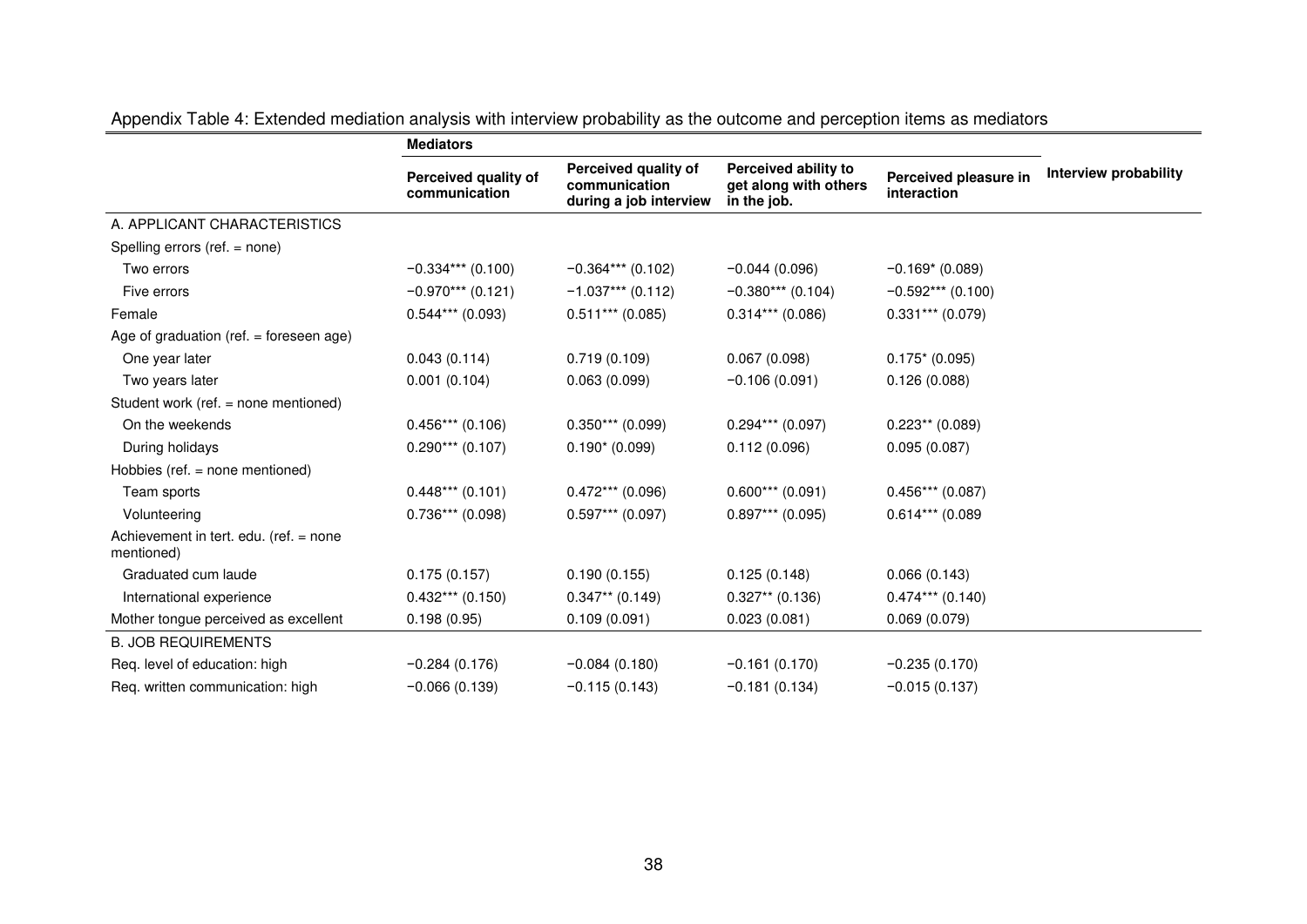Appendix Table 4: Extended mediation analysis with interview probability as the outcome and perception items as mediators

| | Mediators | | | | |
|---|---|---|---|---|---|
| | **Perceived quality of communication** | **Perceived quality of communication during a job interview** | **Perceived ability to get along with others in the job.** | **Perceived pleasure in interaction** | **Interview probability** |
| A. APPLICANT CHARACTERISTICS | | | | | |
| Spelling errors (ref. = none) | | | | | |
| Two errors | −0.334*** (0.100) | −0.364*** (0.102) | −0.044 (0.096) | −0.169* (0.089) | |
| Five errors | −0.970*** (0.121) | −1.037*** (0.112) | −0.380*** (0.104) | −0.592*** (0.100) | |
| Female | 0.544*** (0.093) | 0.511*** (0.085) | 0.314*** (0.086) | 0.331*** (0.079) | |
| Age of graduation (ref. = foreseen age) | | | | | |
| One year later | 0.043 (0.114) | 0.719 (0.109) | 0.067 (0.098) | 0.175* (0.095) | |
| Two years later | 0.001 (0.104) | 0.063 (0.099) | −0.106 (0.091) | 0.126 (0.088) | |
| Student work (ref. = none mentioned) | | | | | |
| On the weekends | 0.456*** (0.106) | 0.350*** (0.099) | 0.294*** (0.097) | 0.223** (0.089) | |
| During holidays | 0.290*** (0.107) | 0.190* (0.099) | 0.112 (0.096) | 0.095 (0.087) | |
| Hobbies (ref. = none mentioned) | | | | | |
| Team sports | 0.448*** (0.101) | 0.472*** (0.096) | 0.600*** (0.091) | 0.456*** (0.087) | |
| Volunteering | 0.736*** (0.098) | 0.597*** (0.097) | 0.897*** (0.095) | 0.614*** (0.089 | |
| Achievement in tert. edu. (ref. = none mentioned) | | | | | |
| Graduated cum laude | 0.175 (0.157) | 0.190 (0.155) | 0.125 (0.148) | 0.066 (0.143) | |
| International experience | 0.432*** (0.150) | 0.347** (0.149) | 0.327** (0.136) | 0.474*** (0.140) | |
| Mother tongue perceived as excellent | 0.198 (0.95) | 0.109 (0.091) | 0.023 (0.081) | 0.069 (0.079) | |
| B. JOB REQUIREMENTS | | | | | |
| Req. level of education: high | −0.284 (0.176) | −0.084 (0.180) | −0.161 (0.170) | −0.235 (0.170) | |
| Req. written communication: high | −0.066 (0.139) | −0.115 (0.143) | −0.181 (0.134) | −0.015 (0.137) | |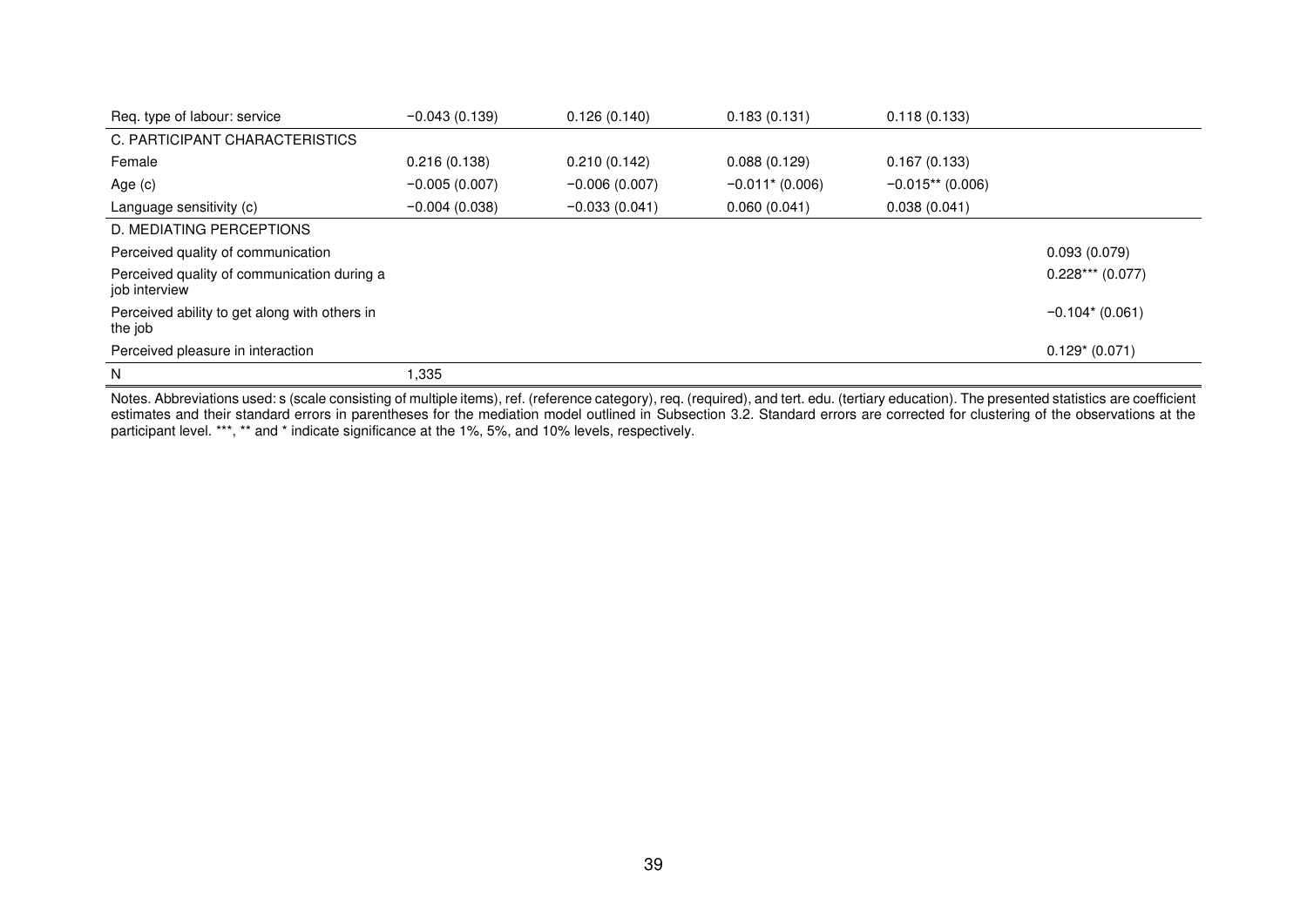| | | | | | |
|---|---|---|---|---|---|
| Req. type of labour: service | −0.043 (0.139) | 0.126 (0.140) | 0.183 (0.131) | 0.118 (0.133) | |
| C. PARTICIPANT CHARACTERISTICS | | | | | |
| Female | 0.216 (0.138) | 0.210 (0.142) | 0.088 (0.129) | 0.167 (0.133) | |
| Age (c) | −0.005 (0.007) | −0.006 (0.007) | −0.011* (0.006) | −0.015** (0.006) | |
| Language sensitivity (c) | −0.004 (0.038) | −0.033 (0.041) | 0.060 (0.041) | 0.038 (0.041) | |
| D. MEDIATING PERCEPTIONS | | | | | |
| Perceived quality of communication | | | | | 0.093 (0.079) |
| Perceived quality of communication during a job interview | | | | | 0.228*** (0.077) |
| Perceived ability to get along with others in the job | | | | | −0.104* (0.061) |
| Perceived pleasure in interaction | | | | | 0.129* (0.071) |
| N | 1,335 | | | | |

Notes. Abbreviations used: s (scale consisting of multiple items), ref. (reference category), req. (required), and tert. edu. (tertiary education). The presented statistics are coefficient estimates and their standard errors in parentheses for the mediation model outlined in Subsection 3.2. Standard errors are corrected for clustering of the observations at the participant level. ***, ** and * indicate significance at the 1%, 5%, and 10% levels, respectively.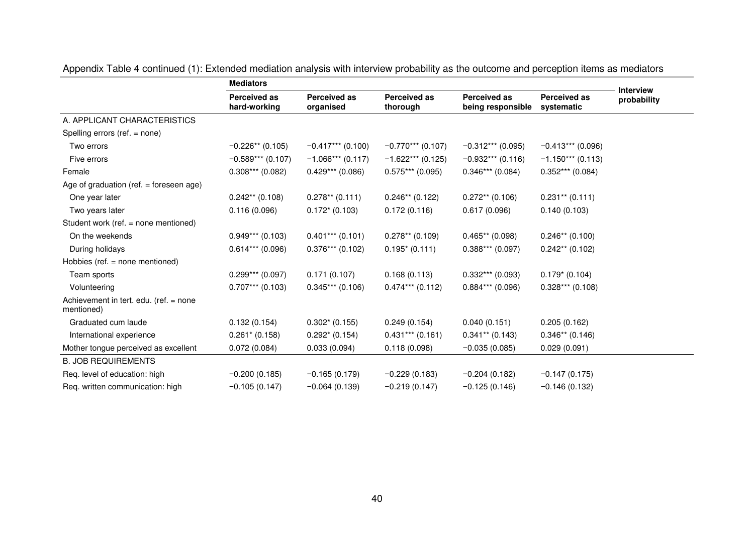Appendix Table 4 continued (1): Extended mediation analysis with interview probability as the outcome and perception items as mediators

| | Mediators | | | | | Interview probability |
|---|---|---|---|---|---|---|
| | Perceived as hard-working | Perceived as organised | Perceived as thorough | Perceived as being responsible | Perceived as systematic | |
| A. APPLICANT CHARACTERISTICS | | | | | | |
| Spelling errors (ref. = none) | | | | | | |
| Two errors | −0.226** (0.105) | −0.417*** (0.100) | −0.770*** (0.107) | −0.312*** (0.095) | −0.413*** (0.096) | |
| Five errors | −0.589*** (0.107) | −1.066*** (0.117) | −1.622*** (0.125) | −0.932*** (0.116) | −1.150*** (0.113) | |
| Female | 0.308*** (0.082) | 0.429*** (0.086) | 0.575*** (0.095) | 0.346*** (0.084) | 0.352*** (0.084) | |
| Age of graduation (ref. = foreseen age) | | | | | | |
| One year later | 0.242** (0.108) | 0.278** (0.111) | 0.246** (0.122) | 0.272** (0.106) | 0.231** (0.111) | |
| Two years later | 0.116 (0.096) | 0.172* (0.103) | 0.172 (0.116) | 0.617 (0.096) | 0.140 (0.103) | |
| Student work (ref. = none mentioned) | | | | | | |
| On the weekends | 0.949*** (0.103) | 0.401*** (0.101) | 0.278** (0.109) | 0.465** (0.098) | 0.246** (0.100) | |
| During holidays | 0.614*** (0.096) | 0.376*** (0.102) | 0.195* (0.111) | 0.388*** (0.097) | 0.242** (0.102) | |
| Hobbies (ref. = none mentioned) | | | | | | |
| Team sports | 0.299*** (0.097) | 0.171 (0.107) | 0.168 (0.113) | 0.332*** (0.093) | 0.179* (0.104) | |
| Volunteering | 0.707*** (0.103) | 0.345*** (0.106) | 0.474*** (0.112) | 0.884*** (0.096) | 0.328*** (0.108) | |
| Achievement in tert. edu. (ref. = none mentioned) | | | | | | |
| Graduated cum laude | 0.132 (0.154) | 0.302* (0.155) | 0.249 (0.154) | 0.040 (0.151) | 0.205 (0.162) | |
| International experience | 0.261* (0.158) | 0.292* (0.154) | 0.431*** (0.161) | 0.341** (0.143) | 0.346** (0.146) | |
| Mother tongue perceived as excellent | 0.072 (0.084) | 0.033 (0.094) | 0.118 (0.098) | −0.035 (0.085) | 0.029 (0.091) | |
| B. JOB REQUIREMENTS | | | | | | |
| Req. level of education: high | −0.200 (0.185) | −0.165 (0.179) | −0.229 (0.183) | −0.204 (0.182) | −0.147 (0.175) | |
| Req. written communication: high | −0.105 (0.147) | −0.064 (0.139) | −0.219 (0.147) | −0.125 (0.146) | −0.146 (0.132) | |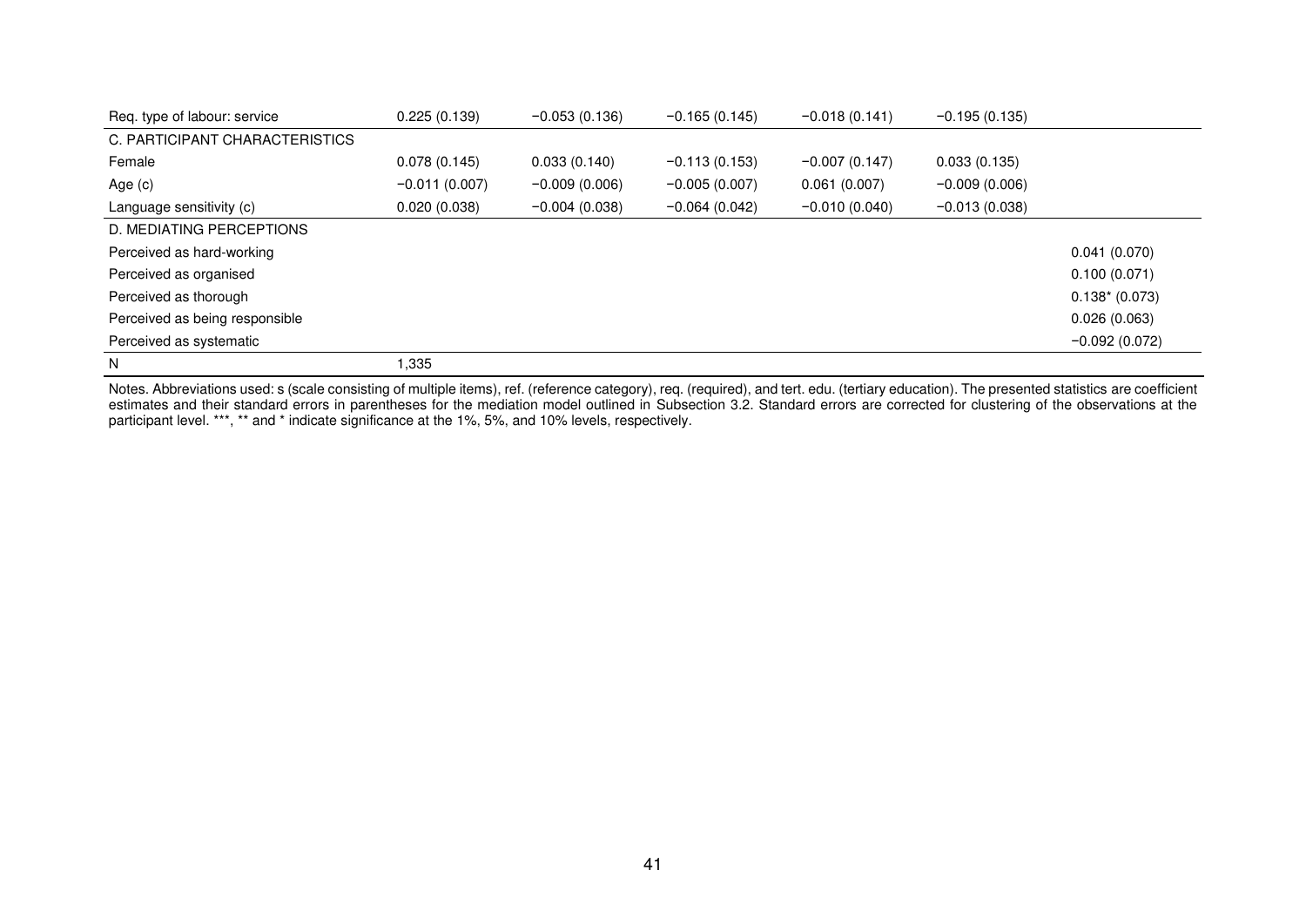| | | | | | | |
|---|---|---|---|---|---|---|
| Req. type of labour: service | 0.225 (0.139) | −0.053 (0.136) | −0.165 (0.145) | −0.018 (0.141) | −0.195 (0.135) | |
| C. PARTICIPANT CHARACTERISTICS | | | | | | |
| Female | 0.078 (0.145) | 0.033 (0.140) | −0.113 (0.153) | −0.007 (0.147) | 0.033 (0.135) | |
| Age (c) | −0.011 (0.007) | −0.009 (0.006) | −0.005 (0.007) | 0.061 (0.007) | −0.009 (0.006) | |
| Language sensitivity (c) | 0.020 (0.038) | −0.004 (0.038) | −0.064 (0.042) | −0.010 (0.040) | −0.013 (0.038) | |
| D. MEDIATING PERCEPTIONS | | | | | | |
| Perceived as hard-working | | | | | | 0.041 (0.070) |
| Perceived as organised | | | | | | 0.100 (0.071) |
| Perceived as thorough | | | | | | 0.138* (0.073) |
| Perceived as being responsible | | | | | | 0.026 (0.063) |
| Perceived as systematic | | | | | | −0.092 (0.072) |
| N | 1,335 | | | | | |

Notes. Abbreviations used: s (scale consisting of multiple items), ref. (reference category), req. (required), and tert. edu. (tertiary education). The presented statistics are coefficient estimates and their standard errors in parentheses for the mediation model outlined in Subsection 3.2. Standard errors are corrected for clustering of the observations at the participant level. ***, ** and * indicate significance at the 1%, 5%, and 10% levels, respectively.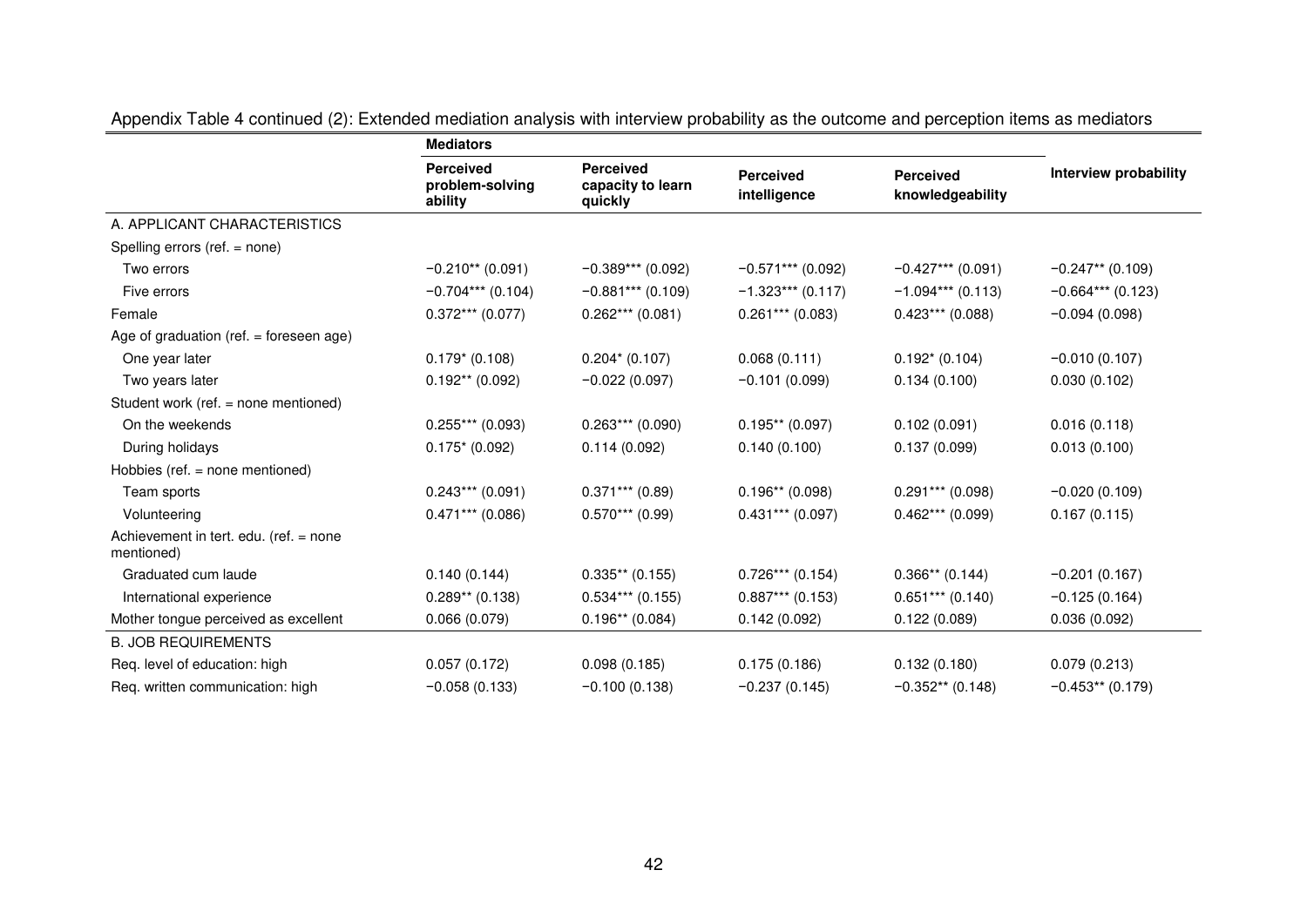Appendix Table 4 continued (2): Extended mediation analysis with interview probability as the outcome and perception items as mediators

| | **Mediators** | | | | |
|---|---|---|---|---|---|
| | **Perceived problem-solving ability** | **Perceived capacity to learn quickly** | **Perceived intelligence** | **Perceived knowledgeability** | **Interview probability** |
| A. APPLICANT CHARACTERISTICS | | | | | |
| Spelling errors (ref. = none) | | | | | |
| Two errors | −0.210** (0.091) | −0.389*** (0.092) | −0.571*** (0.092) | −0.427*** (0.091) | −0.247** (0.109) |
| Five errors | −0.704*** (0.104) | −0.881*** (0.109) | −1.323*** (0.117) | −1.094*** (0.113) | −0.664*** (0.123) |
| Female | 0.372*** (0.077) | 0.262*** (0.081) | 0.261*** (0.083) | 0.423*** (0.088) | −0.094 (0.098) |
| Age of graduation (ref. = foreseen age) | | | | | |
| One year later | 0.179* (0.108) | 0.204* (0.107) | 0.068 (0.111) | 0.192* (0.104) | −0.010 (0.107) |
| Two years later | 0.192** (0.092) | −0.022 (0.097) | −0.101 (0.099) | 0.134 (0.100) | 0.030 (0.102) |
| Student work (ref. = none mentioned) | | | | | |
| On the weekends | 0.255*** (0.093) | 0.263*** (0.090) | 0.195** (0.097) | 0.102 (0.091) | 0.016 (0.118) |
| During holidays | 0.175* (0.092) | 0.114 (0.092) | 0.140 (0.100) | 0.137 (0.099) | 0.013 (0.100) |
| Hobbies (ref. = none mentioned) | | | | | |
| Team sports | 0.243*** (0.091) | 0.371*** (0.89) | 0.196** (0.098) | 0.291*** (0.098) | −0.020 (0.109) |
| Volunteering | 0.471*** (0.086) | 0.570*** (0.99) | 0.431*** (0.097) | 0.462*** (0.099) | 0.167 (0.115) |
| Achievement in tert. edu. (ref. = none mentioned) | | | | | |
| Graduated cum laude | 0.140 (0.144) | 0.335** (0.155) | 0.726*** (0.154) | 0.366** (0.144) | −0.201 (0.167) |
| International experience | 0.289** (0.138) | 0.534*** (0.155) | 0.887*** (0.153) | 0.651*** (0.140) | −0.125 (0.164) |
| Mother tongue perceived as excellent | 0.066 (0.079) | 0.196** (0.084) | 0.142 (0.092) | 0.122 (0.089) | 0.036 (0.092) |
| B. JOB REQUIREMENTS | | | | | |
| Req. level of education: high | 0.057 (0.172) | 0.098 (0.185) | 0.175 (0.186) | 0.132 (0.180) | 0.079 (0.213) |
| Req. written communication: high | −0.058 (0.133) | −0.100 (0.138) | −0.237 (0.145) | −0.352** (0.148) | −0.453** (0.179) |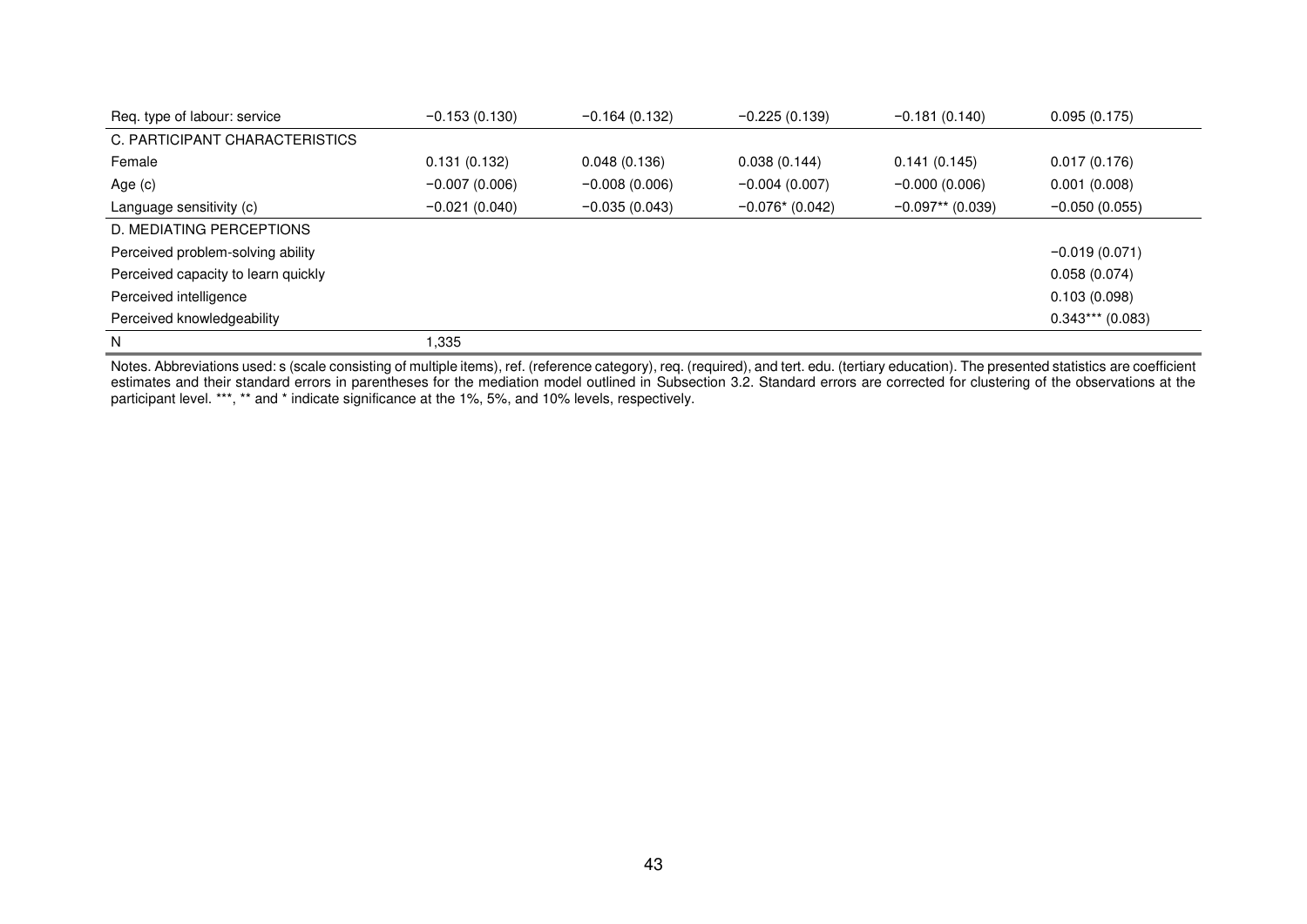| | | | | | |
|---|---|---|---|---|---|
| Req. type of labour: service | −0.153 (0.130) | −0.164 (0.132) | −0.225 (0.139) | −0.181 (0.140) | 0.095 (0.175) |
| C. PARTICIPANT CHARACTERISTICS | | | | | |
| Female | 0.131 (0.132) | 0.048 (0.136) | 0.038 (0.144) | 0.141 (0.145) | 0.017 (0.176) |
| Age (c) | −0.007 (0.006) | −0.008 (0.006) | −0.004 (0.007) | −0.000 (0.006) | 0.001 (0.008) |
| Language sensitivity (c) | −0.021 (0.040) | −0.035 (0.043) | −0.076* (0.042) | −0.097** (0.039) | −0.050 (0.055) |
| D. MEDIATING PERCEPTIONS | | | | | |
| Perceived problem-solving ability | | | | | −0.019 (0.071) |
| Perceived capacity to learn quickly | | | | | 0.058 (0.074) |
| Perceived intelligence | | | | | 0.103 (0.098) |
| Perceived knowledgeability | | | | | 0.343*** (0.083) |
| N | 1,335 | | | | |

Notes. Abbreviations used: s (scale consisting of multiple items), ref. (reference category), req. (required), and tert. edu. (tertiary education). The presented statistics are coefficient estimates and their standard errors in parentheses for the mediation model outlined in Subsection 3.2. Standard errors are corrected for clustering of the observations at the participant level. ***, ** and * indicate significance at the 1%, 5%, and 10% levels, respectively.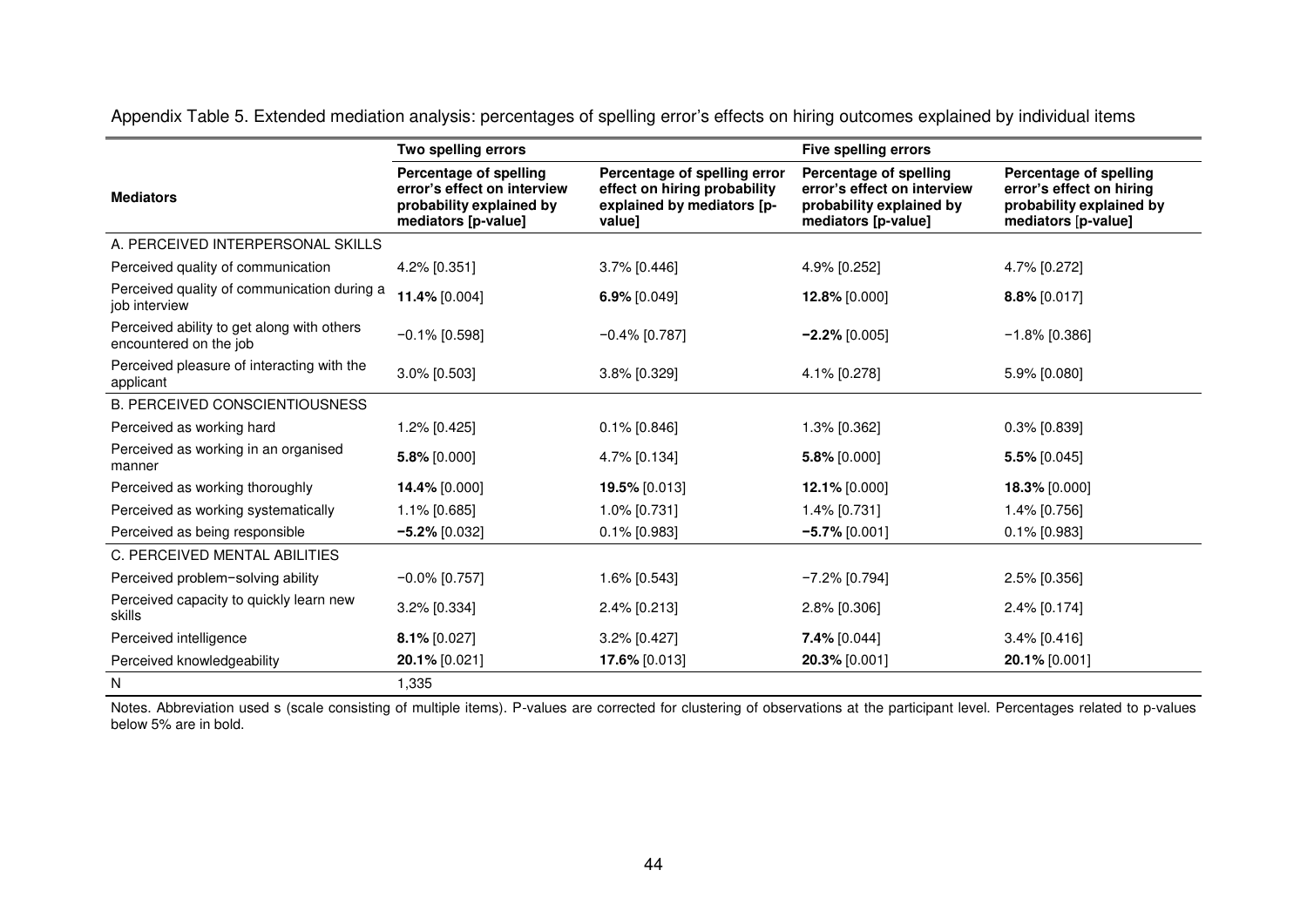Appendix Table 5. Extended mediation analysis: percentages of spelling error's effects on hiring outcomes explained by individual items

| Mediators | Two spelling errors | | Five spelling errors | |
|---|---|---|---|---|
| | Percentage of spelling error's effect on interview probability explained by mediators [p-value] | Percentage of spelling error effect on hiring probability explained by mediators [p-value] | Percentage of spelling error's effect on interview probability explained by mediators [p-value] | Percentage of spelling error's effect on hiring probability explained by mediators [p-value] |
| A. PERCEIVED INTERPERSONAL SKILLS | | | | |
| Perceived quality of communication | 4.2% [0.351] | 3.7% [0.446] | 4.9% [0.252] | 4.7% [0.272] |
| Perceived quality of communication during a job interview | **11.4%** [0.004] | **6.9%** [0.049] | **12.8%** [0.000] | **8.8%** [0.017] |
| Perceived ability to get along with others encountered on the job | −0.1% [0.598] | −0.4% [0.787] | **−2.2%** [0.005] | −1.8% [0.386] |
| Perceived pleasure of interacting with the applicant | 3.0% [0.503] | 3.8% [0.329] | 4.1% [0.278] | 5.9% [0.080] |
| B. PERCEIVED CONSCIENTIOUSNESS | | | | |
| Perceived as working hard | 1.2% [0.425] | 0.1% [0.846] | 1.3% [0.362] | 0.3% [0.839] |
| Perceived as working in an organised manner | **5.8%** [0.000] | 4.7% [0.134] | **5.8%** [0.000] | **5.5%** [0.045] |
| Perceived as working thoroughly | **14.4%** [0.000] | **19.5%** [0.013] | **12.1%** [0.000] | **18.3%** [0.000] |
| Perceived as working systematically | 1.1% [0.685] | 1.0% [0.731] | 1.4% [0.731] | 1.4% [0.756] |
| Perceived as being responsible | **−5.2%** [0.032] | 0.1% [0.983] | **−5.7%** [0.001] | 0.1% [0.983] |
| C. PERCEIVED MENTAL ABILITIES | | | | |
| Perceived problem−solving ability | −0.0% [0.757] | 1.6% [0.543] | −7.2% [0.794] | 2.5% [0.356] |
| Perceived capacity to quickly learn new skills | 3.2% [0.334] | 2.4% [0.213] | 2.8% [0.306] | 2.4% [0.174] |
| Perceived intelligence | **8.1%** [0.027] | 3.2% [0.427] | **7.4%** [0.044] | 3.4% [0.416] |
| Perceived knowledgeability | **20.1%** [0.021] | **17.6%** [0.013] | **20.3%** [0.001] | **20.1%** [0.001] |
| N | 1,335 | | | |

Notes. Abbreviation used s (scale consisting of multiple items). P-values are corrected for clustering of observations at the participant level. Percentages related to p-values below 5% are in bold.